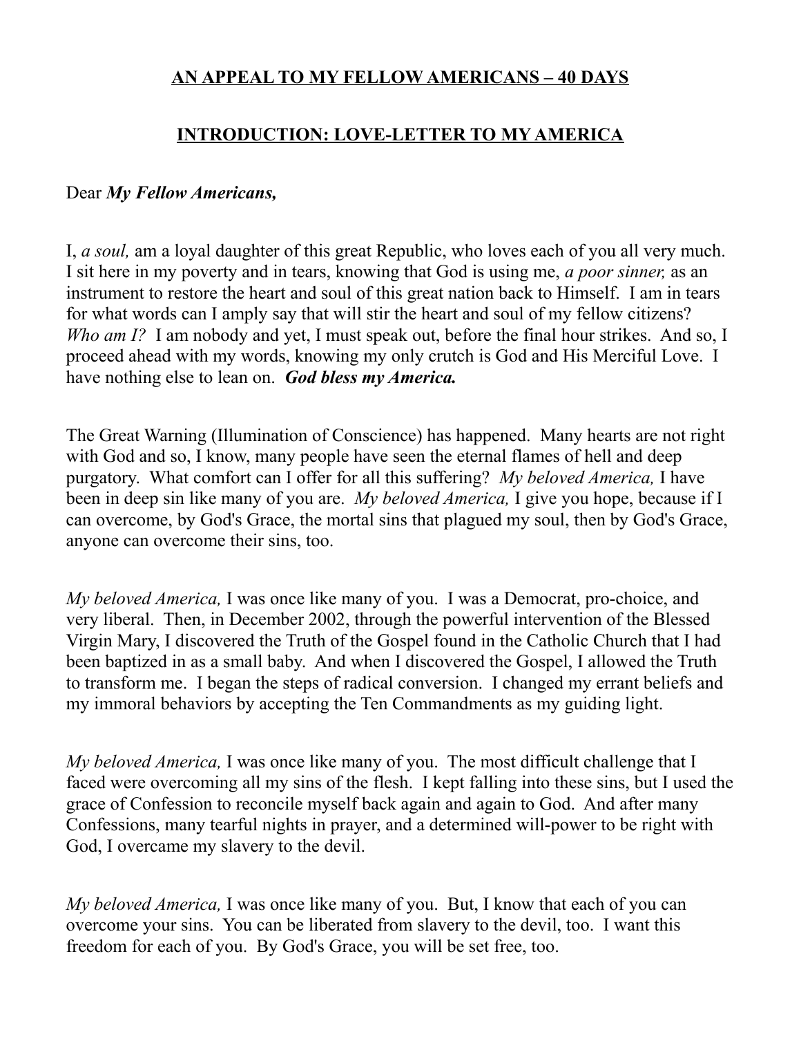## AN APPEAL TO MY FELLOW AMERICANS – 40 DAYS

## INTRODUCTION: LOVE-LETTER TO MY AMERICA

Dear ***My Fellow Americans,***

I, *a soul,* am a loyal daughter of this great Republic, who loves each of you all very much. I sit here in my poverty and in tears, knowing that God is using me, *a poor sinner,* as an instrument to restore the heart and soul of this great nation back to Himself. I am in tears for what words can I amply say that will stir the heart and soul of my fellow citizens? *Who am I?* I am nobody and yet, I must speak out, before the final hour strikes. And so, I proceed ahead with my words, knowing my only crutch is God and His Merciful Love. I have nothing else to lean on. ***God bless my America.***

The Great Warning (Illumination of Conscience) has happened. Many hearts are not right with God and so, I know, many people have seen the eternal flames of hell and deep purgatory. What comfort can I offer for all this suffering? *My beloved America,* I have been in deep sin like many of you are. *My beloved America,* I give you hope, because if I can overcome, by God's Grace, the mortal sins that plagued my soul, then by God's Grace, anyone can overcome their sins, too.

*My beloved America,* I was once like many of you. I was a Democrat, pro-choice, and very liberal. Then, in December 2002, through the powerful intervention of the Blessed Virgin Mary, I discovered the Truth of the Gospel found in the Catholic Church that I had been baptized in as a small baby. And when I discovered the Gospel, I allowed the Truth to transform me. I began the steps of radical conversion. I changed my errant beliefs and my immoral behaviors by accepting the Ten Commandments as my guiding light.

*My beloved America,* I was once like many of you. The most difficult challenge that I faced were overcoming all my sins of the flesh. I kept falling into these sins, but I used the grace of Confession to reconcile myself back again and again to God. And after many Confessions, many tearful nights in prayer, and a determined will-power to be right with God, I overcame my slavery to the devil.

*My beloved America,* I was once like many of you. But, I know that each of you can overcome your sins. You can be liberated from slavery to the devil, too. I want this freedom for each of you. By God's Grace, you will be set free, too.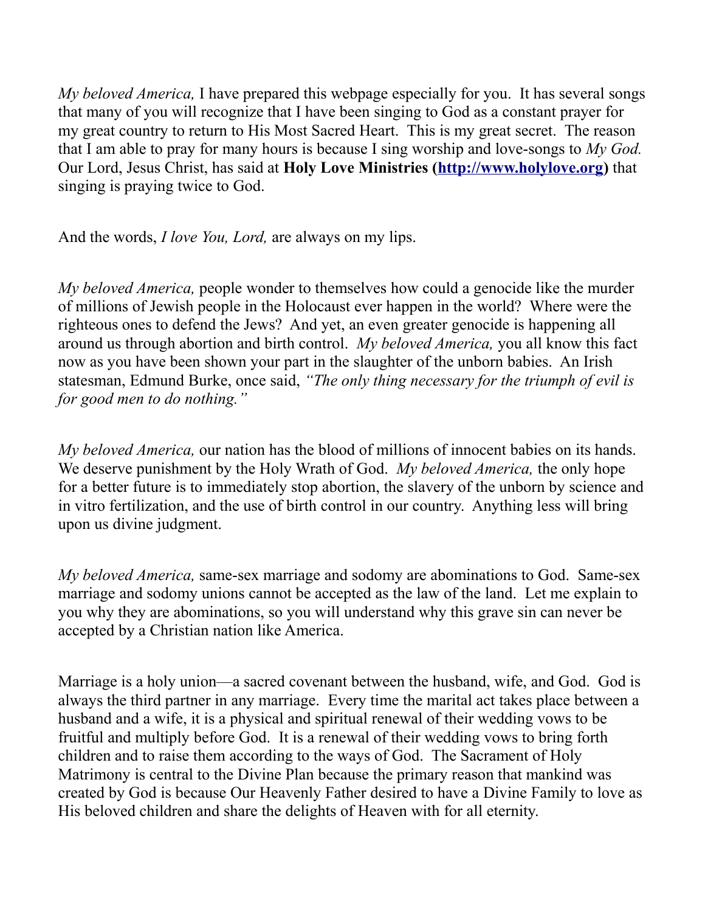*My beloved America,* I have prepared this webpage especially for you. It has several songs that many of you will recognize that I have been singing to God as a constant prayer for my great country to return to His Most Sacred Heart. This is my great secret. The reason that I am able to pray for many hours is because I sing worship and love-songs to *My God.* Our Lord, Jesus Christ, has said at **Holy Love Ministries ([http://www.holylove.org](http://www.holylove.org))** that singing is praying twice to God.

And the words, *I love You, Lord,* are always on my lips.

*My beloved America,* people wonder to themselves how could a genocide like the murder of millions of Jewish people in the Holocaust ever happen in the world? Where were the righteous ones to defend the Jews? And yet, an even greater genocide is happening all around us through abortion and birth control. *My beloved America,* you all know this fact now as you have been shown your part in the slaughter of the unborn babies. An Irish statesman, Edmund Burke, once said, *"The only thing necessary for the triumph of evil is for good men to do nothing."*

*My beloved America,* our nation has the blood of millions of innocent babies on its hands. We deserve punishment by the Holy Wrath of God. *My beloved America,* the only hope for a better future is to immediately stop abortion, the slavery of the unborn by science and in vitro fertilization, and the use of birth control in our country. Anything less will bring upon us divine judgment.

*My beloved America,* same-sex marriage and sodomy are abominations to God. Same-sex marriage and sodomy unions cannot be accepted as the law of the land. Let me explain to you why they are abominations, so you will understand why this grave sin can never be accepted by a Christian nation like America.

Marriage is a holy union—a sacred covenant between the husband, wife, and God. God is always the third partner in any marriage. Every time the marital act takes place between a husband and a wife, it is a physical and spiritual renewal of their wedding vows to be fruitful and multiply before God. It is a renewal of their wedding vows to bring forth children and to raise them according to the ways of God. The Sacrament of Holy Matrimony is central to the Divine Plan because the primary reason that mankind was created by God is because Our Heavenly Father desired to have a Divine Family to love as His beloved children and share the delights of Heaven with for all eternity.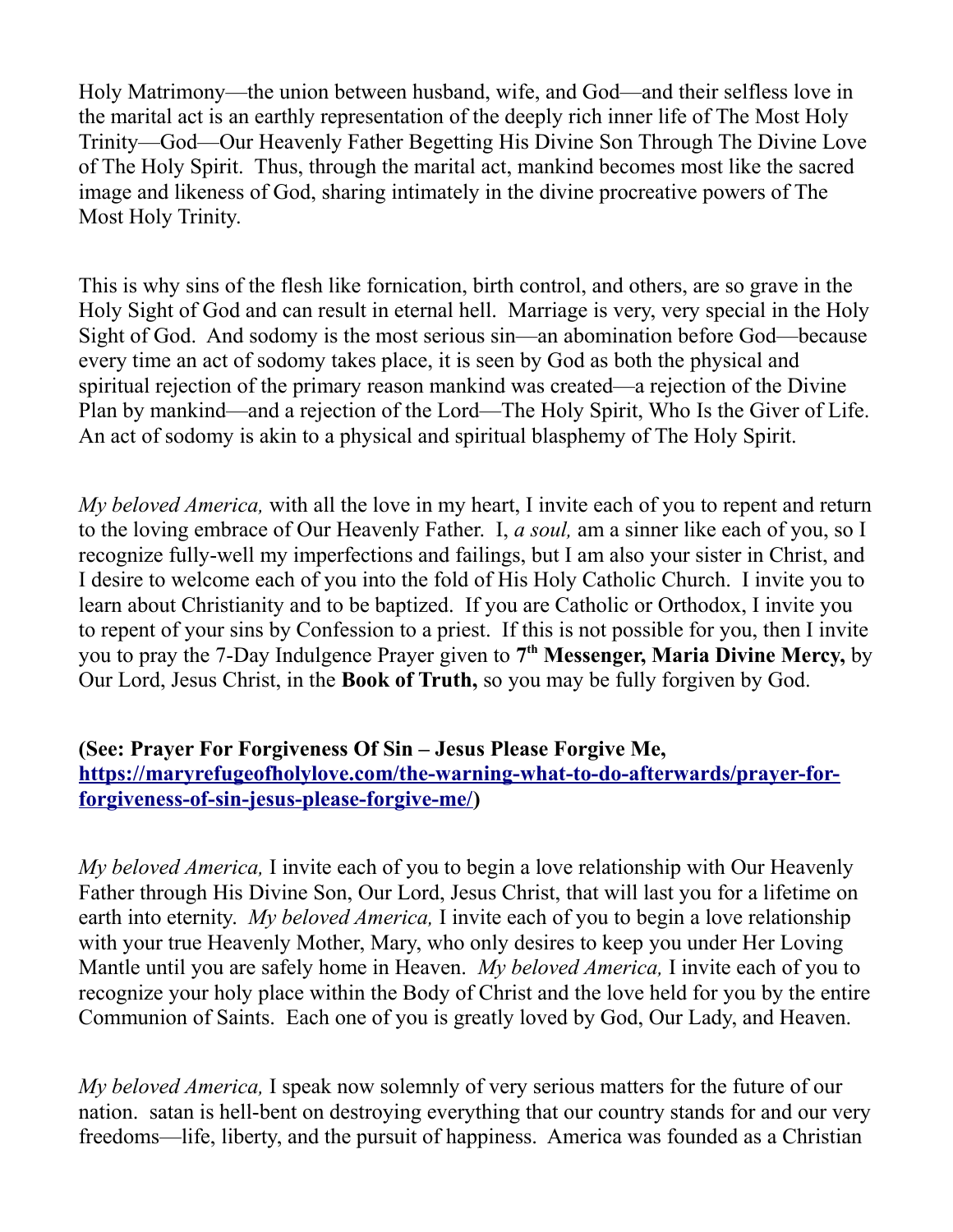Holy Matrimony—the union between husband, wife, and God—and their selfless love in the marital act is an earthly representation of the deeply rich inner life of The Most Holy Trinity—God—Our Heavenly Father Begetting His Divine Son Through The Divine Love of The Holy Spirit. Thus, through the marital act, mankind becomes most like the sacred image and likeness of God, sharing intimately in the divine procreative powers of The Most Holy Trinity.

This is why sins of the flesh like fornication, birth control, and others, are so grave in the Holy Sight of God and can result in eternal hell. Marriage is very, very special in the Holy Sight of God. And sodomy is the most serious sin—an abomination before God—because every time an act of sodomy takes place, it is seen by God as both the physical and spiritual rejection of the primary reason mankind was created—a rejection of the Divine Plan by mankind—and a rejection of the Lord—The Holy Spirit, Who Is the Giver of Life. An act of sodomy is akin to a physical and spiritual blasphemy of The Holy Spirit.

*My beloved America,* with all the love in my heart, I invite each of you to repent and return to the loving embrace of Our Heavenly Father. I, *a soul,* am a sinner like each of you, so I recognize fully-well my imperfections and failings, but I am also your sister in Christ, and I desire to welcome each of you into the fold of His Holy Catholic Church. I invite you to learn about Christianity and to be baptized. If you are Catholic or Orthodox, I invite you to repent of your sins by Confession to a priest. If this is not possible for you, then I invite you to pray the 7-Day Indulgence Prayer given to **7th Messenger, Maria Divine Mercy,** by Our Lord, Jesus Christ, in the **Book of Truth,** so you may be fully forgiven by God.

**(See: Prayer For Forgiveness Of Sin – Jesus Please Forgive Me, [https://maryrefugeofholylove.com/the-warning-what-to-do-afterwards/prayer-for-forgiveness-of-sin-jesus-please-forgive-me/](https://maryrefugeofholylove.com/the-warning-what-to-do-afterwards/prayer-for-forgiveness-of-sin-jesus-please-forgive-me/))**

*My beloved America,* I invite each of you to begin a love relationship with Our Heavenly Father through His Divine Son, Our Lord, Jesus Christ, that will last you for a lifetime on earth into eternity. *My beloved America,* I invite each of you to begin a love relationship with your true Heavenly Mother, Mary, who only desires to keep you under Her Loving Mantle until you are safely home in Heaven. *My beloved America,* I invite each of you to recognize your holy place within the Body of Christ and the love held for you by the entire Communion of Saints. Each one of you is greatly loved by God, Our Lady, and Heaven.

*My beloved America,* I speak now solemnly of very serious matters for the future of our nation. satan is hell-bent on destroying everything that our country stands for and our very freedoms—life, liberty, and the pursuit of happiness. America was founded as a Christian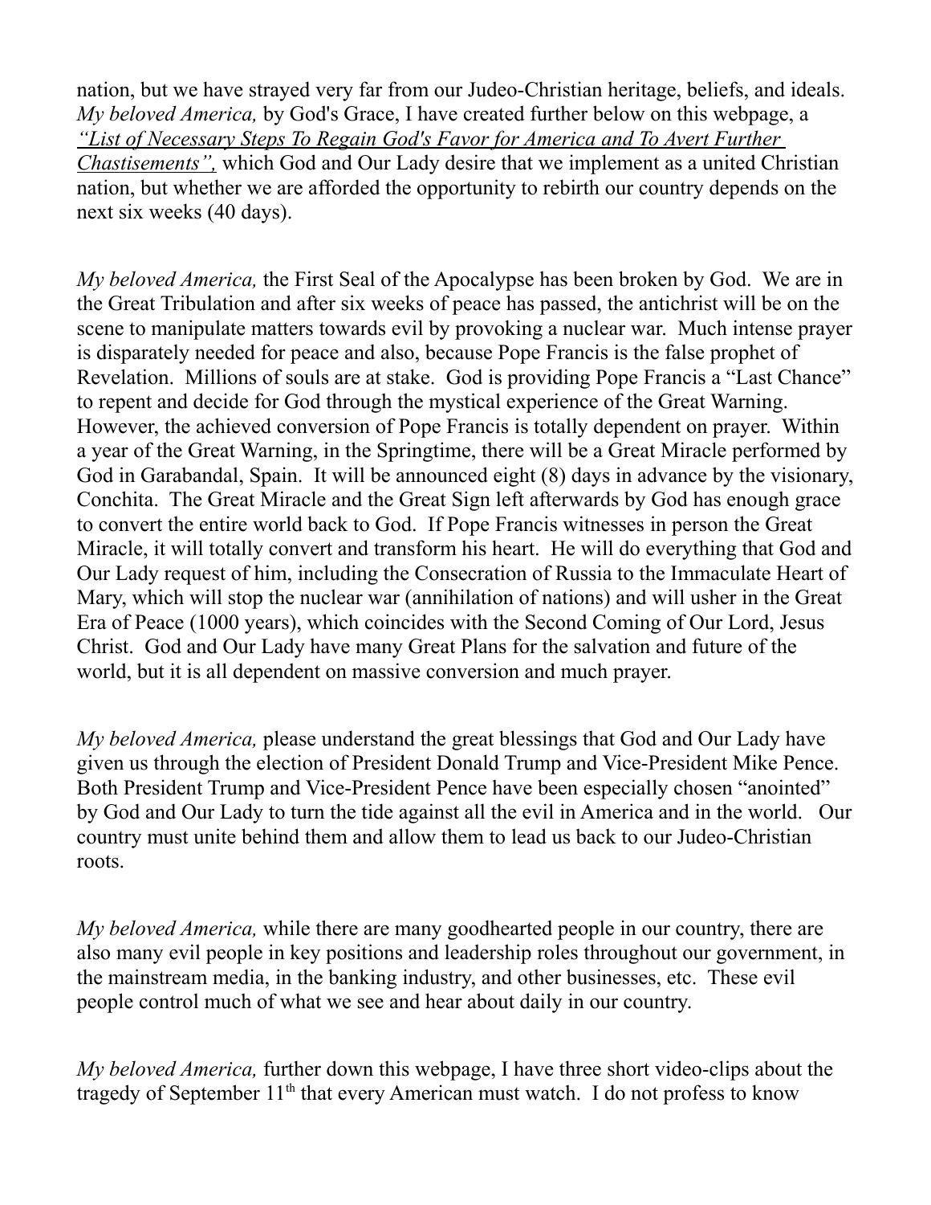nation, but we have strayed very far from our Judeo-Christian heritage, beliefs, and ideals. *My beloved America,* by God's Grace, I have created further below on this webpage, a *"List of Necessary Steps To Regain God's Favor for America and To Avert Further Chastisements",* which God and Our Lady desire that we implement as a united Christian nation, but whether we are afforded the opportunity to rebirth our country depends on the next six weeks (40 days).

*My beloved America,* the First Seal of the Apocalypse has been broken by God. We are in the Great Tribulation and after six weeks of peace has passed, the antichrist will be on the scene to manipulate matters towards evil by provoking a nuclear war. Much intense prayer is disparately needed for peace and also, because Pope Francis is the false prophet of Revelation. Millions of souls are at stake. God is providing Pope Francis a "Last Chance" to repent and decide for God through the mystical experience of the Great Warning. However, the achieved conversion of Pope Francis is totally dependent on prayer. Within a year of the Great Warning, in the Springtime, there will be a Great Miracle performed by God in Garabandal, Spain. It will be announced eight (8) days in advance by the visionary, Conchita. The Great Miracle and the Great Sign left afterwards by God has enough grace to convert the entire world back to God. If Pope Francis witnesses in person the Great Miracle, it will totally convert and transform his heart. He will do everything that God and Our Lady request of him, including the Consecration of Russia to the Immaculate Heart of Mary, which will stop the nuclear war (annihilation of nations) and will usher in the Great Era of Peace (1000 years), which coincides with the Second Coming of Our Lord, Jesus Christ. God and Our Lady have many Great Plans for the salvation and future of the world, but it is all dependent on massive conversion and much prayer.

*My beloved America,* please understand the great blessings that God and Our Lady have given us through the election of President Donald Trump and Vice-President Mike Pence. Both President Trump and Vice-President Pence have been especially chosen "anointed" by God and Our Lady to turn the tide against all the evil in America and in the world. Our country must unite behind them and allow them to lead us back to our Judeo-Christian roots.

*My beloved America,* while there are many goodhearted people in our country, there are also many evil people in key positions and leadership roles throughout our government, in the mainstream media, in the banking industry, and other businesses, etc. These evil people control much of what we see and hear about daily in our country.

*My beloved America,* further down this webpage, I have three short video-clips about the tragedy of September 11th that every American must watch. I do not profess to know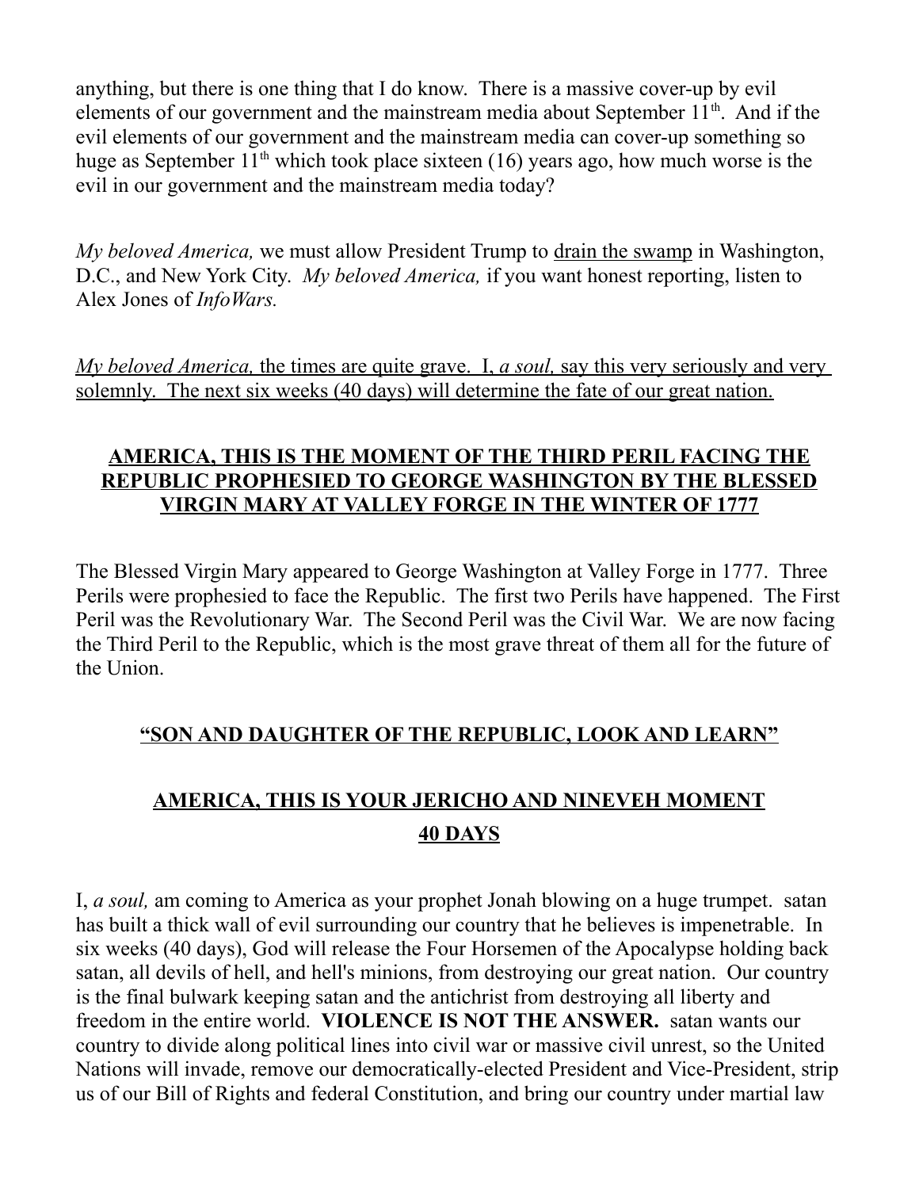anything, but there is one thing that I do know. There is a massive cover-up by evil elements of our government and the mainstream media about September 11th. And if the evil elements of our government and the mainstream media can cover-up something so huge as September 11th which took place sixteen (16) years ago, how much worse is the evil in our government and the mainstream media today?

*My beloved America,* we must allow President Trump to <u>drain the swamp</u> in Washington, D.C., and New York City. *My beloved America,* if you want honest reporting, listen to Alex Jones of *InfoWars.*

<u>*My beloved America,* the times are quite grave. I, *a soul,* say this very seriously and very solemnly. The next six weeks (40 days) will determine the fate of our great nation.</u>

## <u>AMERICA, THIS IS THE MOMENT OF THE THIRD PERIL FACING THE REPUBLIC PROPHESIED TO GEORGE WASHINGTON BY THE BLESSED VIRGIN MARY AT VALLEY FORGE IN THE WINTER OF 1777</u>

The Blessed Virgin Mary appeared to George Washington at Valley Forge in 1777. Three Perils were prophesied to face the Republic. The first two Perils have happened. The First Peril was the Revolutionary War. The Second Peril was the Civil War. We are now facing the Third Peril to the Republic, which is the most grave threat of them all for the future of the Union.

## <u>"SON AND DAUGHTER OF THE REPUBLIC, LOOK AND LEARN"</u>

## <u>AMERICA, THIS IS YOUR JERICHO AND NINEVEH MOMENT</u>

## <u>40 DAYS</u>

I, *a soul,* am coming to America as your prophet Jonah blowing on a huge trumpet. satan has built a thick wall of evil surrounding our country that he believes is impenetrable. In six weeks (40 days), God will release the Four Horsemen of the Apocalypse holding back satan, all devils of hell, and hell's minions, from destroying our great nation. Our country is the final bulwark keeping satan and the antichrist from destroying all liberty and freedom in the entire world. **VIOLENCE IS NOT THE ANSWER.** satan wants our country to divide along political lines into civil war or massive civil unrest, so the United Nations will invade, remove our democratically-elected President and Vice-President, strip us of our Bill of Rights and federal Constitution, and bring our country under martial law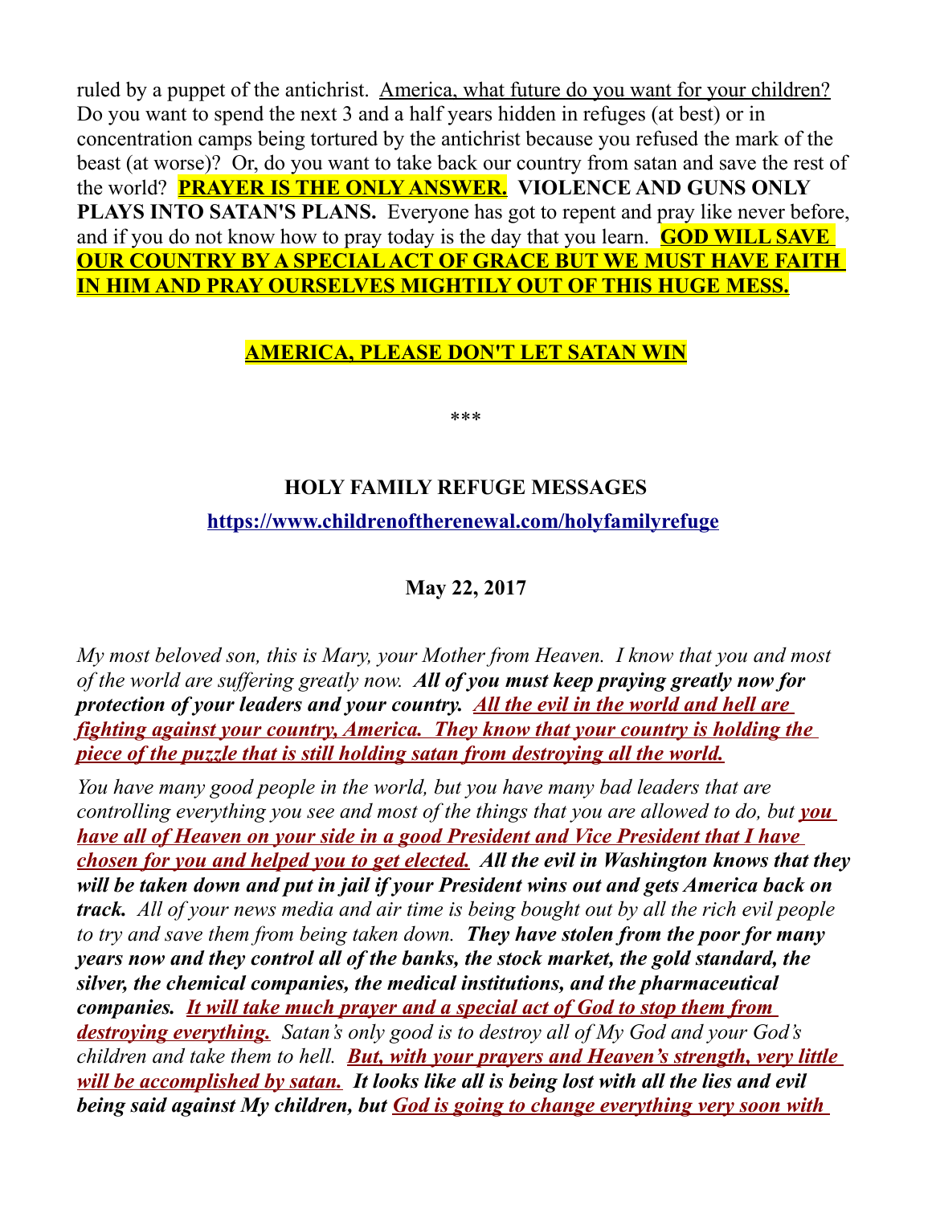ruled by a puppet of the antichrist. America, what future do you want for your children? Do you want to spend the next 3 and a half years hidden in refuges (at best) or in concentration camps being tortured by the antichrist because you refused the mark of the beast (at worse)? Or, do you want to take back our country from satan and save the rest of the world? **PRAYER IS THE ONLY ANSWER.** **VIOLENCE AND GUNS ONLY PLAYS INTO SATAN'S PLANS.** Everyone has got to repent and pray like never before, and if you do not know how to pray today is the day that you learn. **GOD WILL SAVE OUR COUNTRY BY A SPECIAL ACT OF GRACE BUT WE MUST HAVE FAITH IN HIM AND PRAY OURSELVES MIGHTILY OUT OF THIS HUGE MESS.**

**AMERICA, PLEASE DON'T LET SATAN WIN**

***

## HOLY FAMILY REFUGE MESSAGES

**https://www.childrenoftherenewal.com/holyfamilyrefuge**

### May 22, 2017

*My most beloved son, this is Mary, your Mother from Heaven. I know that you and most of the world are suffering greatly now.* ***All of you must keep praying greatly now for protection of your leaders and your country.*** ***All the evil in the world and hell are fighting against your country, America. They know that your country is holding the piece of the puzzle that is still holding satan from destroying all the world.***

*You have many good people in the world, but you have many bad leaders that are controlling everything you see and most of the things that you are allowed to do, but* ***you have all of Heaven on your side in a good President and Vice President that I have chosen for you and helped you to get elected.*** ***All the evil in Washington knows that they will be taken down and put in jail if your President wins out and gets America back on track.*** *All of your news media and air time is being bought out by all the rich evil people to try and save them from being taken down.* ***They have stolen from the poor for many years now and they control all of the banks, the stock market, the gold standard, the silver, the chemical companies, the medical institutions, and the pharmaceutical companies.*** ***It will take much prayer and a special act of God to stop them from destroying everything.*** *Satan's only good is to destroy all of My God and your God's children and take them to hell.* ***But, with your prayers and Heaven's strength, very little will be accomplished by satan.*** ***It looks like all is being lost with all the lies and evil being said against My children, but*** ***God is going to change everything very soon with***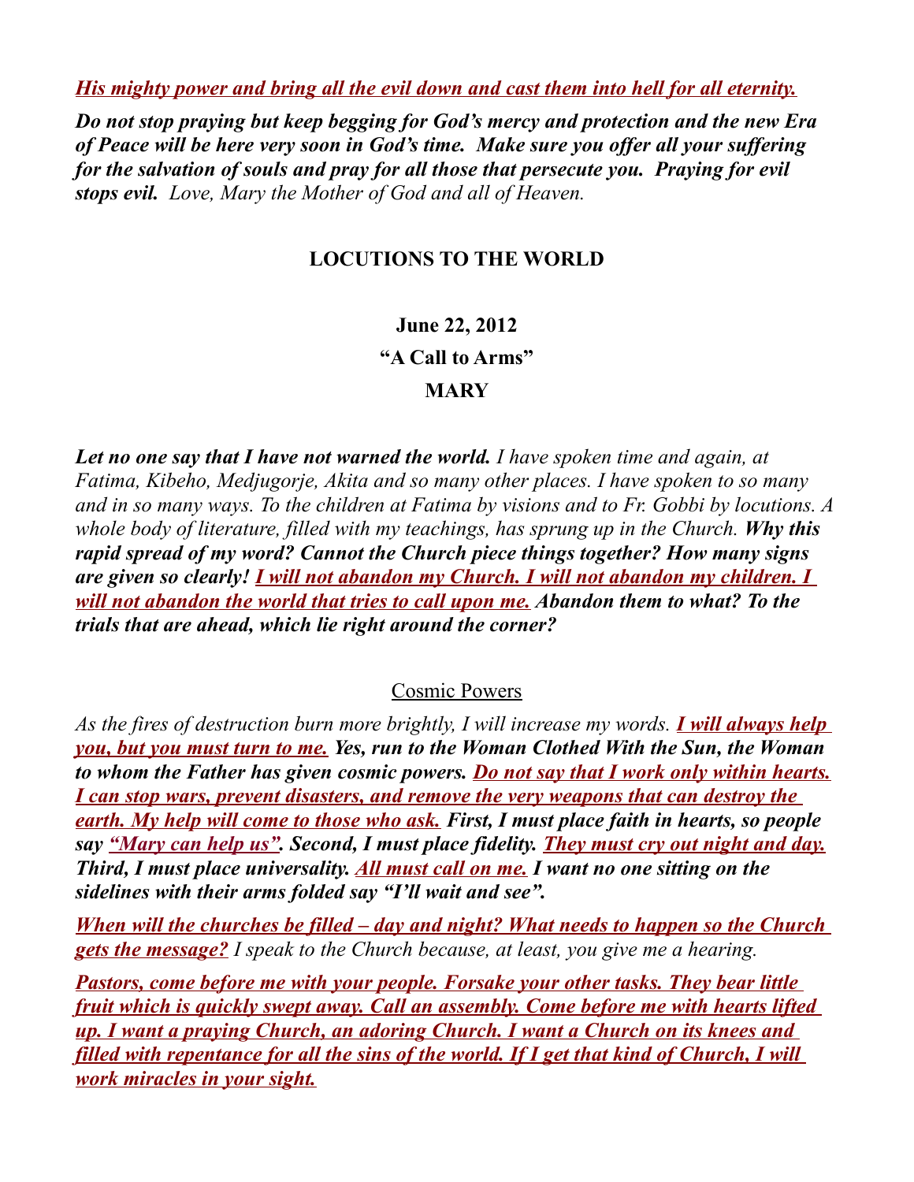***His mighty power and bring all the evil down and cast them into hell for all eternity.***

***Do not stop praying but keep begging for God's mercy and protection and the new Era of Peace will be here very soon in God's time. Make sure you offer all your suffering for the salvation of souls and pray for all those that persecute you. Praying for evil stops evil.*** *Love, Mary the Mother of God and all of Heaven.*

## LOCUTIONS TO THE WORLD

**June 22, 2012**

**"A Call to Arms"**

**MARY**

***Let no one say that I have not warned the world.*** *I have spoken time and again, at Fatima, Kibeho, Medjugorje, Akita and so many other places. I have spoken to so many and in so many ways. To the children at Fatima by visions and to Fr. Gobbi by locutions. A whole body of literature, filled with my teachings, has sprung up in the Church.* ***Why this rapid spread of my word? Cannot the Church piece things together? How many signs are given so clearly! I will not abandon my Church. I will not abandon my children. I will not abandon the world that tries to call upon me. Abandon them to what? To the trials that are ahead, which lie right around the corner?***

### Cosmic Powers

*As the fires of destruction burn more brightly, I will increase my words.* ***I will always help you, but you must turn to me. Yes, run to the Woman Clothed With the Sun, the Woman to whom the Father has given cosmic powers. Do not say that I work only within hearts. I can stop wars, prevent disasters, and remove the very weapons that can destroy the earth. My help will come to those who ask. First, I must place faith in hearts, so people say "Mary can help us". Second, I must place fidelity. They must cry out night and day. Third, I must place universality. All must call on me. I want no one sitting on the sidelines with their arms folded say "I'll wait and see".***

***When will the churches be filled – day and night? What needs to happen so the Church gets the message?*** *I speak to the Church because, at least, you give me a hearing.*

***Pastors, come before me with your people. Forsake your other tasks. They bear little fruit which is quickly swept away. Call an assembly. Come before me with hearts lifted up. I want a praying Church, an adoring Church. I want a Church on its knees and filled with repentance for all the sins of the world. If I get that kind of Church, I will work miracles in your sight.***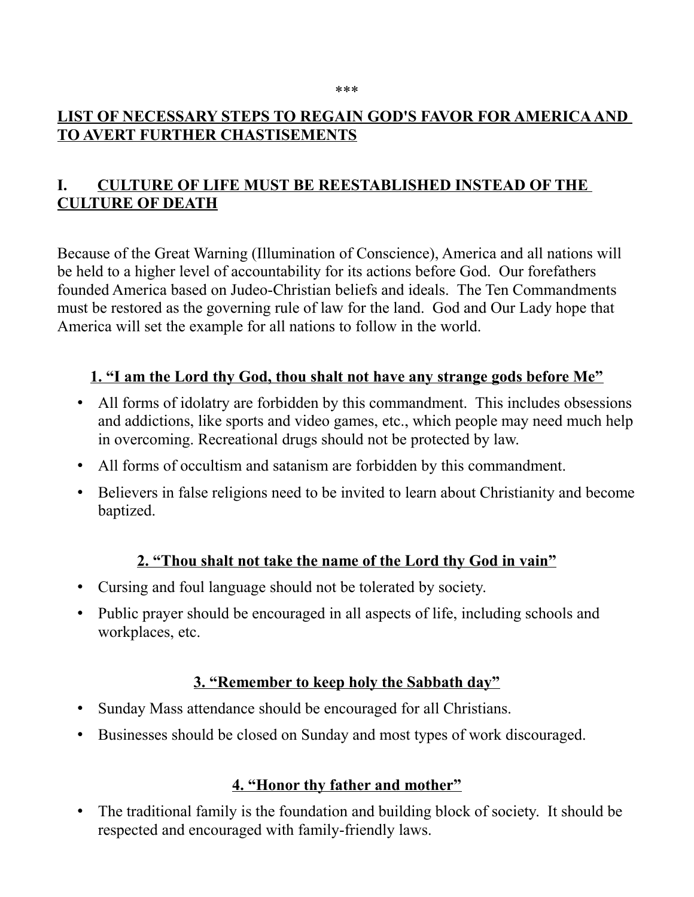***

## LIST OF NECESSARY STEPS TO REGAIN GOD'S FAVOR FOR AMERICA AND TO AVERT FURTHER CHASTISEMENTS

## I. CULTURE OF LIFE MUST BE REESTABLISHED INSTEAD OF THE CULTURE OF DEATH

Because of the Great Warning (Illumination of Conscience), America and all nations will be held to a higher level of accountability for its actions before God. Our forefathers founded America based on Judeo-Christian beliefs and ideals. The Ten Commandments must be restored as the governing rule of law for the land. God and Our Lady hope that America will set the example for all nations to follow in the world.

### 1. "I am the Lord thy God, thou shalt not have any strange gods before Me"

- All forms of idolatry are forbidden by this commandment. This includes obsessions and addictions, like sports and video games, etc., which people may need much help in overcoming. Recreational drugs should not be protected by law.
- All forms of occultism and satanism are forbidden by this commandment.
- Believers in false religions need to be invited to learn about Christianity and become baptized.

### 2. "Thou shalt not take the name of the Lord thy God in vain"

- Cursing and foul language should not be tolerated by society.
- Public prayer should be encouraged in all aspects of life, including schools and workplaces, etc.

### 3. "Remember to keep holy the Sabbath day"

- Sunday Mass attendance should be encouraged for all Christians.
- Businesses should be closed on Sunday and most types of work discouraged.

### 4. "Honor thy father and mother"

- The traditional family is the foundation and building block of society. It should be respected and encouraged with family-friendly laws.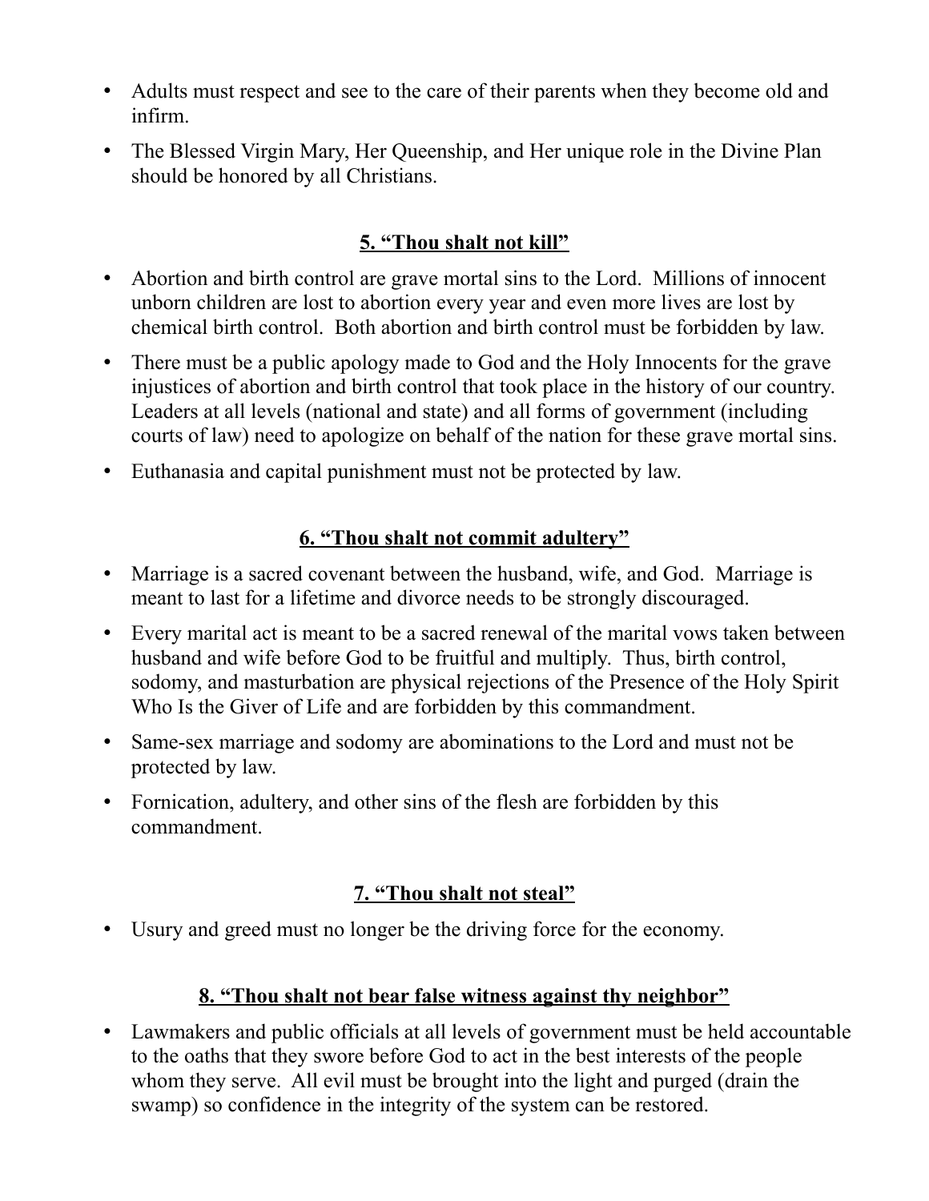- Adults must respect and see to the care of their parents when they become old and infirm.
- The Blessed Virgin Mary, Her Queenship, and Her unique role in the Divine Plan should be honored by all Christians.

## **5. "Thou shalt not kill"**

- Abortion and birth control are grave mortal sins to the Lord. Millions of innocent unborn children are lost to abortion every year and even more lives are lost by chemical birth control. Both abortion and birth control must be forbidden by law.
- There must be a public apology made to God and the Holy Innocents for the grave injustices of abortion and birth control that took place in the history of our country. Leaders at all levels (national and state) and all forms of government (including courts of law) need to apologize on behalf of the nation for these grave mortal sins.
- Euthanasia and capital punishment must not be protected by law.

## **6. "Thou shalt not commit adultery"**

- Marriage is a sacred covenant between the husband, wife, and God. Marriage is meant to last for a lifetime and divorce needs to be strongly discouraged.
- Every marital act is meant to be a sacred renewal of the marital vows taken between husband and wife before God to be fruitful and multiply. Thus, birth control, sodomy, and masturbation are physical rejections of the Presence of the Holy Spirit Who Is the Giver of Life and are forbidden by this commandment.
- Same-sex marriage and sodomy are abominations to the Lord and must not be protected by law.
- Fornication, adultery, and other sins of the flesh are forbidden by this commandment.

## **7. "Thou shalt not steal"**

- Usury and greed must no longer be the driving force for the economy.

## **8. "Thou shalt not bear false witness against thy neighbor"**

- Lawmakers and public officials at all levels of government must be held accountable to the oaths that they swore before God to act in the best interests of the people whom they serve. All evil must be brought into the light and purged (drain the swamp) so confidence in the integrity of the system can be restored.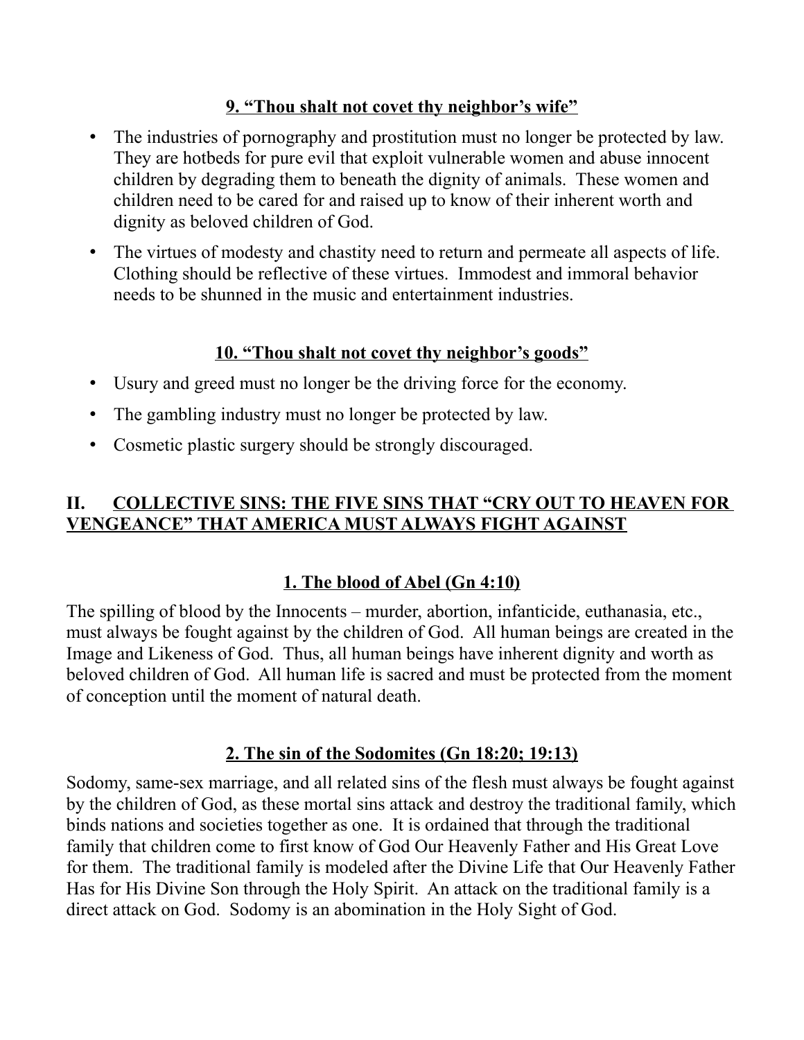### 9. "Thou shalt not covet thy neighbor's wife"

- The industries of pornography and prostitution must no longer be protected by law. They are hotbeds for pure evil that exploit vulnerable women and abuse innocent children by degrading them to beneath the dignity of animals. These women and children need to be cared for and raised up to know of their inherent worth and dignity as beloved children of God.
- The virtues of modesty and chastity need to return and permeate all aspects of life. Clothing should be reflective of these virtues. Immodest and immoral behavior needs to be shunned in the music and entertainment industries.

### 10. "Thou shalt not covet thy neighbor's goods"

- Usury and greed must no longer be the driving force for the economy.
- The gambling industry must no longer be protected by law.
- Cosmetic plastic surgery should be strongly discouraged.

## II. COLLECTIVE SINS: THE FIVE SINS THAT "CRY OUT TO HEAVEN FOR VENGEANCE" THAT AMERICA MUST ALWAYS FIGHT AGAINST

### 1. The blood of Abel (Gn 4:10)

The spilling of blood by the Innocents – murder, abortion, infanticide, euthanasia, etc., must always be fought against by the children of God. All human beings are created in the Image and Likeness of God. Thus, all human beings have inherent dignity and worth as beloved children of God. All human life is sacred and must be protected from the moment of conception until the moment of natural death.

### 2. The sin of the Sodomites (Gn 18:20; 19:13)

Sodomy, same-sex marriage, and all related sins of the flesh must always be fought against by the children of God, as these mortal sins attack and destroy the traditional family, which binds nations and societies together as one. It is ordained that through the traditional family that children come to first know of God Our Heavenly Father and His Great Love for them. The traditional family is modeled after the Divine Life that Our Heavenly Father Has for His Divine Son through the Holy Spirit. An attack on the traditional family is a direct attack on God. Sodomy is an abomination in the Holy Sight of God.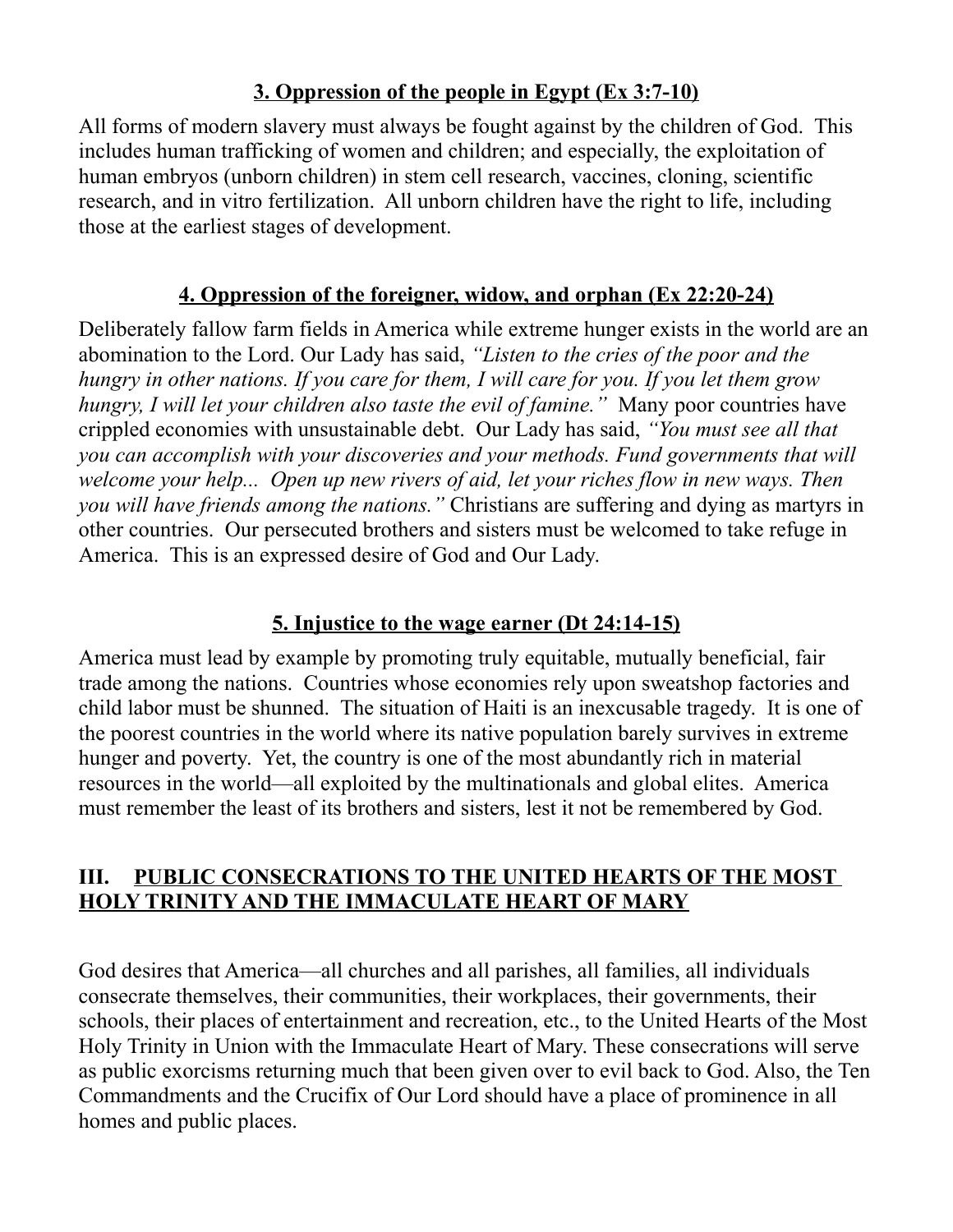### 3. Oppression of the people in Egypt (Ex 3:7-10)

All forms of modern slavery must always be fought against by the children of God. This includes human trafficking of women and children; and especially, the exploitation of human embryos (unborn children) in stem cell research, vaccines, cloning, scientific research, and in vitro fertilization. All unborn children have the right to life, including those at the earliest stages of development.

### 4. Oppression of the foreigner, widow, and orphan (Ex 22:20-24)

Deliberately fallow farm fields in America while extreme hunger exists in the world are an abomination to the Lord. Our Lady has said, *"Listen to the cries of the poor and the hungry in other nations. If you care for them, I will care for you. If you let them grow hungry, I will let your children also taste the evil of famine."* Many poor countries have crippled economies with unsustainable debt. Our Lady has said, *"You must see all that you can accomplish with your discoveries and your methods. Fund governments that will welcome your help... Open up new rivers of aid, let your riches flow in new ways. Then you will have friends among the nations."* Christians are suffering and dying as martyrs in other countries. Our persecuted brothers and sisters must be welcomed to take refuge in America. This is an expressed desire of God and Our Lady.

### 5. Injustice to the wage earner (Dt 24:14-15)

America must lead by example by promoting truly equitable, mutually beneficial, fair trade among the nations. Countries whose economies rely upon sweatshop factories and child labor must be shunned. The situation of Haiti is an inexcusable tragedy. It is one of the poorest countries in the world where its native population barely survives in extreme hunger and poverty. Yet, the country is one of the most abundantly rich in material resources in the world—all exploited by the multinationals and global elites. America must remember the least of its brothers and sisters, lest it not be remembered by God.

## III. PUBLIC CONSECRATIONS TO THE UNITED HEARTS OF THE MOST HOLY TRINITY AND THE IMMACULATE HEART OF MARY

God desires that America—all churches and all parishes, all families, all individuals consecrate themselves, their communities, their workplaces, their governments, their schools, their places of entertainment and recreation, etc., to the United Hearts of the Most Holy Trinity in Union with the Immaculate Heart of Mary. These consecrations will serve as public exorcisms returning much that been given over to evil back to God. Also, the Ten Commandments and the Crucifix of Our Lord should have a place of prominence in all homes and public places.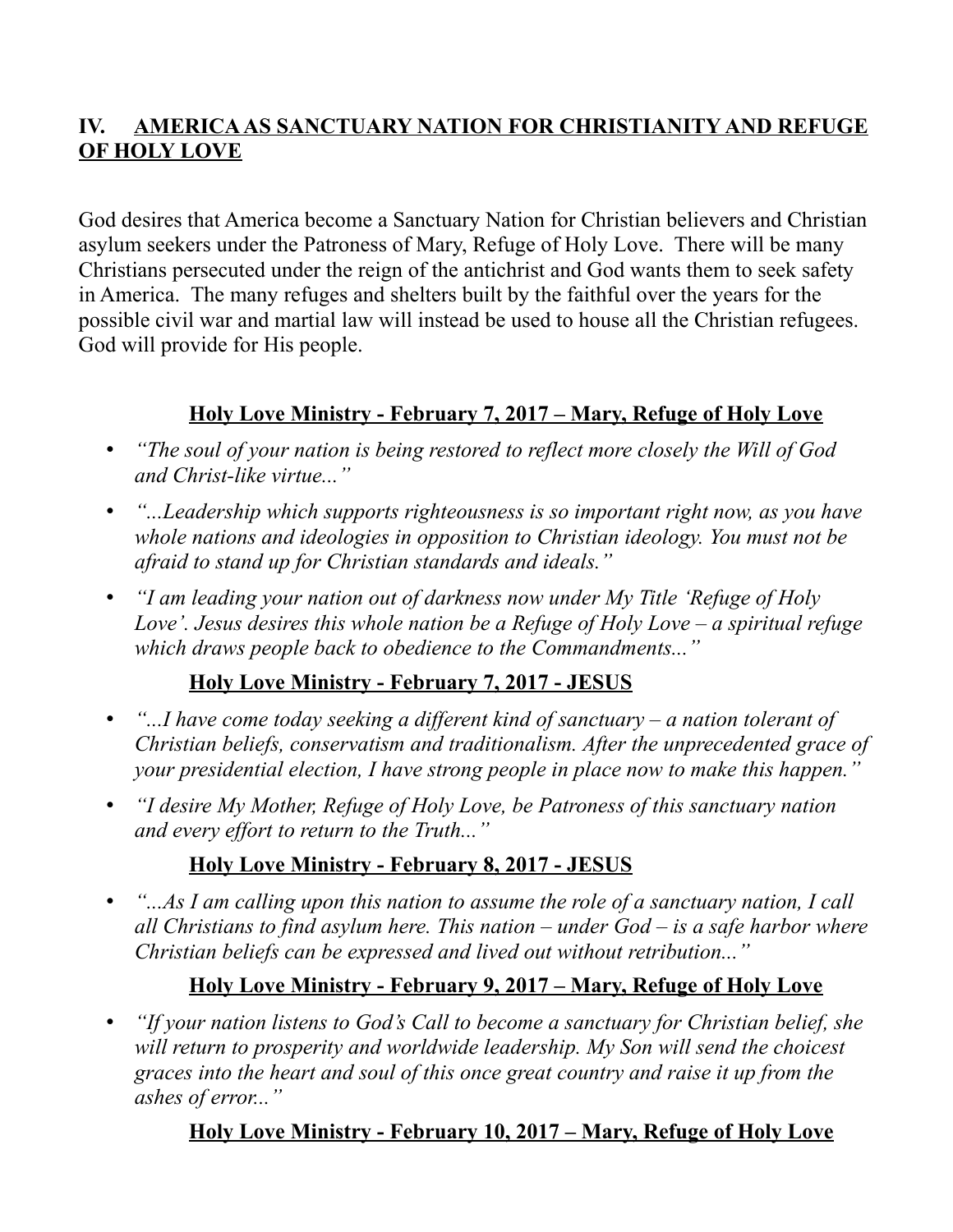## IV. AMERICA AS SANCTUARY NATION FOR CHRISTIANITY AND REFUGE OF HOLY LOVE

God desires that America become a Sanctuary Nation for Christian believers and Christian asylum seekers under the Patroness of Mary, Refuge of Holy Love. There will be many Christians persecuted under the reign of the antichrist and God wants them to seek safety in America. The many refuges and shelters built by the faithful over the years for the possible civil war and martial law will instead be used to house all the Christian refugees. God will provide for His people.

### Holy Love Ministry - February 7, 2017 – Mary, Refuge of Holy Love

- *"The soul of your nation is being restored to reflect more closely the Will of God and Christ-like virtue..."*
- *"...Leadership which supports righteousness is so important right now, as you have whole nations and ideologies in opposition to Christian ideology. You must not be afraid to stand up for Christian standards and ideals."*
- *"I am leading your nation out of darkness now under My Title 'Refuge of Holy Love'. Jesus desires this whole nation be a Refuge of Holy Love – a spiritual refuge which draws people back to obedience to the Commandments..."*

### Holy Love Ministry - February 7, 2017 - JESUS

- *"...I have come today seeking a different kind of sanctuary – a nation tolerant of Christian beliefs, conservatism and traditionalism. After the unprecedented grace of your presidential election, I have strong people in place now to make this happen."*
- *"I desire My Mother, Refuge of Holy Love, be Patroness of this sanctuary nation and every effort to return to the Truth..."*

### Holy Love Ministry - February 8, 2017 - JESUS

- *"...As I am calling upon this nation to assume the role of a sanctuary nation, I call all Christians to find asylum here. This nation – under God – is a safe harbor where Christian beliefs can be expressed and lived out without retribution..."*

### Holy Love Ministry - February 9, 2017 – Mary, Refuge of Holy Love

- *"If your nation listens to God's Call to become a sanctuary for Christian belief, she will return to prosperity and worldwide leadership. My Son will send the choicest graces into the heart and soul of this once great country and raise it up from the ashes of error..."*

### Holy Love Ministry - February 10, 2017 – Mary, Refuge of Holy Love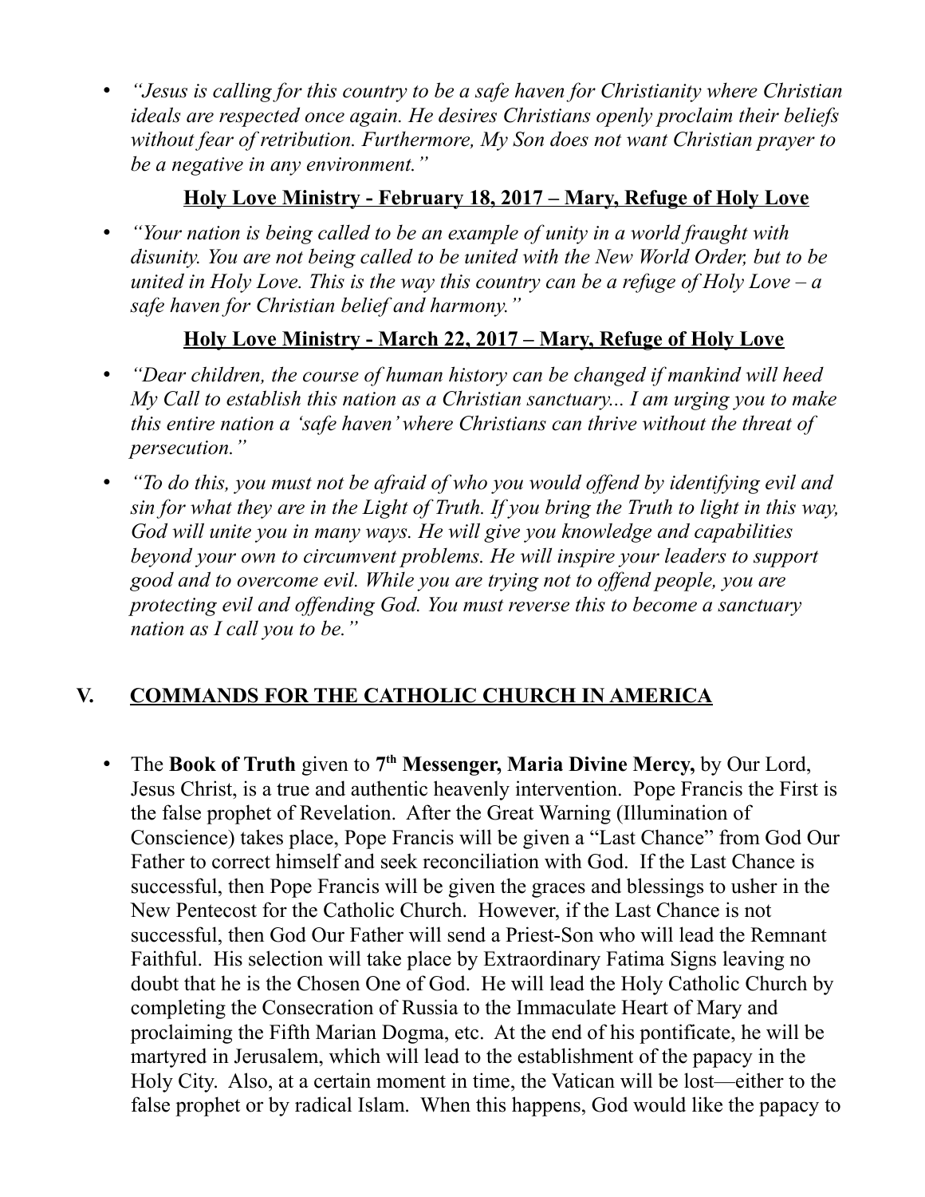- *"Jesus is calling for this country to be a safe haven for Christianity where Christian ideals are respected once again. He desires Christians openly proclaim their beliefs without fear of retribution. Furthermore, My Son does not want Christian prayer to be a negative in any environment."*

**Holy Love Ministry - February 18, 2017 – Mary, Refuge of Holy Love**

- *"Your nation is being called to be an example of unity in a world fraught with disunity. You are not being called to be united with the New World Order, but to be united in Holy Love. This is the way this country can be a refuge of Holy Love – a safe haven for Christian belief and harmony."*

**Holy Love Ministry - March 22, 2017 – Mary, Refuge of Holy Love**

- *"Dear children, the course of human history can be changed if mankind will heed My Call to establish this nation as a Christian sanctuary... I am urging you to make this entire nation a 'safe haven' where Christians can thrive without the threat of persecution."*
- *"To do this, you must not be afraid of who you would offend by identifying evil and sin for what they are in the Light of Truth. If you bring the Truth to light in this way, God will unite you in many ways. He will give you knowledge and capabilities beyond your own to circumvent problems. He will inspire your leaders to support good and to overcome evil. While you are trying not to offend people, you are protecting evil and offending God. You must reverse this to become a sanctuary nation as I call you to be."*

## V. COMMANDS FOR THE CATHOLIC CHURCH IN AMERICA

- The **Book of Truth** given to **7th Messenger, Maria Divine Mercy,** by Our Lord, Jesus Christ, is a true and authentic heavenly intervention. Pope Francis the First is the false prophet of Revelation. After the Great Warning (Illumination of Conscience) takes place, Pope Francis will be given a "Last Chance" from God Our Father to correct himself and seek reconciliation with God. If the Last Chance is successful, then Pope Francis will be given the graces and blessings to usher in the New Pentecost for the Catholic Church. However, if the Last Chance is not successful, then God Our Father will send a Priest-Son who will lead the Remnant Faithful. His selection will take place by Extraordinary Fatima Signs leaving no doubt that he is the Chosen One of God. He will lead the Holy Catholic Church by completing the Consecration of Russia to the Immaculate Heart of Mary and proclaiming the Fifth Marian Dogma, etc. At the end of his pontificate, he will be martyred in Jerusalem, which will lead to the establishment of the papacy in the Holy City. Also, at a certain moment in time, the Vatican will be lost—either to the false prophet or by radical Islam. When this happens, God would like the papacy to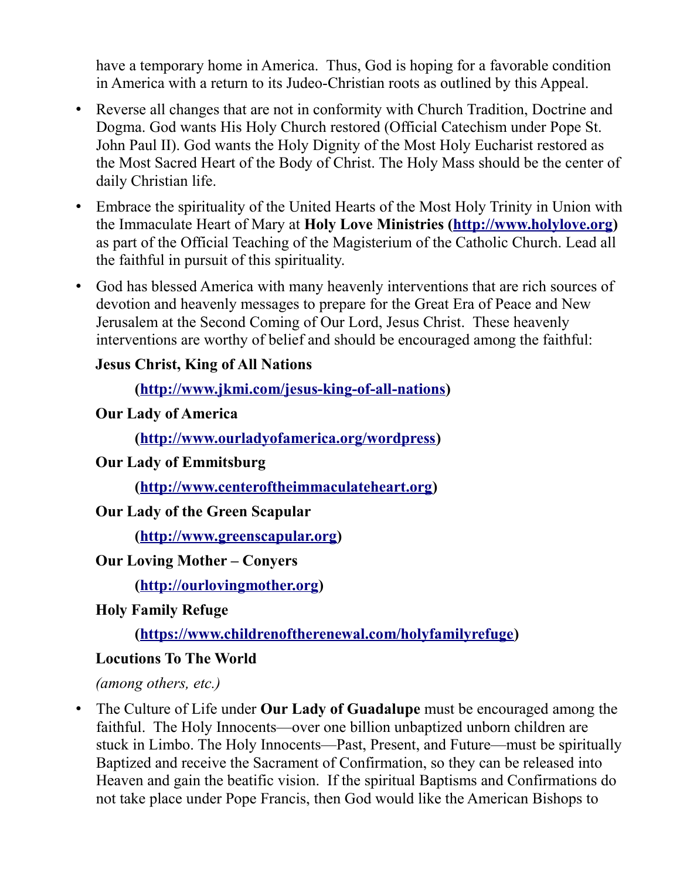have a temporary home in America. Thus, God is hoping for a favorable condition in America with a return to its Judeo-Christian roots as outlined by this Appeal.

- Reverse all changes that are not in conformity with Church Tradition, Doctrine and Dogma. God wants His Holy Church restored (Official Catechism under Pope St. John Paul II). God wants the Holy Dignity of the Most Holy Eucharist restored as the Most Sacred Heart of the Body of Christ. The Holy Mass should be the center of daily Christian life.

- Embrace the spirituality of the United Hearts of the Most Holy Trinity in Union with the Immaculate Heart of Mary at **Holy Love Ministries ([http://www.holylove.org](http://www.holylove.org))** as part of the Official Teaching of the Magisterium of the Catholic Church. Lead all the faithful in pursuit of this spirituality.

- God has blessed America with many heavenly interventions that are rich sources of devotion and heavenly messages to prepare for the Great Era of Peace and New Jerusalem at the Second Coming of Our Lord, Jesus Christ. These heavenly interventions are worthy of belief and should be encouraged among the faithful:

  **Jesus Christ, King of All Nations**

  **([http://www.jkmi.com/jesus-king-of-all-nations](http://www.jkmi.com/jesus-king-of-all-nations))**

  **Our Lady of America**

  **([http://www.ourladyofamerica.org/wordpress](http://www.ourladyofamerica.org/wordpress))**

  **Our Lady of Emmitsburg**

  **([http://www.centeroftheimmaculateheart.org](http://www.centeroftheimmaculateheart.org))**

  **Our Lady of the Green Scapular**

  **([http://www.greenscapular.org](http://www.greenscapular.org))**

  **Our Loving Mother – Conyers**

  **([http://ourlovingmother.org](http://ourlovingmother.org))**

  **Holy Family Refuge**

  **([https://www.childrenoftherenewal.com/holyfamilyrefuge](https://www.childrenoftherenewal.com/holyfamilyrefuge))**

  **Locutions To The World**

  *(among others, etc.)*

- The Culture of Life under **Our Lady of Guadalupe** must be encouraged among the faithful. The Holy Innocents—over one billion unbaptized unborn children are stuck in Limbo. The Holy Innocents—Past, Present, and Future—must be spiritually Baptized and receive the Sacrament of Confirmation, so they can be released into Heaven and gain the beatific vision. If the spiritual Baptisms and Confirmations do not take place under Pope Francis, then God would like the American Bishops to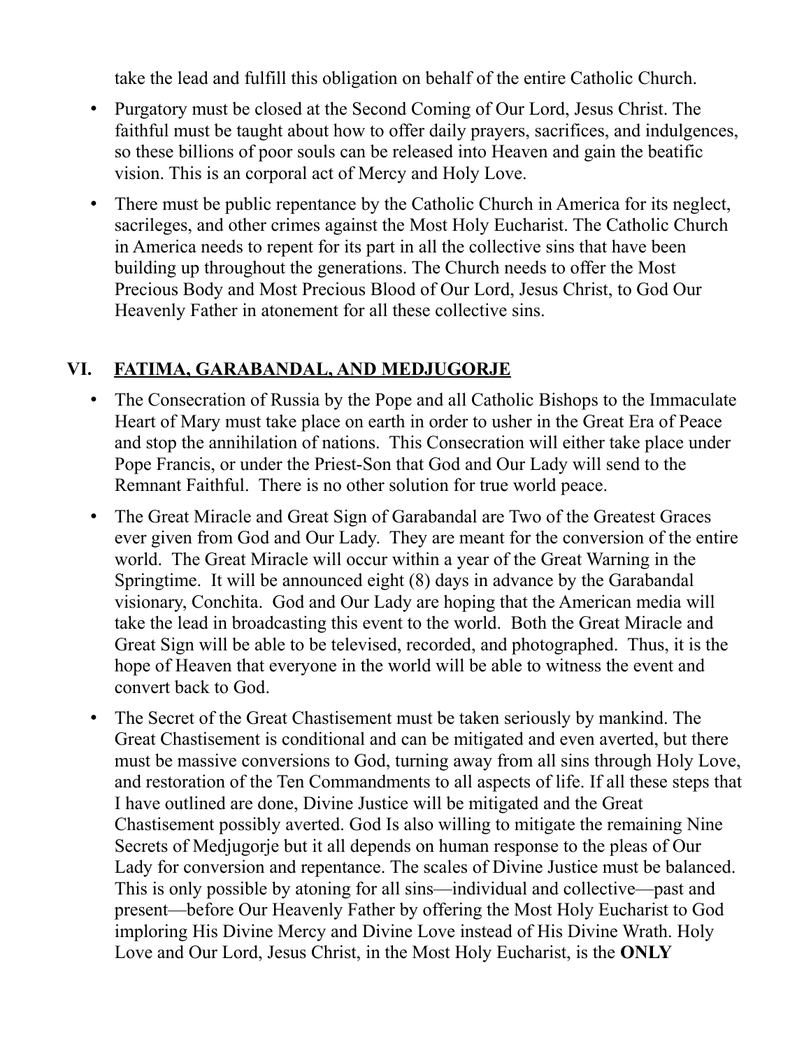take the lead and fulfill this obligation on behalf of the entire Catholic Church.

- Purgatory must be closed at the Second Coming of Our Lord, Jesus Christ. The faithful must be taught about how to offer daily prayers, sacrifices, and indulgences, so these billions of poor souls can be released into Heaven and gain the beatific vision. This is an corporal act of Mercy and Holy Love.
- There must be public repentance by the Catholic Church in America for its neglect, sacrileges, and other crimes against the Most Holy Eucharist. The Catholic Church in America needs to repent for its part in all the collective sins that have been building up throughout the generations. The Church needs to offer the Most Precious Body and Most Precious Blood of Our Lord, Jesus Christ, to God Our Heavenly Father in atonement for all these collective sins.

## VI. FATIMA, GARABANDAL, AND MEDJUGORJE

- The Consecration of Russia by the Pope and all Catholic Bishops to the Immaculate Heart of Mary must take place on earth in order to usher in the Great Era of Peace and stop the annihilation of nations. This Consecration will either take place under Pope Francis, or under the Priest-Son that God and Our Lady will send to the Remnant Faithful. There is no other solution for true world peace.
- The Great Miracle and Great Sign of Garabandal are Two of the Greatest Graces ever given from God and Our Lady. They are meant for the conversion of the entire world. The Great Miracle will occur within a year of the Great Warning in the Springtime. It will be announced eight (8) days in advance by the Garabandal visionary, Conchita. God and Our Lady are hoping that the American media will take the lead in broadcasting this event to the world. Both the Great Miracle and Great Sign will be able to be televised, recorded, and photographed. Thus, it is the hope of Heaven that everyone in the world will be able to witness the event and convert back to God.
- The Secret of the Great Chastisement must be taken seriously by mankind. The Great Chastisement is conditional and can be mitigated and even averted, but there must be massive conversions to God, turning away from all sins through Holy Love, and restoration of the Ten Commandments to all aspects of life. If all these steps that I have outlined are done, Divine Justice will be mitigated and the Great Chastisement possibly averted. God Is also willing to mitigate the remaining Nine Secrets of Medjugorje but it all depends on human response to the pleas of Our Lady for conversion and repentance. The scales of Divine Justice must be balanced. This is only possible by atoning for all sins—individual and collective—past and present—before Our Heavenly Father by offering the Most Holy Eucharist to God imploring His Divine Mercy and Divine Love instead of His Divine Wrath. Holy Love and Our Lord, Jesus Christ, in the Most Holy Eucharist, is the **ONLY**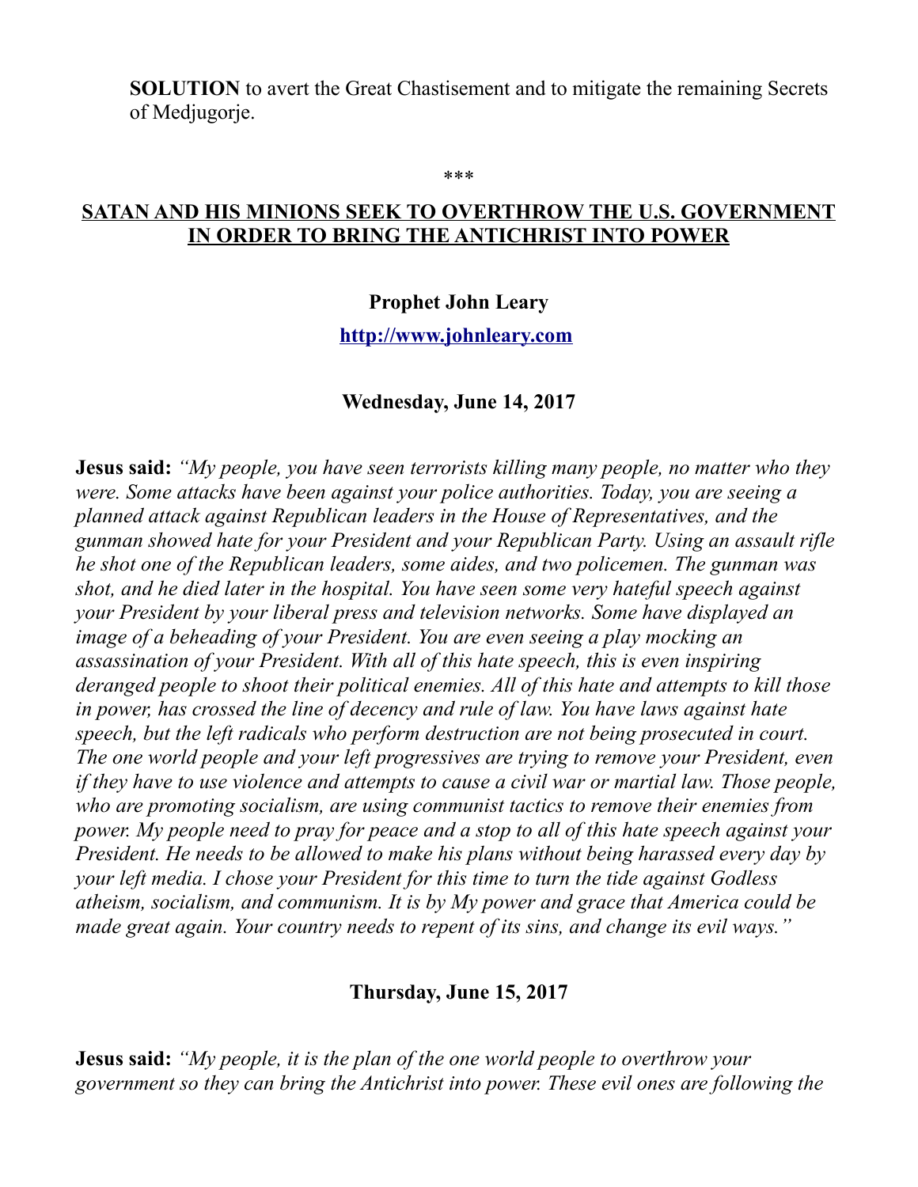**SOLUTION** to avert the Great Chastisement and to mitigate the remaining Secrets of Medjugorje.

\*\*\*

## SATAN AND HIS MINIONS SEEK TO OVERTHROW THE U.S. GOVERNMENT IN ORDER TO BRING THE ANTICHRIST INTO POWER

**Prophet John Leary**

**http://www.johnleary.com**

**Wednesday, June 14, 2017**

**Jesus said:** *"My people, you have seen terrorists killing many people, no matter who they were. Some attacks have been against your police authorities. Today, you are seeing a planned attack against Republican leaders in the House of Representatives, and the gunman showed hate for your President and your Republican Party. Using an assault rifle he shot one of the Republican leaders, some aides, and two policemen. The gunman was shot, and he died later in the hospital. You have seen some very hateful speech against your President by your liberal press and television networks. Some have displayed an image of a beheading of your President. You are even seeing a play mocking an assassination of your President. With all of this hate speech, this is even inspiring deranged people to shoot their political enemies. All of this hate and attempts to kill those in power, has crossed the line of decency and rule of law. You have laws against hate speech, but the left radicals who perform destruction are not being prosecuted in court. The one world people and your left progressives are trying to remove your President, even if they have to use violence and attempts to cause a civil war or martial law. Those people, who are promoting socialism, are using communist tactics to remove their enemies from power. My people need to pray for peace and a stop to all of this hate speech against your President. He needs to be allowed to make his plans without being harassed every day by your left media. I chose your President for this time to turn the tide against Godless atheism, socialism, and communism. It is by My power and grace that America could be made great again. Your country needs to repent of its sins, and change its evil ways."*

**Thursday, June 15, 2017**

**Jesus said:** *"My people, it is the plan of the one world people to overthrow your government so they can bring the Antichrist into power. These evil ones are following the*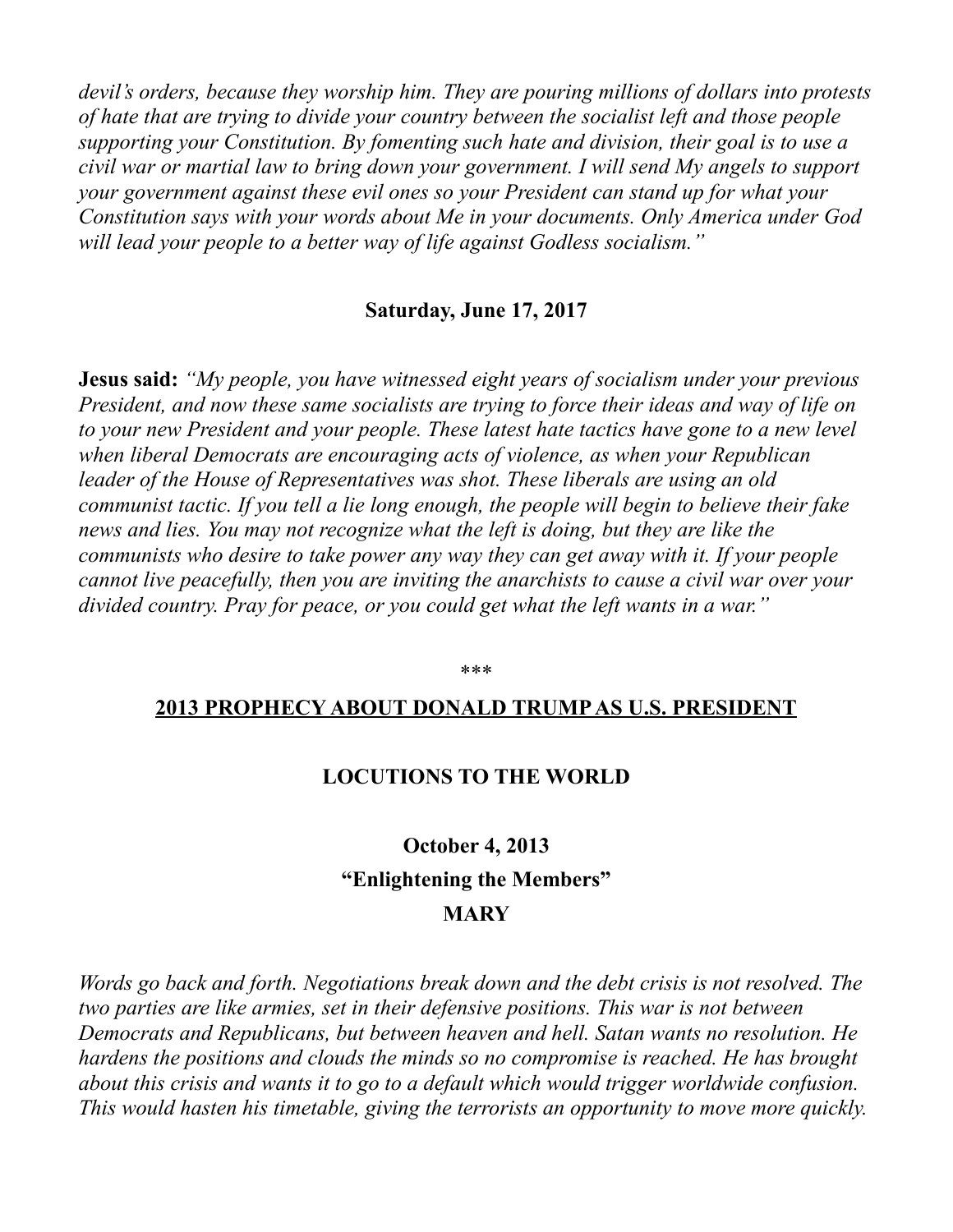*devil's orders, because they worship him. They are pouring millions of dollars into protests of hate that are trying to divide your country between the socialist left and those people supporting your Constitution. By fomenting such hate and division, their goal is to use a civil war or martial law to bring down your government. I will send My angels to support your government against these evil ones so your President can stand up for what your Constitution says with your words about Me in your documents. Only America under God will lead your people to a better way of life against Godless socialism."*

**Saturday, June 17, 2017**

**Jesus said:** *"My people, you have witnessed eight years of socialism under your previous President, and now these same socialists are trying to force their ideas and way of life on to your new President and your people. These latest hate tactics have gone to a new level when liberal Democrats are encouraging acts of violence, as when your Republican leader of the House of Representatives was shot. These liberals are using an old communist tactic. If you tell a lie long enough, the people will begin to believe their fake news and lies. You may not recognize what the left is doing, but they are like the communists who desire to take power any way they can get away with it. If your people cannot live peacefully, then you are inviting the anarchists to cause a civil war over your divided country. Pray for peace, or you could get what the left wants in a war."*

\*\*\*

**2013 PROPHECY ABOUT DONALD TRUMP AS U.S. PRESIDENT**

**LOCUTIONS TO THE WORLD**

**October 4, 2013**

**"Enlightening the Members"**

**MARY**

*Words go back and forth. Negotiations break down and the debt crisis is not resolved. The two parties are like armies, set in their defensive positions. This war is not between Democrats and Republicans, but between heaven and hell. Satan wants no resolution. He hardens the positions and clouds the minds so no compromise is reached. He has brought about this crisis and wants it to go to a default which would trigger worldwide confusion. This would hasten his timetable, giving the terrorists an opportunity to move more quickly.*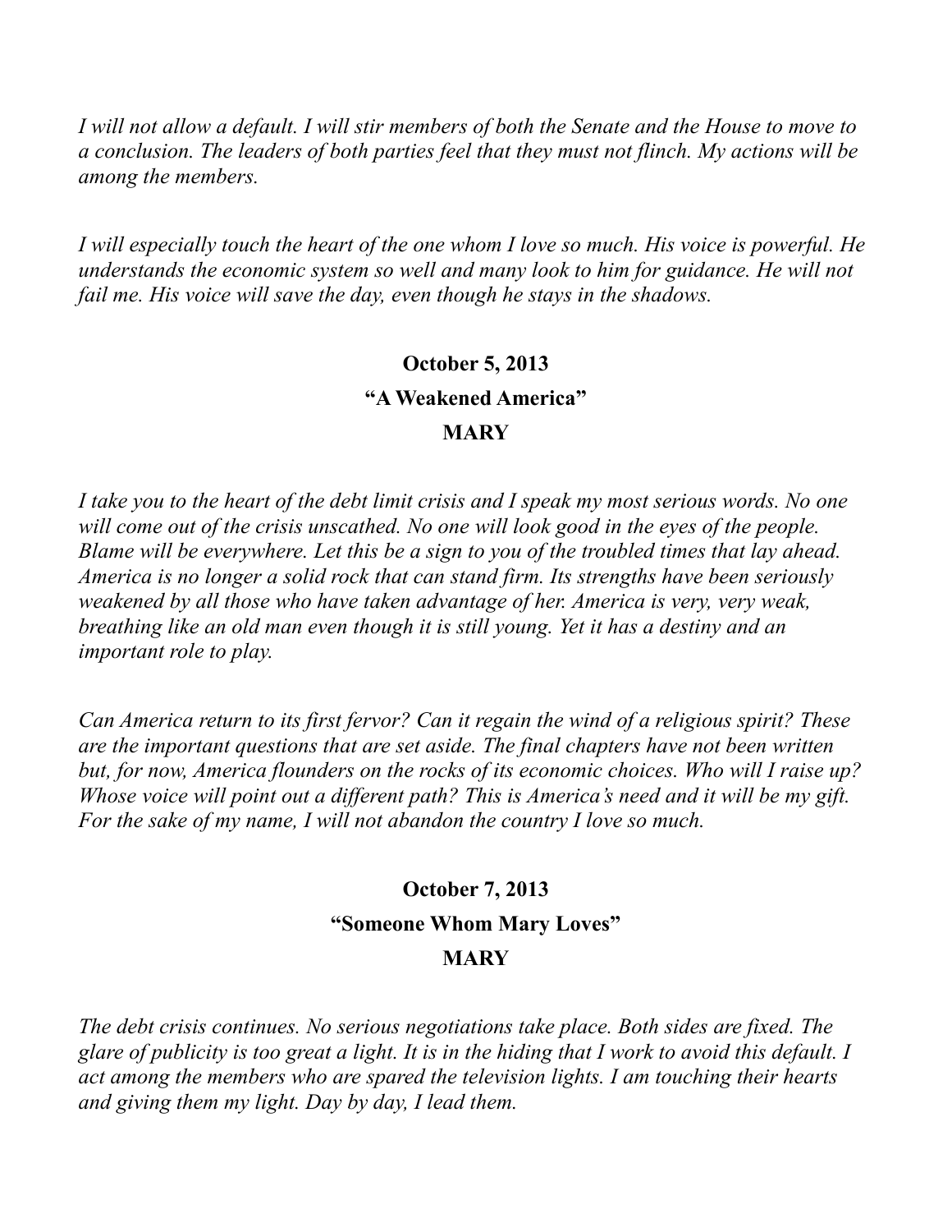*I will not allow a default. I will stir members of both the Senate and the House to move to a conclusion. The leaders of both parties feel that they must not flinch. My actions will be among the members.*

*I will especially touch the heart of the one whom I love so much. His voice is powerful. He understands the economic system so well and many look to him for guidance. He will not fail me. His voice will save the day, even though he stays in the shadows.*

**October 5, 2013**

**"A Weakened America"**

**MARY**

*I take you to the heart of the debt limit crisis and I speak my most serious words. No one will come out of the crisis unscathed. No one will look good in the eyes of the people. Blame will be everywhere. Let this be a sign to you of the troubled times that lay ahead. America is no longer a solid rock that can stand firm. Its strengths have been seriously weakened by all those who have taken advantage of her. America is very, very weak, breathing like an old man even though it is still young. Yet it has a destiny and an important role to play.*

*Can America return to its first fervor? Can it regain the wind of a religious spirit? These are the important questions that are set aside. The final chapters have not been written but, for now, America flounders on the rocks of its economic choices. Who will I raise up? Whose voice will point out a different path? This is America's need and it will be my gift. For the sake of my name, I will not abandon the country I love so much.*

**October 7, 2013**

**"Someone Whom Mary Loves"**

**MARY**

*The debt crisis continues. No serious negotiations take place. Both sides are fixed. The glare of publicity is too great a light. It is in the hiding that I work to avoid this default. I act among the members who are spared the television lights. I am touching their hearts and giving them my light. Day by day, I lead them.*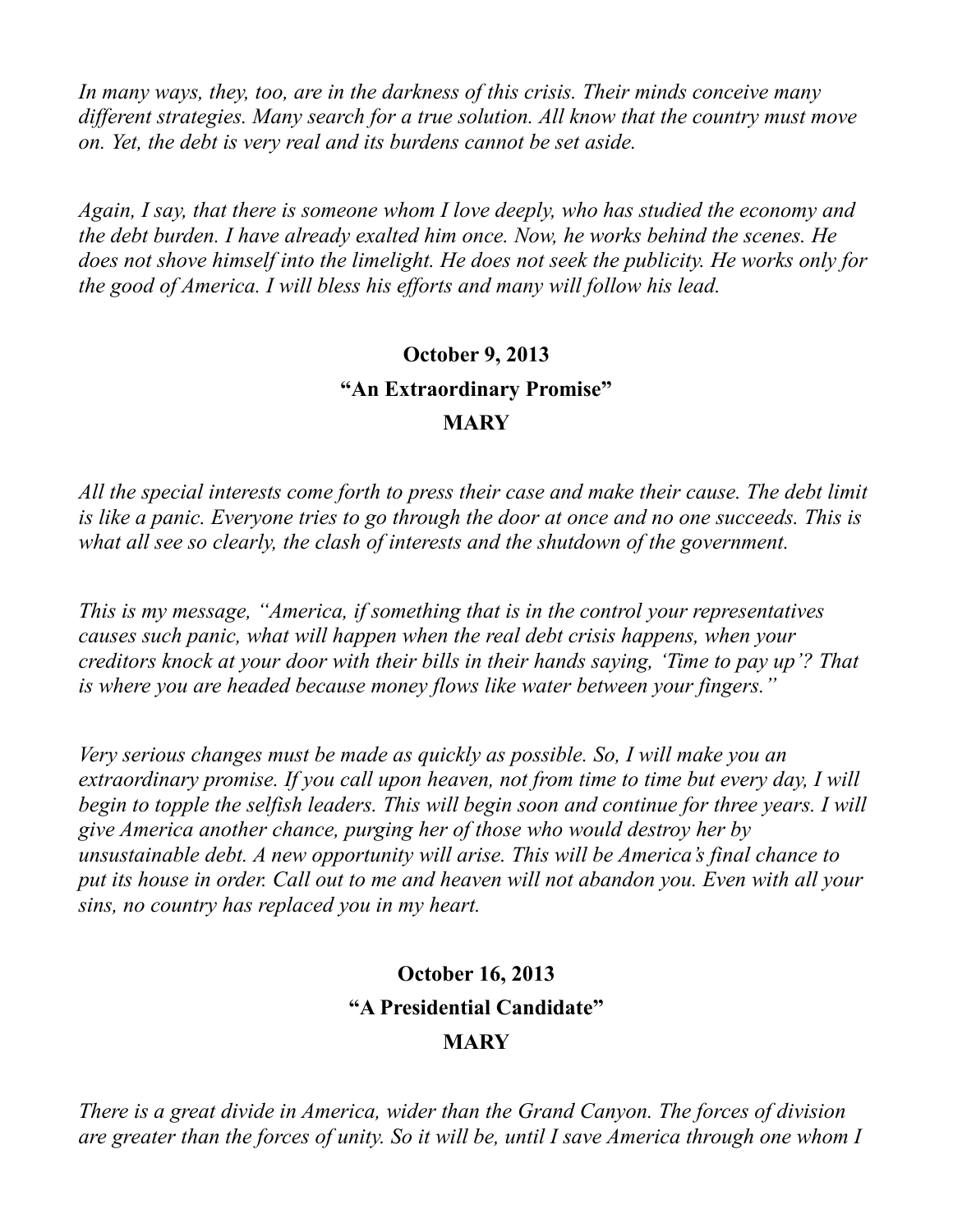*In many ways, they, too, are in the darkness of this crisis. Their minds conceive many different strategies. Many search for a true solution. All know that the country must move on. Yet, the debt is very real and its burdens cannot be set aside.*

*Again, I say, that there is someone whom I love deeply, who has studied the economy and the debt burden. I have already exalted him once. Now, he works behind the scenes. He does not shove himself into the limelight. He does not seek the publicity. He works only for the good of America. I will bless his efforts and many will follow his lead.*

**October 9, 2013**

**"An Extraordinary Promise"**

**MARY**

*All the special interests come forth to press their case and make their cause. The debt limit is like a panic. Everyone tries to go through the door at once and no one succeeds. This is what all see so clearly, the clash of interests and the shutdown of the government.*

*This is my message, "America, if something that is in the control your representatives causes such panic, what will happen when the real debt crisis happens, when your creditors knock at your door with their bills in their hands saying, 'Time to pay up'? That is where you are headed because money flows like water between your fingers."*

*Very serious changes must be made as quickly as possible. So, I will make you an extraordinary promise. If you call upon heaven, not from time to time but every day, I will begin to topple the selfish leaders. This will begin soon and continue for three years. I will give America another chance, purging her of those who would destroy her by unsustainable debt. A new opportunity will arise. This will be America's final chance to put its house in order. Call out to me and heaven will not abandon you. Even with all your sins, no country has replaced you in my heart.*

**October 16, 2013**

**"A Presidential Candidate"**

**MARY**

*There is a great divide in America, wider than the Grand Canyon. The forces of division are greater than the forces of unity. So it will be, until I save America through one whom I*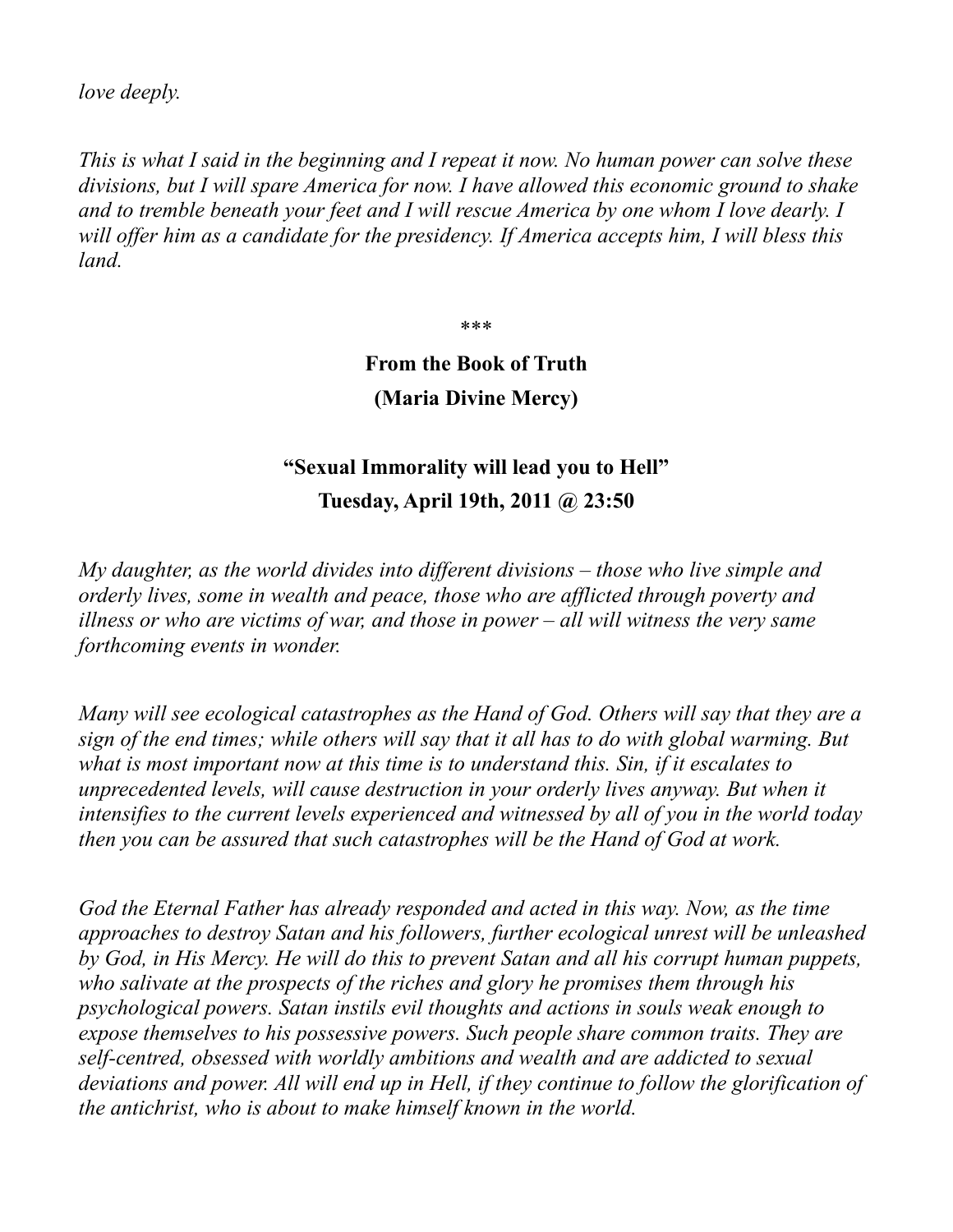*love deeply.*

*This is what I said in the beginning and I repeat it now. No human power can solve these divisions, but I will spare America for now. I have allowed this economic ground to shake and to tremble beneath your feet and I will rescue America by one whom I love dearly. I will offer him as a candidate for the presidency. If America accepts him, I will bless this land.*

\*\*\*

**From the Book of Truth**

**(Maria Divine Mercy)**

**"Sexual Immorality will lead you to Hell"**

**Tuesday, April 19th, 2011 @ 23:50**

*My daughter, as the world divides into different divisions – those who live simple and orderly lives, some in wealth and peace, those who are afflicted through poverty and illness or who are victims of war, and those in power – all will witness the very same forthcoming events in wonder.*

*Many will see ecological catastrophes as the Hand of God. Others will say that they are a sign of the end times; while others will say that it all has to do with global warming. But what is most important now at this time is to understand this. Sin, if it escalates to unprecedented levels, will cause destruction in your orderly lives anyway. But when it intensifies to the current levels experienced and witnessed by all of you in the world today then you can be assured that such catastrophes will be the Hand of God at work.*

*God the Eternal Father has already responded and acted in this way. Now, as the time approaches to destroy Satan and his followers, further ecological unrest will be unleashed by God, in His Mercy. He will do this to prevent Satan and all his corrupt human puppets, who salivate at the prospects of the riches and glory he promises them through his psychological powers. Satan instils evil thoughts and actions in souls weak enough to expose themselves to his possessive powers. Such people share common traits. They are self-centred, obsessed with worldly ambitions and wealth and are addicted to sexual deviations and power. All will end up in Hell, if they continue to follow the glorification of the antichrist, who is about to make himself known in the world.*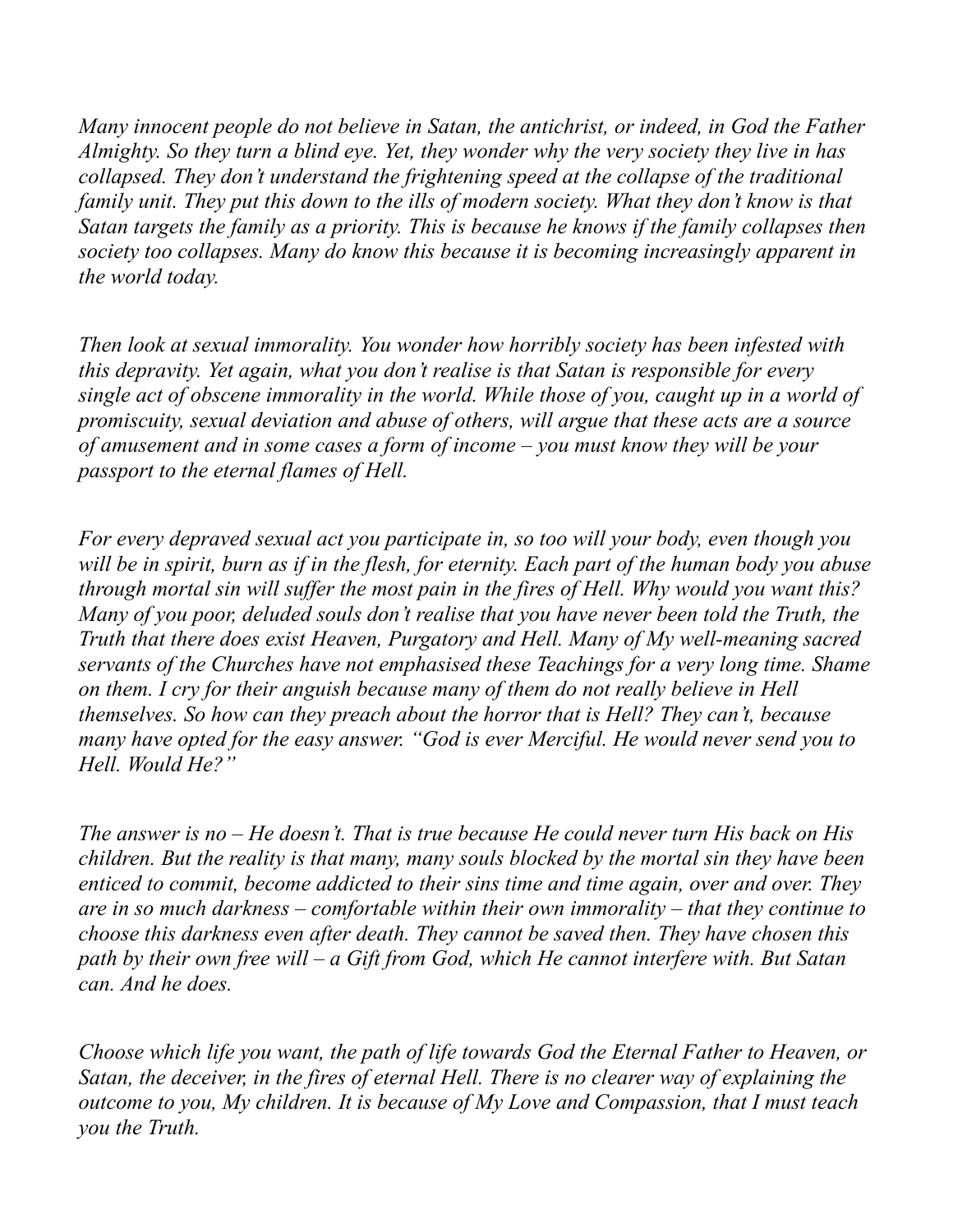*Many innocent people do not believe in Satan, the antichrist, or indeed, in God the Father Almighty. So they turn a blind eye. Yet, they wonder why the very society they live in has collapsed. They don't understand the frightening speed at the collapse of the traditional family unit. They put this down to the ills of modern society. What they don't know is that Satan targets the family as a priority. This is because he knows if the family collapses then society too collapses. Many do know this because it is becoming increasingly apparent in the world today.*

*Then look at sexual immorality. You wonder how horribly society has been infested with this depravity. Yet again, what you don't realise is that Satan is responsible for every single act of obscene immorality in the world. While those of you, caught up in a world of promiscuity, sexual deviation and abuse of others, will argue that these acts are a source of amusement and in some cases a form of income – you must know they will be your passport to the eternal flames of Hell.*

*For every depraved sexual act you participate in, so too will your body, even though you will be in spirit, burn as if in the flesh, for eternity. Each part of the human body you abuse through mortal sin will suffer the most pain in the fires of Hell. Why would you want this? Many of you poor, deluded souls don't realise that you have never been told the Truth, the Truth that there does exist Heaven, Purgatory and Hell. Many of My well-meaning sacred servants of the Churches have not emphasised these Teachings for a very long time. Shame on them. I cry for their anguish because many of them do not really believe in Hell themselves. So how can they preach about the horror that is Hell? They can't, because many have opted for the easy answer. "God is ever Merciful. He would never send you to Hell. Would He?"*

*The answer is no – He doesn't. That is true because He could never turn His back on His children. But the reality is that many, many souls blocked by the mortal sin they have been enticed to commit, become addicted to their sins time and time again, over and over. They are in so much darkness – comfortable within their own immorality – that they continue to choose this darkness even after death. They cannot be saved then. They have chosen this path by their own free will – a Gift from God, which He cannot interfere with. But Satan can. And he does.*

*Choose which life you want, the path of life towards God the Eternal Father to Heaven, or Satan, the deceiver, in the fires of eternal Hell. There is no clearer way of explaining the outcome to you, My children. It is because of My Love and Compassion, that I must teach you the Truth.*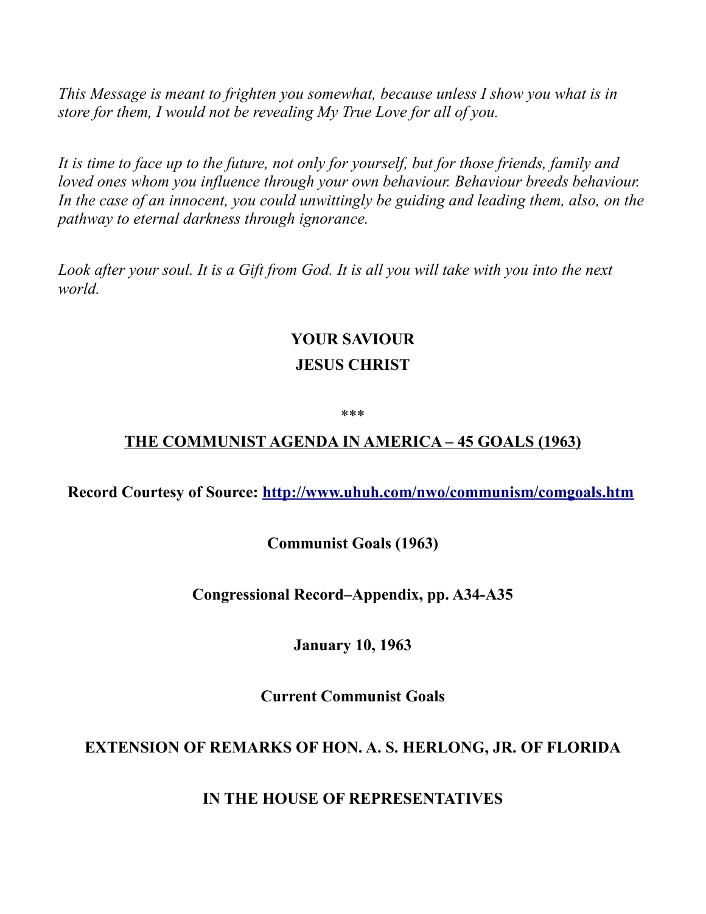*This Message is meant to frighten you somewhat, because unless I show you what is in store for them, I would not be revealing My True Love for all of you.*

*It is time to face up to the future, not only for yourself, but for those friends, family and loved ones whom you influence through your own behaviour. Behaviour breeds behaviour. In the case of an innocent, you could unwittingly be guiding and leading them, also, on the pathway to eternal darkness through ignorance.*

*Look after your soul. It is a Gift from God. It is all you will take with you into the next world.*

**YOUR SAVIOUR**

**JESUS CHRIST**

***

## THE COMMUNIST AGENDA IN AMERICA – 45 GOALS (1963)

**Record Courtesy of Source: [http://www.uhuh.com/nwo/communism/comgoals.htm](http://www.uhuh.com/nwo/communism/comgoals.htm)**

**Communist Goals (1963)**

**Congressional Record–Appendix, pp. A34-A35**

**January 10, 1963**

**Current Communist Goals**

**EXTENSION OF REMARKS OF HON. A. S. HERLONG, JR. OF FLORIDA**

**IN THE HOUSE OF REPRESENTATIVES**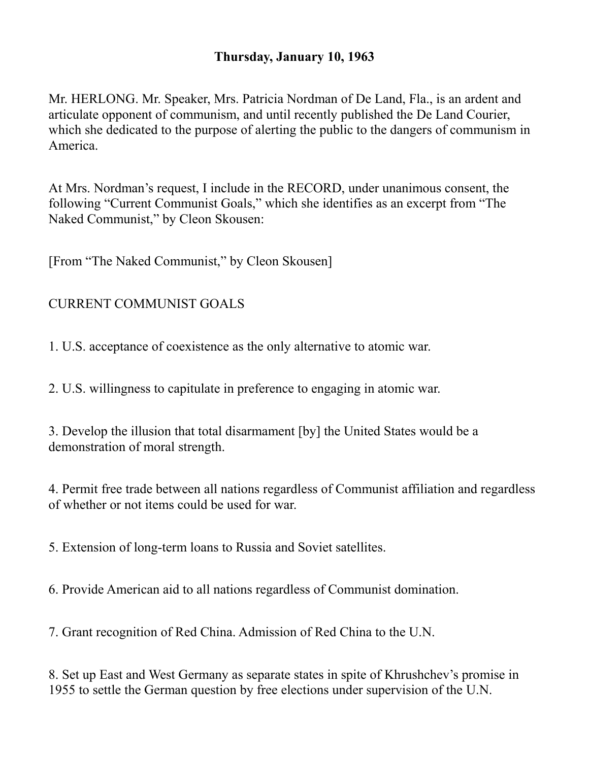**Thursday, January 10, 1963**

Mr. HERLONG. Mr. Speaker, Mrs. Patricia Nordman of De Land, Fla., is an ardent and articulate opponent of communism, and until recently published the De Land Courier, which she dedicated to the purpose of alerting the public to the dangers of communism in America.

At Mrs. Nordman's request, I include in the RECORD, under unanimous consent, the following "Current Communist Goals," which she identifies as an excerpt from "The Naked Communist," by Cleon Skousen:

[From "The Naked Communist," by Cleon Skousen]

CURRENT COMMUNIST GOALS

1. U.S. acceptance of coexistence as the only alternative to atomic war.

2. U.S. willingness to capitulate in preference to engaging in atomic war.

3. Develop the illusion that total disarmament [by] the United States would be a demonstration of moral strength.

4. Permit free trade between all nations regardless of Communist affiliation and regardless of whether or not items could be used for war.

5. Extension of long-term loans to Russia and Soviet satellites.

6. Provide American aid to all nations regardless of Communist domination.

7. Grant recognition of Red China. Admission of Red China to the U.N.

8. Set up East and West Germany as separate states in spite of Khrushchev's promise in 1955 to settle the German question by free elections under supervision of the U.N.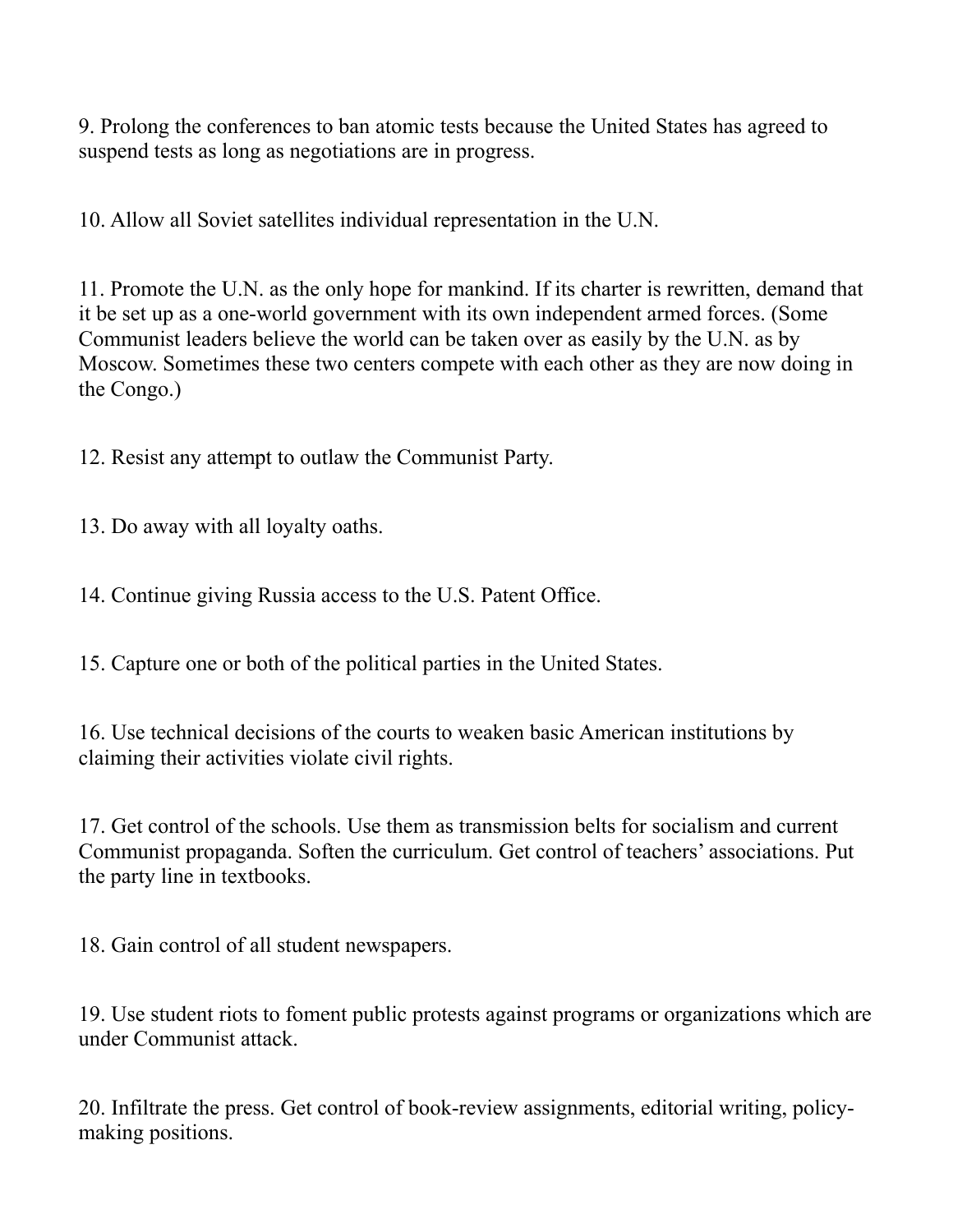9. Prolong the conferences to ban atomic tests because the United States has agreed to suspend tests as long as negotiations are in progress.

10. Allow all Soviet satellites individual representation in the U.N.

11. Promote the U.N. as the only hope for mankind. If its charter is rewritten, demand that it be set up as a one-world government with its own independent armed forces. (Some Communist leaders believe the world can be taken over as easily by the U.N. as by Moscow. Sometimes these two centers compete with each other as they are now doing in the Congo.)

12. Resist any attempt to outlaw the Communist Party.

13. Do away with all loyalty oaths.

14. Continue giving Russia access to the U.S. Patent Office.

15. Capture one or both of the political parties in the United States.

16. Use technical decisions of the courts to weaken basic American institutions by claiming their activities violate civil rights.

17. Get control of the schools. Use them as transmission belts for socialism and current Communist propaganda. Soften the curriculum. Get control of teachers' associations. Put the party line in textbooks.

18. Gain control of all student newspapers.

19. Use student riots to foment public protests against programs or organizations which are under Communist attack.

20. Infiltrate the press. Get control of book-review assignments, editorial writing, policy-making positions.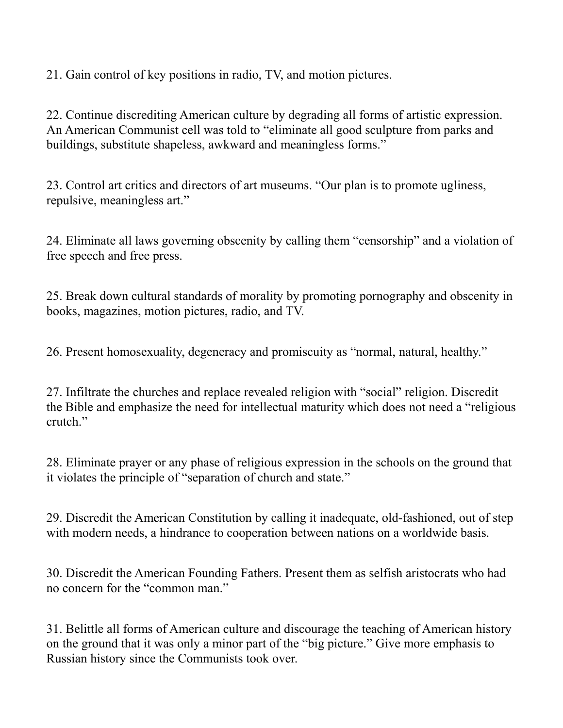21. Gain control of key positions in radio, TV, and motion pictures.

22. Continue discrediting American culture by degrading all forms of artistic expression. An American Communist cell was told to "eliminate all good sculpture from parks and buildings, substitute shapeless, awkward and meaningless forms."

23. Control art critics and directors of art museums. "Our plan is to promote ugliness, repulsive, meaningless art."

24. Eliminate all laws governing obscenity by calling them "censorship" and a violation of free speech and free press.

25. Break down cultural standards of morality by promoting pornography and obscenity in books, magazines, motion pictures, radio, and TV.

26. Present homosexuality, degeneracy and promiscuity as "normal, natural, healthy."

27. Infiltrate the churches and replace revealed religion with "social" religion. Discredit the Bible and emphasize the need for intellectual maturity which does not need a "religious crutch."

28. Eliminate prayer or any phase of religious expression in the schools on the ground that it violates the principle of "separation of church and state."

29. Discredit the American Constitution by calling it inadequate, old-fashioned, out of step with modern needs, a hindrance to cooperation between nations on a worldwide basis.

30. Discredit the American Founding Fathers. Present them as selfish aristocrats who had no concern for the "common man."

31. Belittle all forms of American culture and discourage the teaching of American history on the ground that it was only a minor part of the "big picture." Give more emphasis to Russian history since the Communists took over.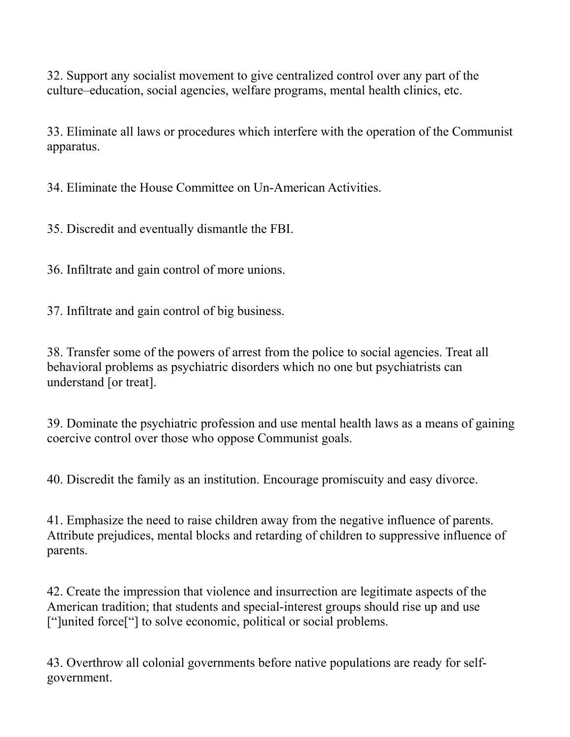32. Support any socialist movement to give centralized control over any part of the culture–education, social agencies, welfare programs, mental health clinics, etc.

33. Eliminate all laws or procedures which interfere with the operation of the Communist apparatus.

34. Eliminate the House Committee on Un-American Activities.

35. Discredit and eventually dismantle the FBI.

36. Infiltrate and gain control of more unions.

37. Infiltrate and gain control of big business.

38. Transfer some of the powers of arrest from the police to social agencies. Treat all behavioral problems as psychiatric disorders which no one but psychiatrists can understand [or treat].

39. Dominate the psychiatric profession and use mental health laws as a means of gaining coercive control over those who oppose Communist goals.

40. Discredit the family as an institution. Encourage promiscuity and easy divorce.

41. Emphasize the need to raise children away from the negative influence of parents. Attribute prejudices, mental blocks and retarding of children to suppressive influence of parents.

42. Create the impression that violence and insurrection are legitimate aspects of the American tradition; that students and special-interest groups should rise up and use [“]united force[“] to solve economic, political or social problems.

43. Overthrow all colonial governments before native populations are ready for self-government.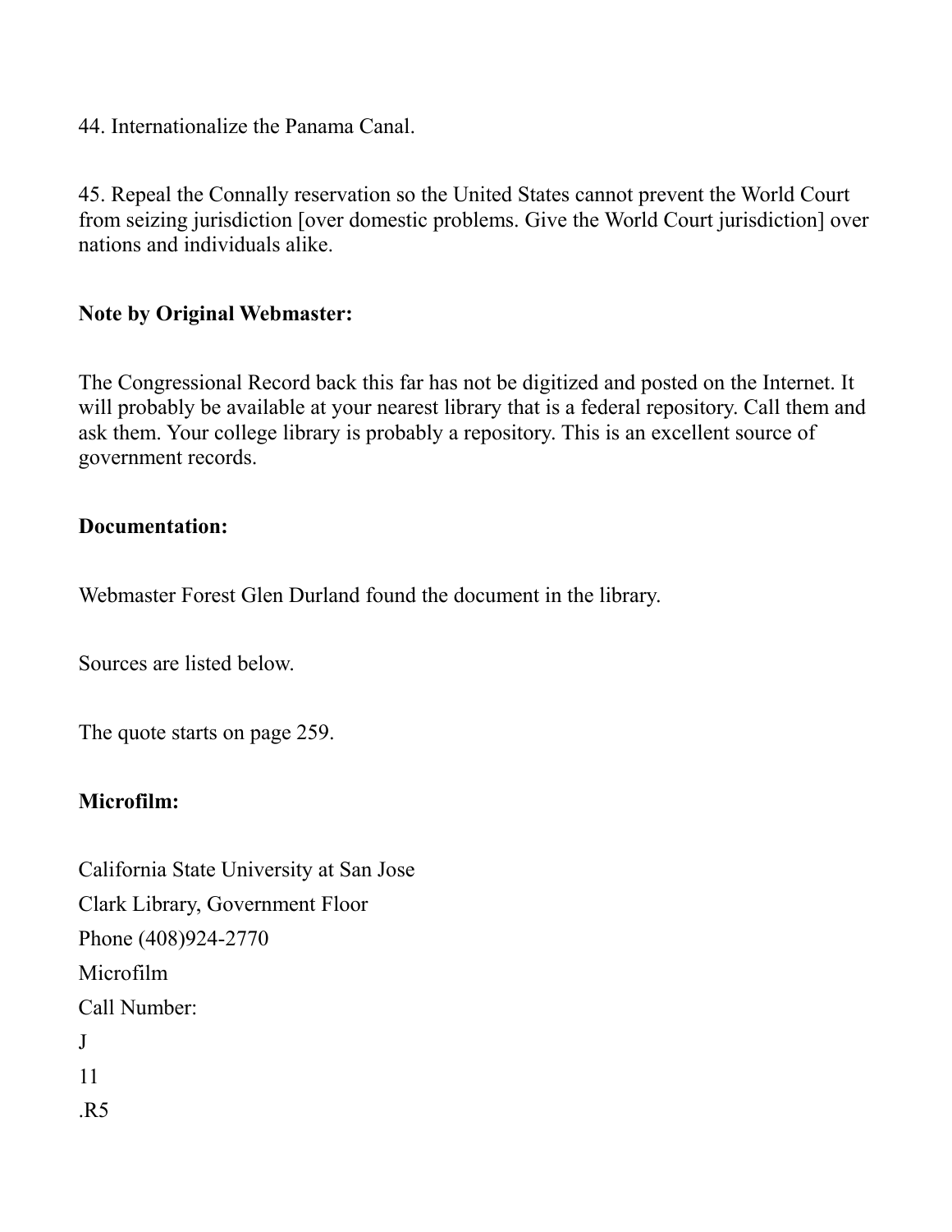44. Internationalize the Panama Canal.

45. Repeal the Connally reservation so the United States cannot prevent the World Court from seizing jurisdiction [over domestic problems. Give the World Court jurisdiction] over nations and individuals alike.

**Note by Original Webmaster:**

The Congressional Record back this far has not be digitized and posted on the Internet. It will probably be available at your nearest library that is a federal repository. Call them and ask them. Your college library is probably a repository. This is an excellent source of government records.

**Documentation:**

Webmaster Forest Glen Durland found the document in the library.

Sources are listed below.

The quote starts on page 259.

**Microfilm:**

California State University at San Jose
Clark Library, Government Floor
Phone (408)924-2770
Microfilm
Call Number:
J
11
.R5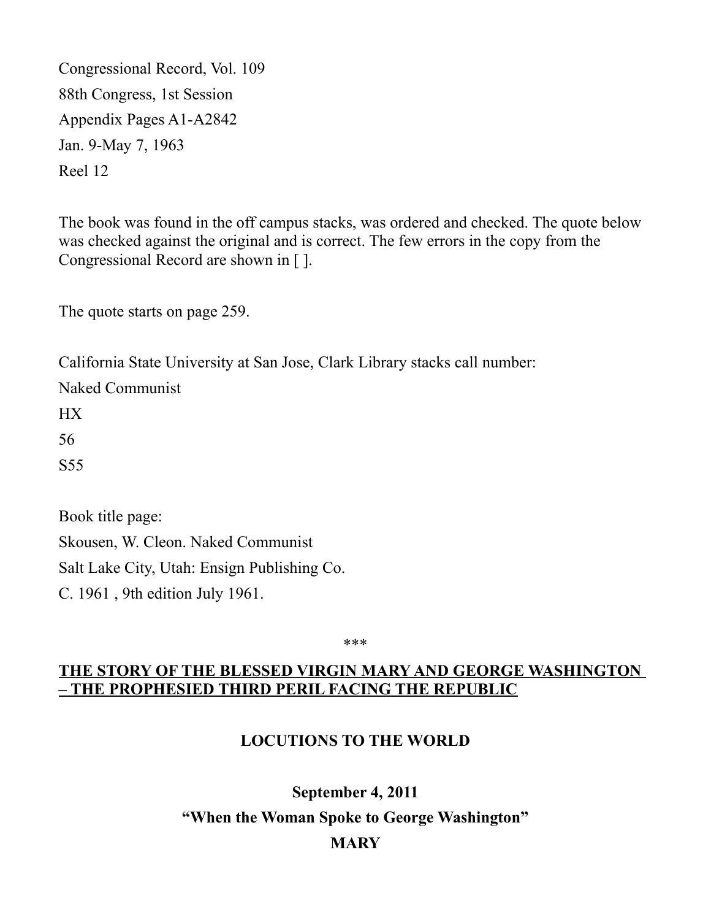Congressional Record, Vol. 109

88th Congress, 1st Session

Appendix Pages A1-A2842

Jan. 9-May 7, 1963

Reel 12

The book was found in the off campus stacks, was ordered and checked. The quote below was checked against the original and is correct. The few errors in the copy from the Congressional Record are shown in [ ].

The quote starts on page 259.

California State University at San Jose, Clark Library stacks call number:

Naked Communist

HX

56

S55

Book title page:

Skousen, W. Cleon. Naked Communist

Salt Lake City, Utah: Ensign Publishing Co.

C. 1961 , 9th edition July 1961.

\*\*\*

## **THE STORY OF THE BLESSED VIRGIN MARY AND GEORGE WASHINGTON – THE PROPHESIED THIRD PERIL FACING THE REPUBLIC**

### **LOCUTIONS TO THE WORLD**

**September 4, 2011**

**"When the Woman Spoke to George Washington"**

**MARY**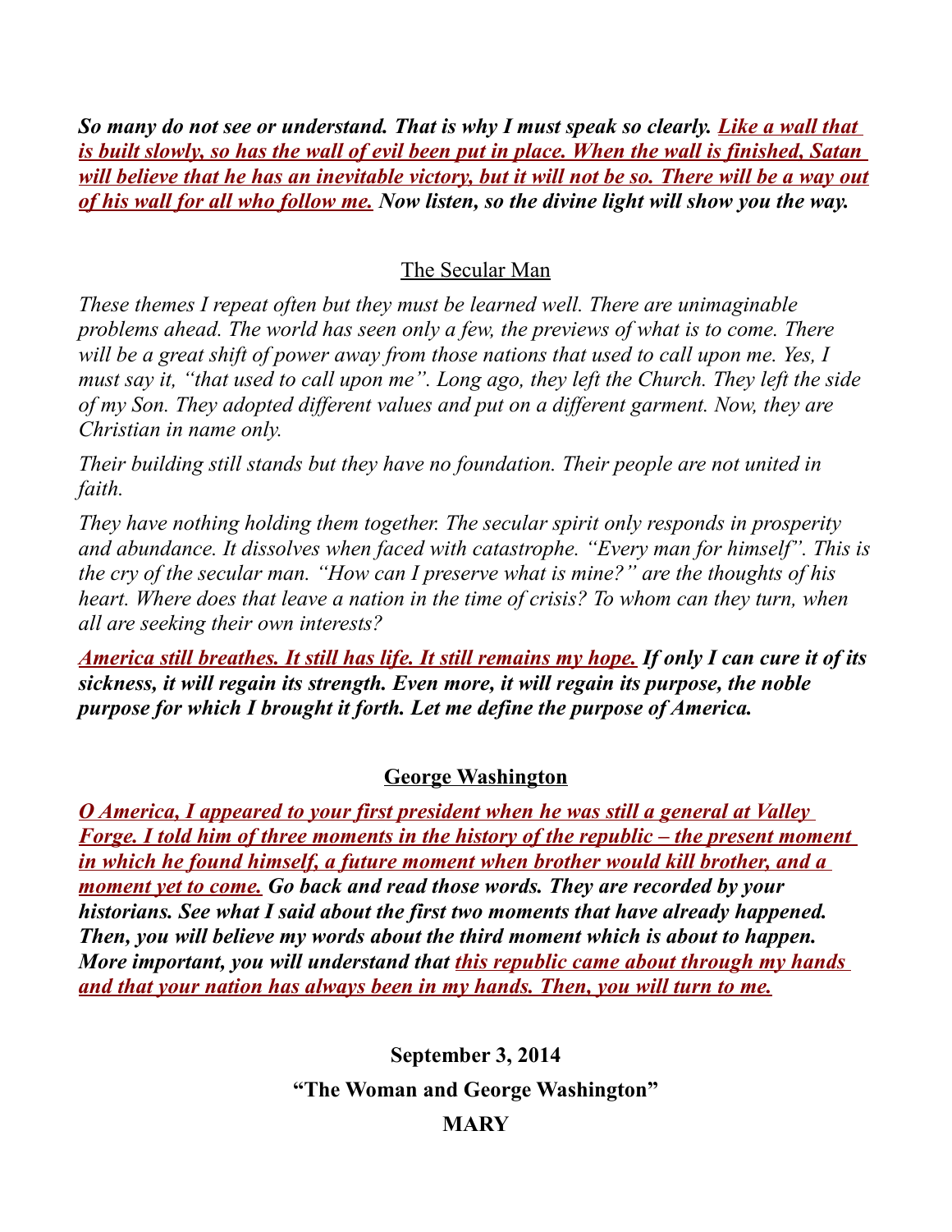***So many do not see or understand. That is why I must speak so clearly. <u>Like a wall that is built slowly, so has the wall of evil been put in place. When the wall is finished, Satan will believe that he has an inevitable victory, but it will not be so. There will be a way out of his wall for all who follow me.</u> Now listen, so the divine light will show you the way.***

## <u>The Secular Man</u>

*These themes I repeat often but they must be learned well. There are unimaginable problems ahead. The world has seen only a few, the previews of what is to come. There will be a great shift of power away from those nations that used to call upon me. Yes, I must say it, "that used to call upon me". Long ago, they left the Church. They left the side of my Son. They adopted different values and put on a different garment. Now, they are Christian in name only.*

*Their building still stands but they have no foundation. Their people are not united in faith.*

*They have nothing holding them together. The secular spirit only responds in prosperity and abundance. It dissolves when faced with catastrophe. "Every man for himself". This is the cry of the secular man. "How can I preserve what is mine?" are the thoughts of his heart. Where does that leave a nation in the time of crisis? To whom can they turn, when all are seeking their own interests?*

***<u>America still breathes. It still has life. It still remains my hope.</u> If only I can cure it of its sickness, it will regain its strength. Even more, it will regain its purpose, the noble purpose for which I brought it forth. Let me define the purpose of America.***

## <u>George Washington</u>

***<u>O America, I appeared to your first president when he was still a general at Valley Forge. I told him of three moments in the history of the republic – the present moment in which he found himself, a future moment when brother would kill brother, and a moment yet to come.</u> Go back and read those words. They are recorded by your historians. See what I said about the first two moments that have already happened. Then, you will believe my words about the third moment which is about to happen. More important, you will understand that <u>this republic came about through my hands and that your nation has always been in my hands. Then, you will turn to me.</u>***

**September 3, 2014**

**"The Woman and George Washington"**

**MARY**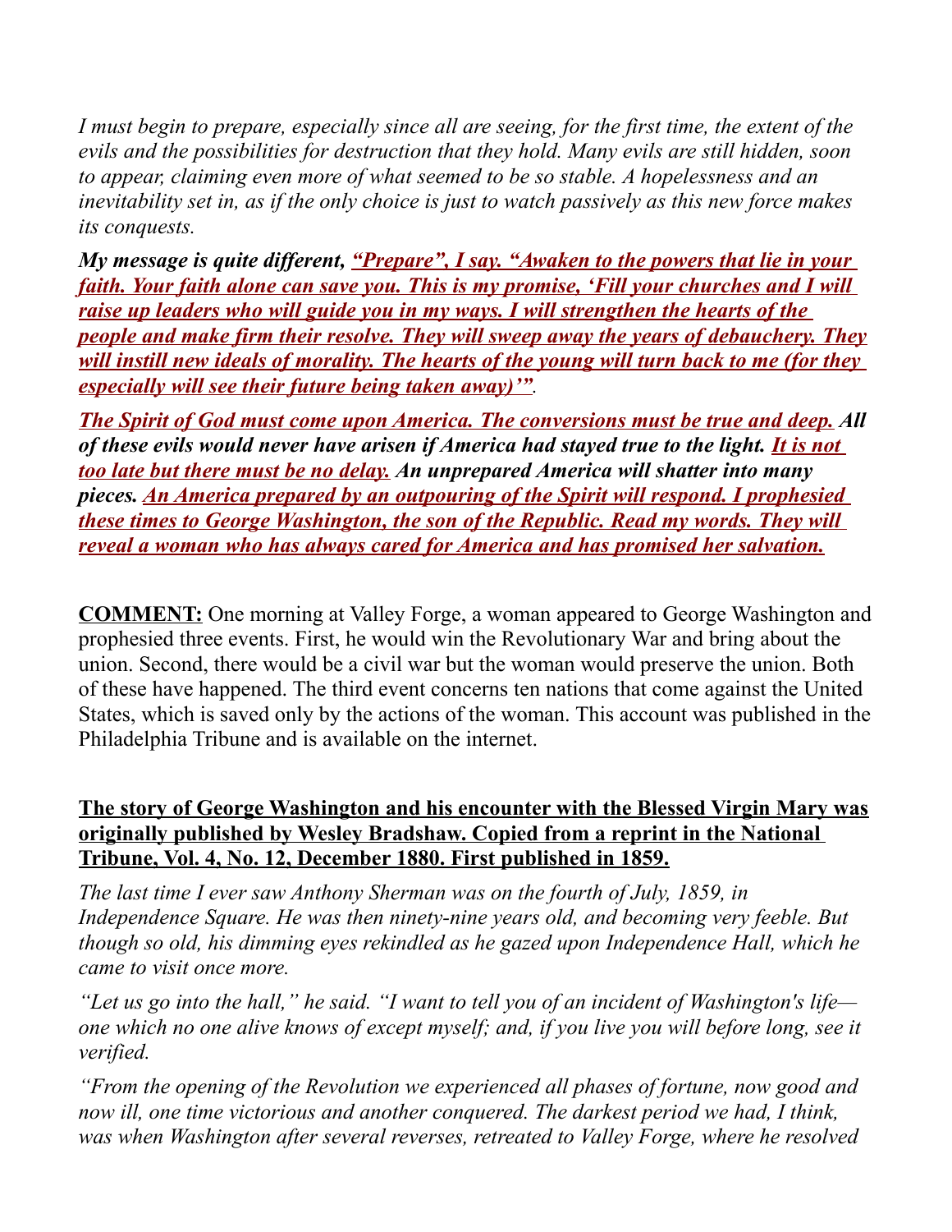*I must begin to prepare, especially since all are seeing, for the first time, the extent of the evils and the possibilities for destruction that they hold. Many evils are still hidden, soon to appear, claiming even more of what seemed to be so stable. A hopelessness and an inevitability set in, as if the only choice is just to watch passively as this new force makes its conquests.*

***My message is quite different, <u>"Prepare", I say. "Awaken to the powers that lie in your faith. Your faith alone can save you. This is my promise, 'Fill your churches and I will raise up leaders who will guide you in my ways. I will strengthen the hearts of the people and make firm their resolve. They will sweep away the years of debauchery. They will instill new ideals of morality. The hearts of the young will turn back to me (for they especially will see their future being taken away)'"</u>.***

***<u>The Spirit of God must come upon America. The conversions must be true and deep.</u> All of these evils would never have arisen if America had stayed true to the light. <u>It is not too late but there must be no delay.</u> An unprepared America will shatter into many pieces. <u>An America prepared by an outpouring of the Spirit will respond. I prophesied these times to George Washington, the son of the Republic. Read my words. They will reveal a woman who has always cared for America and has promised her salvation.</u>***

**<u>COMMENT:</u>** One morning at Valley Forge, a woman appeared to George Washington and prophesied three events. First, he would win the Revolutionary War and bring about the union. Second, there would be a civil war but the woman would preserve the union. Both of these have happened. The third event concerns ten nations that come against the United States, which is saved only by the actions of the woman. This account was published in the Philadelphia Tribune and is available on the internet.

**<u>The story of George Washington and his encounter with the Blessed Virgin Mary was originally published by Wesley Bradshaw. Copied from a reprint in the National Tribune, Vol. 4, No. 12, December 1880. First published in 1859.</u>**

*The last time I ever saw Anthony Sherman was on the fourth of July, 1859, in Independence Square. He was then ninety-nine years old, and becoming very feeble. But though so old, his dimming eyes rekindled as he gazed upon Independence Hall, which he came to visit once more.*

*"Let us go into the hall," he said. "I want to tell you of an incident of Washington's life—one which no one alive knows of except myself; and, if you live you will before long, see it verified.*

*"From the opening of the Revolution we experienced all phases of fortune, now good and now ill, one time victorious and another conquered. The darkest period we had, I think, was when Washington after several reverses, retreated to Valley Forge, where he resolved*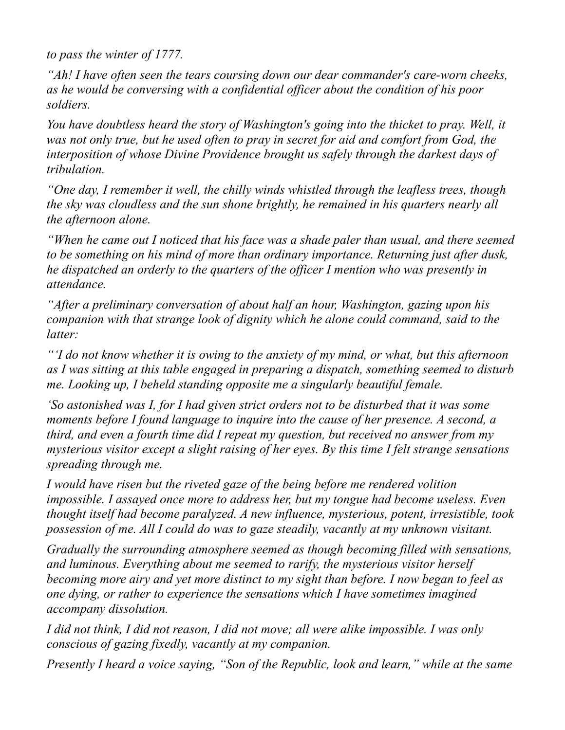*to pass the winter of 1777.*

*“Ah! I have often seen the tears coursing down our dear commander's care-worn cheeks, as he would be conversing with a confidential officer about the condition of his poor soldiers.*

*You have doubtless heard the story of Washington's going into the thicket to pray. Well, it was not only true, but he used often to pray in secret for aid and comfort from God, the interposition of whose Divine Providence brought us safely through the darkest days of tribulation.*

*“One day, I remember it well, the chilly winds whistled through the leafless trees, though the sky was cloudless and the sun shone brightly, he remained in his quarters nearly all the afternoon alone.*

*“When he came out I noticed that his face was a shade paler than usual, and there seemed to be something on his mind of more than ordinary importance. Returning just after dusk, he dispatched an orderly to the quarters of the officer I mention who was presently in attendance.*

*“After a preliminary conversation of about half an hour, Washington, gazing upon his companion with that strange look of dignity which he alone could command, said to the latter:*

*“‘I do not know whether it is owing to the anxiety of my mind, or what, but this afternoon as I was sitting at this table engaged in preparing a dispatch, something seemed to disturb me. Looking up, I beheld standing opposite me a singularly beautiful female.*

*‘So astonished was I, for I had given strict orders not to be disturbed that it was some moments before I found language to inquire into the cause of her presence. A second, a third, and even a fourth time did I repeat my question, but received no answer from my mysterious visitor except a slight raising of her eyes. By this time I felt strange sensations spreading through me.*

*I would have risen but the riveted gaze of the being before me rendered volition impossible. I assayed once more to address her, but my tongue had become useless. Even thought itself had become paralyzed. A new influence, mysterious, potent, irresistible, took possession of me. All I could do was to gaze steadily, vacantly at my unknown visitant.*

*Gradually the surrounding atmosphere seemed as though becoming filled with sensations, and luminous. Everything about me seemed to rarify, the mysterious visitor herself becoming more airy and yet more distinct to my sight than before. I now began to feel as one dying, or rather to experience the sensations which I have sometimes imagined accompany dissolution.*

*I did not think, I did not reason, I did not move; all were alike impossible. I was only conscious of gazing fixedly, vacantly at my companion.*

*Presently I heard a voice saying, “Son of the Republic, look and learn,” while at the same*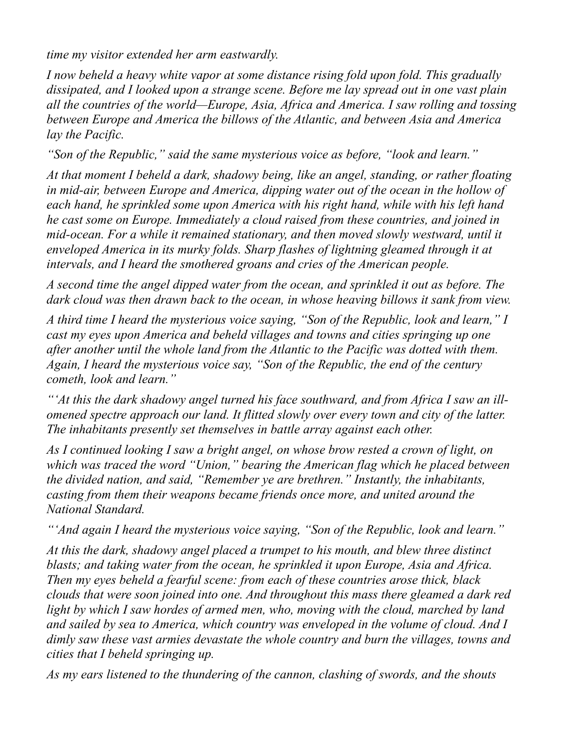*time my visitor extended her arm eastwardly.*

*I now beheld a heavy white vapor at some distance rising fold upon fold. This gradually dissipated, and I looked upon a strange scene. Before me lay spread out in one vast plain all the countries of the world—Europe, Asia, Africa and America. I saw rolling and tossing between Europe and America the billows of the Atlantic, and between Asia and America lay the Pacific.*

*"Son of the Republic," said the same mysterious voice as before, "look and learn."*

*At that moment I beheld a dark, shadowy being, like an angel, standing, or rather floating in mid-air, between Europe and America, dipping water out of the ocean in the hollow of each hand, he sprinkled some upon America with his right hand, while with his left hand he cast some on Europe. Immediately a cloud raised from these countries, and joined in mid-ocean. For a while it remained stationary, and then moved slowly westward, until it enveloped America in its murky folds. Sharp flashes of lightning gleamed through it at intervals, and I heard the smothered groans and cries of the American people.*

*A second time the angel dipped water from the ocean, and sprinkled it out as before. The dark cloud was then drawn back to the ocean, in whose heaving billows it sank from view.*

*A third time I heard the mysterious voice saying, "Son of the Republic, look and learn," I cast my eyes upon America and beheld villages and towns and cities springing up one after another until the whole land from the Atlantic to the Pacific was dotted with them. Again, I heard the mysterious voice say, "Son of the Republic, the end of the century cometh, look and learn."*

*"'At this the dark shadowy angel turned his face southward, and from Africa I saw an ill-omened spectre approach our land. It flitted slowly over every town and city of the latter. The inhabitants presently set themselves in battle array against each other.*

*As I continued looking I saw a bright angel, on whose brow rested a crown of light, on which was traced the word "Union," bearing the American flag which he placed between the divided nation, and said, "Remember ye are brethren." Instantly, the inhabitants, casting from them their weapons became friends once more, and united around the National Standard.*

*"'And again I heard the mysterious voice saying, "Son of the Republic, look and learn."*

*At this the dark, shadowy angel placed a trumpet to his mouth, and blew three distinct blasts; and taking water from the ocean, he sprinkled it upon Europe, Asia and Africa. Then my eyes beheld a fearful scene: from each of these countries arose thick, black clouds that were soon joined into one. And throughout this mass there gleamed a dark red light by which I saw hordes of armed men, who, moving with the cloud, marched by land and sailed by sea to America, which country was enveloped in the volume of cloud. And I dimly saw these vast armies devastate the whole country and burn the villages, towns and cities that I beheld springing up.*

*As my ears listened to the thundering of the cannon, clashing of swords, and the shouts*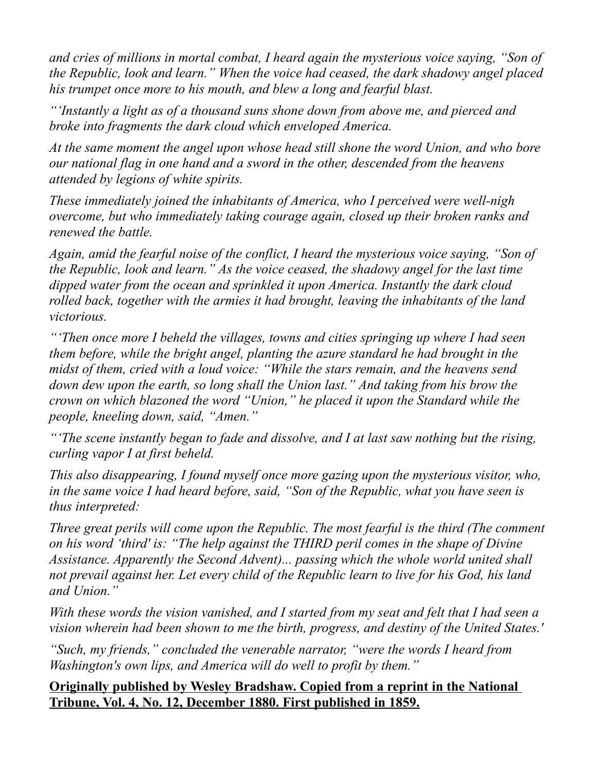*and cries of millions in mortal combat, I heard again the mysterious voice saying, "Son of the Republic, look and learn." When the voice had ceased, the dark shadowy angel placed his trumpet once more to his mouth, and blew a long and fearful blast.*

*"'Instantly a light as of a thousand suns shone down from above me, and pierced and broke into fragments the dark cloud which enveloped America.*

*At the same moment the angel upon whose head still shone the word Union, and who bore our national flag in one hand and a sword in the other, descended from the heavens attended by legions of white spirits.*

*These immediately joined the inhabitants of America, who I perceived were well-nigh overcome, but who immediately taking courage again, closed up their broken ranks and renewed the battle.*

*Again, amid the fearful noise of the conflict, I heard the mysterious voice saying, "Son of the Republic, look and learn." As the voice ceased, the shadowy angel for the last time dipped water from the ocean and sprinkled it upon America. Instantly the dark cloud rolled back, together with the armies it had brought, leaving the inhabitants of the land victorious.*

*"'Then once more I beheld the villages, towns and cities springing up where I had seen them before, while the bright angel, planting the azure standard he had brought in the midst of them, cried with a loud voice: "While the stars remain, and the heavens send down dew upon the earth, so long shall the Union last." And taking from his brow the crown on which blazoned the word "Union," he placed it upon the Standard while the people, kneeling down, said, "Amen."*

*"'The scene instantly began to fade and dissolve, and I at last saw nothing but the rising, curling vapor I at first beheld.*

*This also disappearing, I found myself once more gazing upon the mysterious visitor, who, in the same voice I had heard before, said, "Son of the Republic, what you have seen is thus interpreted:*

*Three great perils will come upon the Republic. The most fearful is the third (The comment on his word 'third' is: "The help against the THIRD peril comes in the shape of Divine Assistance. Apparently the Second Advent)... passing which the whole world united shall not prevail against her. Let every child of the Republic learn to live for his God, his land and Union."*

*With these words the vision vanished, and I started from my seat and felt that I had seen a vision wherein had been shown to me the birth, progress, and destiny of the United States.'*

*"Such, my friends," concluded the venerable narrator, "were the words I heard from Washington's own lips, and America will do well to profit by them."*

**Originally published by Wesley Bradshaw. Copied from a reprint in the National Tribune, Vol. 4, No. 12, December 1880. First published in 1859.**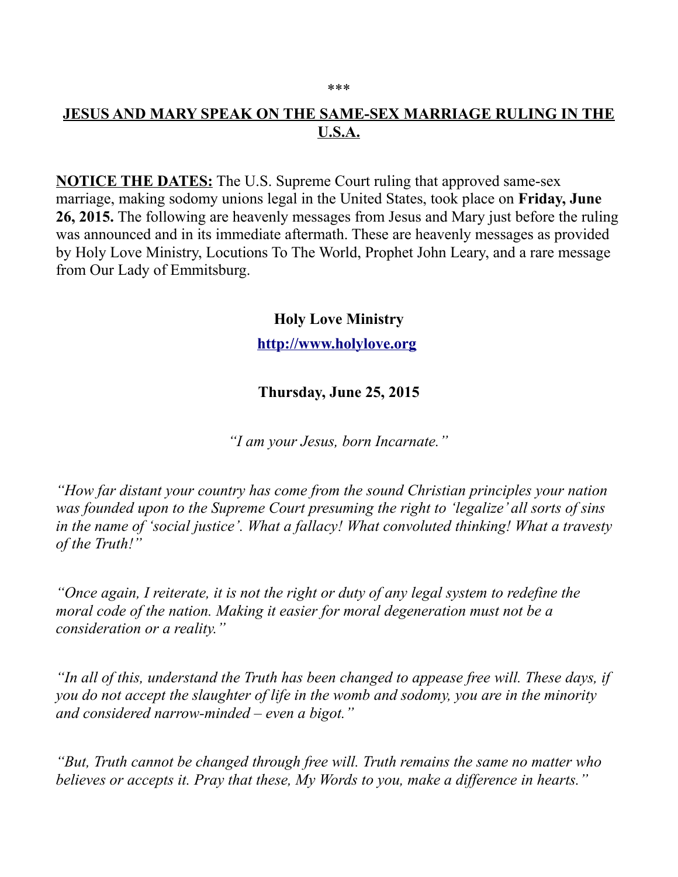\*\*\*

## JESUS AND MARY SPEAK ON THE SAME-SEX MARRIAGE RULING IN THE U.S.A.

**NOTICE THE DATES:** The U.S. Supreme Court ruling that approved same-sex marriage, making sodomy unions legal in the United States, took place on **Friday, June 26, 2015.** The following are heavenly messages from Jesus and Mary just before the ruling was announced and in its immediate aftermath. These are heavenly messages as provided by Holy Love Ministry, Locutions To The World, Prophet John Leary, and a rare message from Our Lady of Emmitsburg.

### Holy Love Ministry

**http://www.holylove.org**

### Thursday, June 25, 2015

*"I am your Jesus, born Incarnate."*

*"How far distant your country has come from the sound Christian principles your nation was founded upon to the Supreme Court presuming the right to 'legalize' all sorts of sins in the name of 'social justice'. What a fallacy! What convoluted thinking! What a travesty of the Truth!"*

*"Once again, I reiterate, it is not the right or duty of any legal system to redefine the moral code of the nation. Making it easier for moral degeneration must not be a consideration or a reality."*

*"In all of this, understand the Truth has been changed to appease free will. These days, if you do not accept the slaughter of life in the womb and sodomy, you are in the minority and considered narrow-minded – even a bigot."*

*"But, Truth cannot be changed through free will. Truth remains the same no matter who believes or accepts it. Pray that these, My Words to you, make a difference in hearts."*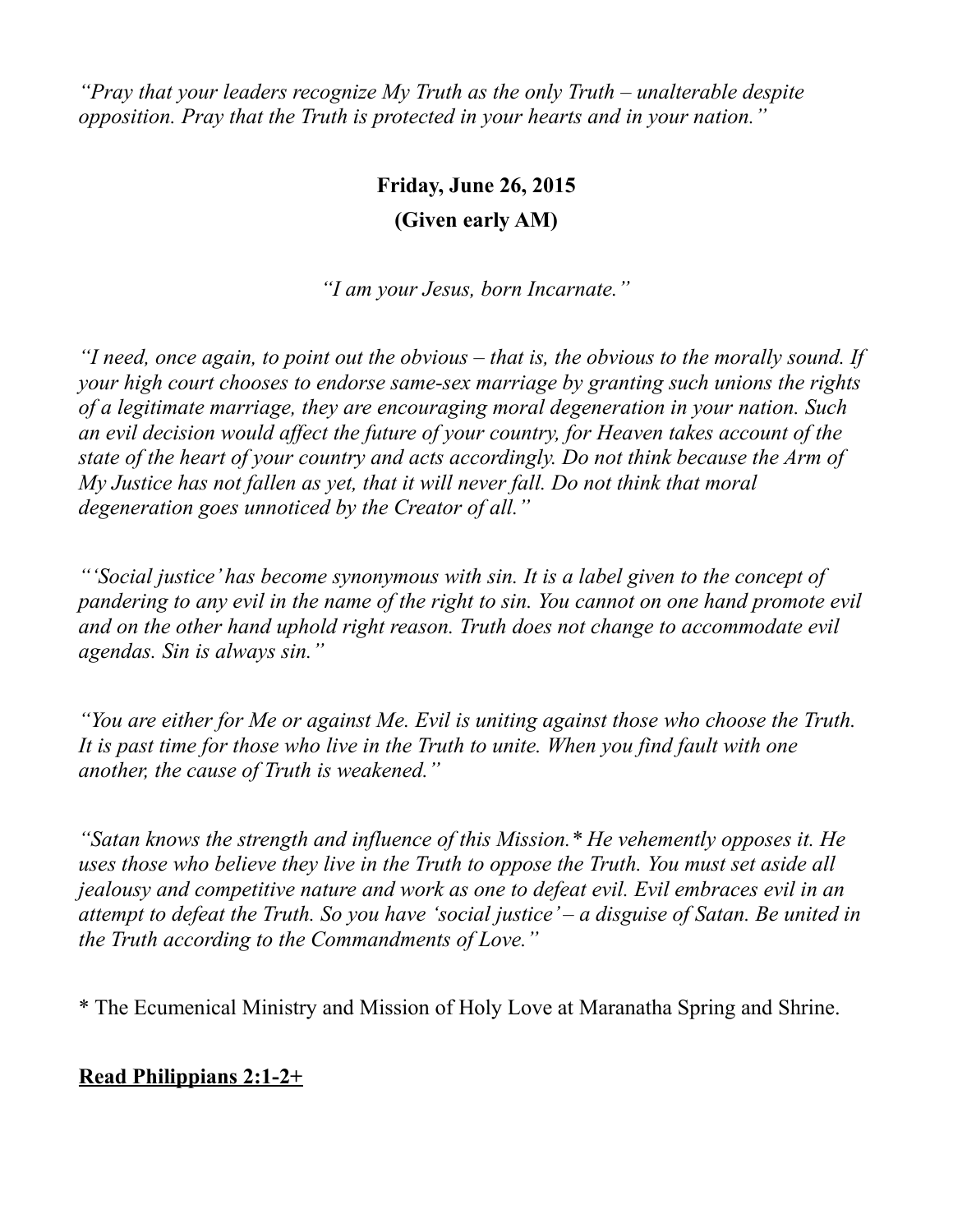*"Pray that your leaders recognize My Truth as the only Truth – unalterable despite opposition. Pray that the Truth is protected in your hearts and in your nation."*

**Friday, June 26, 2015**

**(Given early AM)**

*"I am your Jesus, born Incarnate."*

*"I need, once again, to point out the obvious – that is, the obvious to the morally sound. If your high court chooses to endorse same-sex marriage by granting such unions the rights of a legitimate marriage, they are encouraging moral degeneration in your nation. Such an evil decision would affect the future of your country, for Heaven takes account of the state of the heart of your country and acts accordingly. Do not think because the Arm of My Justice has not fallen as yet, that it will never fall. Do not think that moral degeneration goes unnoticed by the Creator of all."*

*"'Social justice' has become synonymous with sin. It is a label given to the concept of pandering to any evil in the name of the right to sin. You cannot on one hand promote evil and on the other hand uphold right reason. Truth does not change to accommodate evil agendas. Sin is always sin."*

*"You are either for Me or against Me. Evil is uniting against those who choose the Truth. It is past time for those who live in the Truth to unite. When you find fault with one another, the cause of Truth is weakened."*

*"Satan knows the strength and influence of this Mission.* He vehemently opposes it. He uses those who believe they live in the Truth to oppose the Truth. You must set aside all jealousy and competitive nature and work as one to defeat evil. Evil embraces evil in an attempt to defeat the Truth. So you have 'social justice' – a disguise of Satan. Be united in the Truth according to the Commandments of Love."*

* The Ecumenical Ministry and Mission of Holy Love at Maranatha Spring and Shrine.

**<u>Read Philippians 2:1-2+</u>**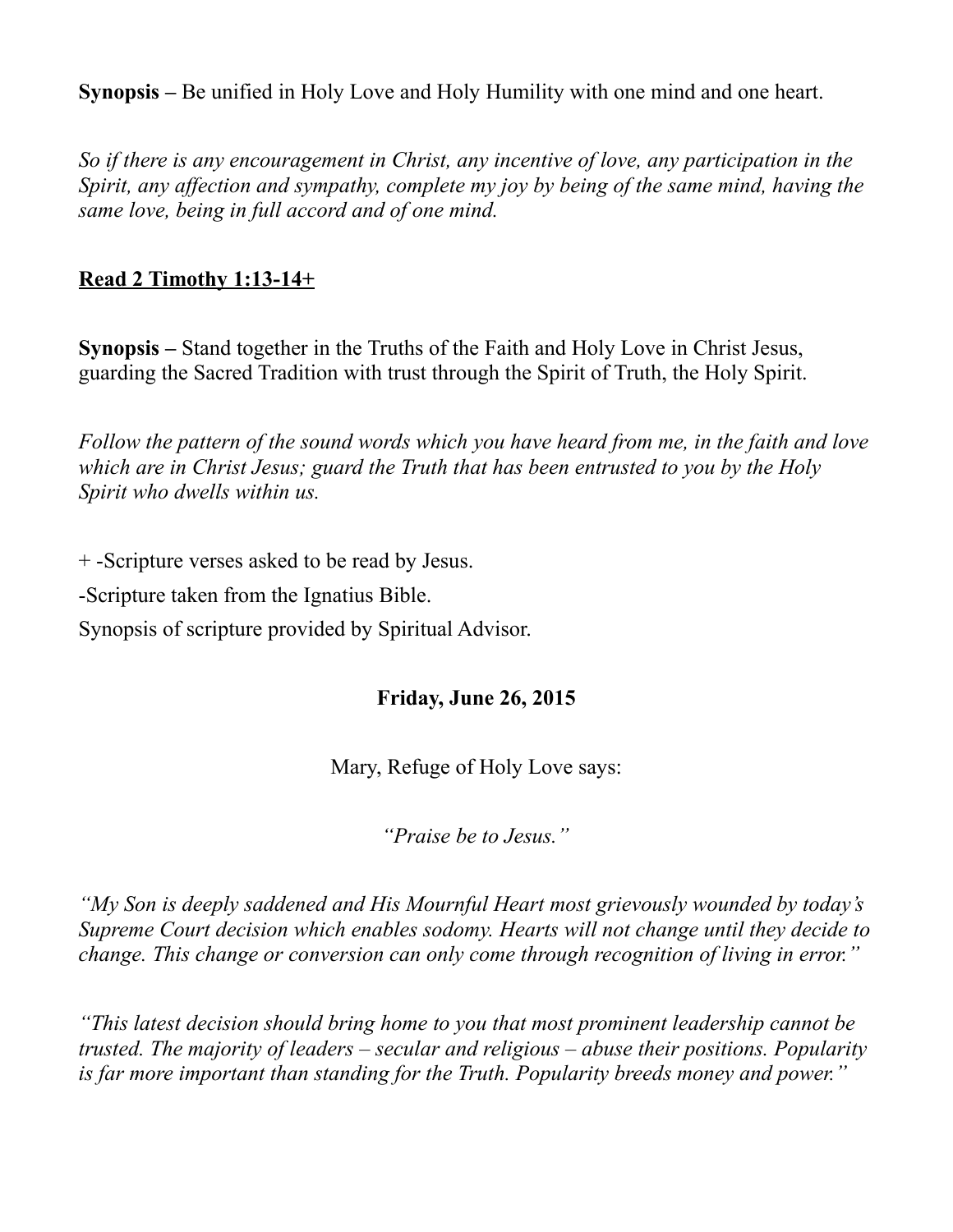**Synopsis –** Be unified in Holy Love and Holy Humility with one mind and one heart.

*So if there is any encouragement in Christ, any incentive of love, any participation in the Spirit, any affection and sympathy, complete my joy by being of the same mind, having the same love, being in full accord and of one mind.*

**Read 2 Timothy 1:13-14+**

**Synopsis –** Stand together in the Truths of the Faith and Holy Love in Christ Jesus, guarding the Sacred Tradition with trust through the Spirit of Truth, the Holy Spirit.

*Follow the pattern of the sound words which you have heard from me, in the faith and love which are in Christ Jesus; guard the Truth that has been entrusted to you by the Holy Spirit who dwells within us.*

+ -Scripture verses asked to be read by Jesus.

-Scripture taken from the Ignatius Bible.

Synopsis of scripture provided by Spiritual Advisor.

**Friday, June 26, 2015**

Mary, Refuge of Holy Love says:

*"Praise be to Jesus."*

*"My Son is deeply saddened and His Mournful Heart most grievously wounded by today's Supreme Court decision which enables sodomy. Hearts will not change until they decide to change. This change or conversion can only come through recognition of living in error."*

*"This latest decision should bring home to you that most prominent leadership cannot be trusted. The majority of leaders – secular and religious – abuse their positions. Popularity is far more important than standing for the Truth. Popularity breeds money and power."*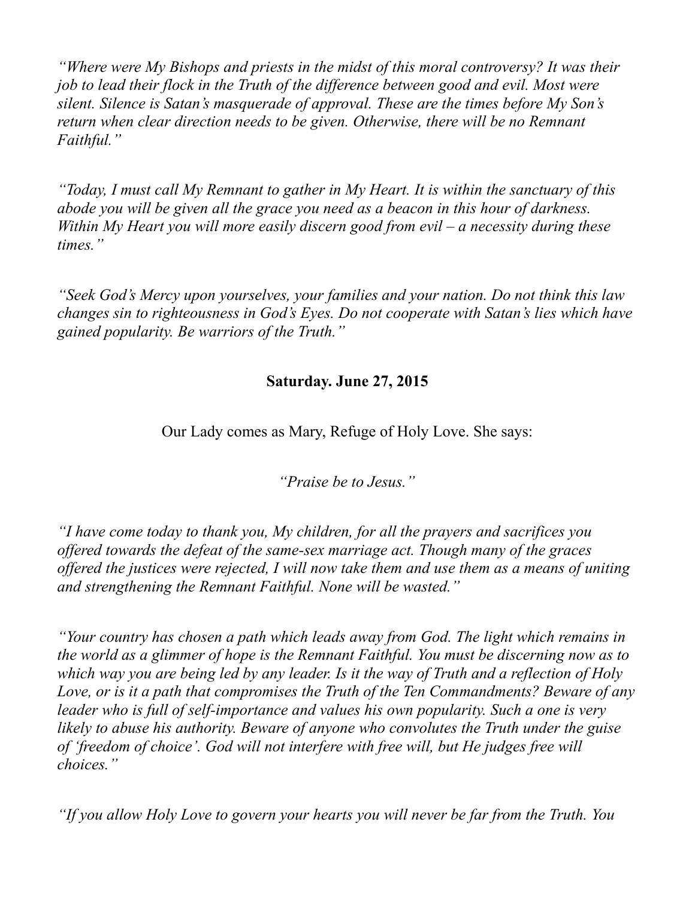*"Where were My Bishops and priests in the midst of this moral controversy? It was their job to lead their flock in the Truth of the difference between good and evil. Most were silent. Silence is Satan's masquerade of approval. These are the times before My Son's return when clear direction needs to be given. Otherwise, there will be no Remnant Faithful."*

*"Today, I must call My Remnant to gather in My Heart. It is within the sanctuary of this abode you will be given all the grace you need as a beacon in this hour of darkness. Within My Heart you will more easily discern good from evil – a necessity during these times."*

*"Seek God's Mercy upon yourselves, your families and your nation. Do not think this law changes sin to righteousness in God's Eyes. Do not cooperate with Satan's lies which have gained popularity. Be warriors of the Truth."*

**Saturday. June 27, 2015**

Our Lady comes as Mary, Refuge of Holy Love. She says:

*"Praise be to Jesus."*

*"I have come today to thank you, My children, for all the prayers and sacrifices you offered towards the defeat of the same-sex marriage act. Though many of the graces offered the justices were rejected, I will now take them and use them as a means of uniting and strengthening the Remnant Faithful. None will be wasted."*

*"Your country has chosen a path which leads away from God. The light which remains in the world as a glimmer of hope is the Remnant Faithful. You must be discerning now as to which way you are being led by any leader. Is it the way of Truth and a reflection of Holy Love, or is it a path that compromises the Truth of the Ten Commandments? Beware of any leader who is full of self-importance and values his own popularity. Such a one is very likely to abuse his authority. Beware of anyone who convolutes the Truth under the guise of 'freedom of choice'. God will not interfere with free will, but He judges free will choices."*

*"If you allow Holy Love to govern your hearts you will never be far from the Truth. You*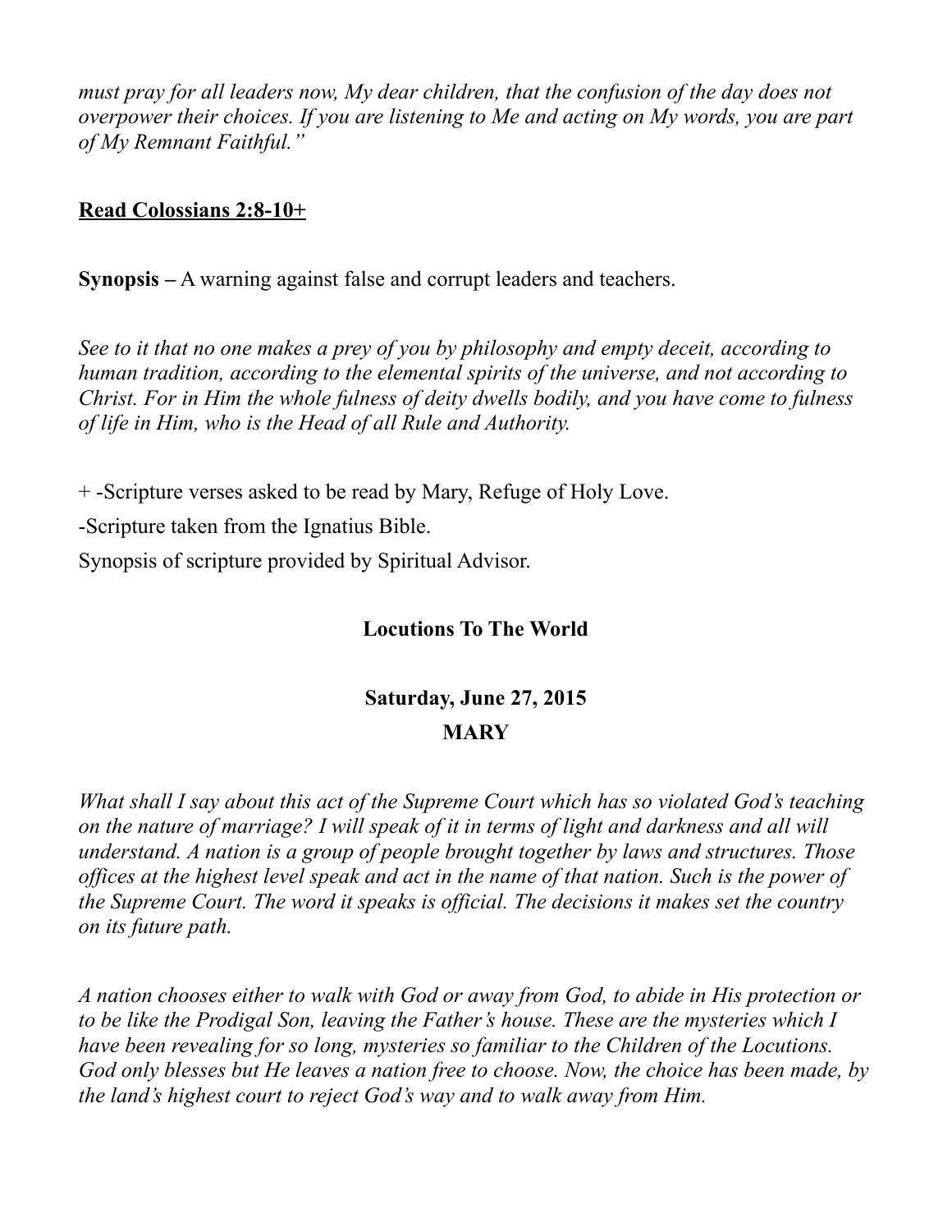*must pray for all leaders now, My dear children, that the confusion of the day does not overpower their choices. If you are listening to Me and acting on My words, you are part of My Remnant Faithful."*

**Read Colossians 2:8-10+**

**Synopsis –** A warning against false and corrupt leaders and teachers.

*See to it that no one makes a prey of you by philosophy and empty deceit, according to human tradition, according to the elemental spirits of the universe, and not according to Christ. For in Him the whole fulness of deity dwells bodily, and you have come to fulness of life in Him, who is the Head of all Rule and Authority.*

+ -Scripture verses asked to be read by Mary, Refuge of Holy Love.

-Scripture taken from the Ignatius Bible.

Synopsis of scripture provided by Spiritual Advisor.

**Locutions To The World**

**Saturday, June 27, 2015**

**MARY**

*What shall I say about this act of the Supreme Court which has so violated God's teaching on the nature of marriage? I will speak of it in terms of light and darkness and all will understand. A nation is a group of people brought together by laws and structures. Those offices at the highest level speak and act in the name of that nation. Such is the power of the Supreme Court. The word it speaks is official. The decisions it makes set the country on its future path.*

*A nation chooses either to walk with God or away from God, to abide in His protection or to be like the Prodigal Son, leaving the Father's house. These are the mysteries which I have been revealing for so long, mysteries so familiar to the Children of the Locutions. God only blesses but He leaves a nation free to choose. Now, the choice has been made, by the land's highest court to reject God's way and to walk away from Him.*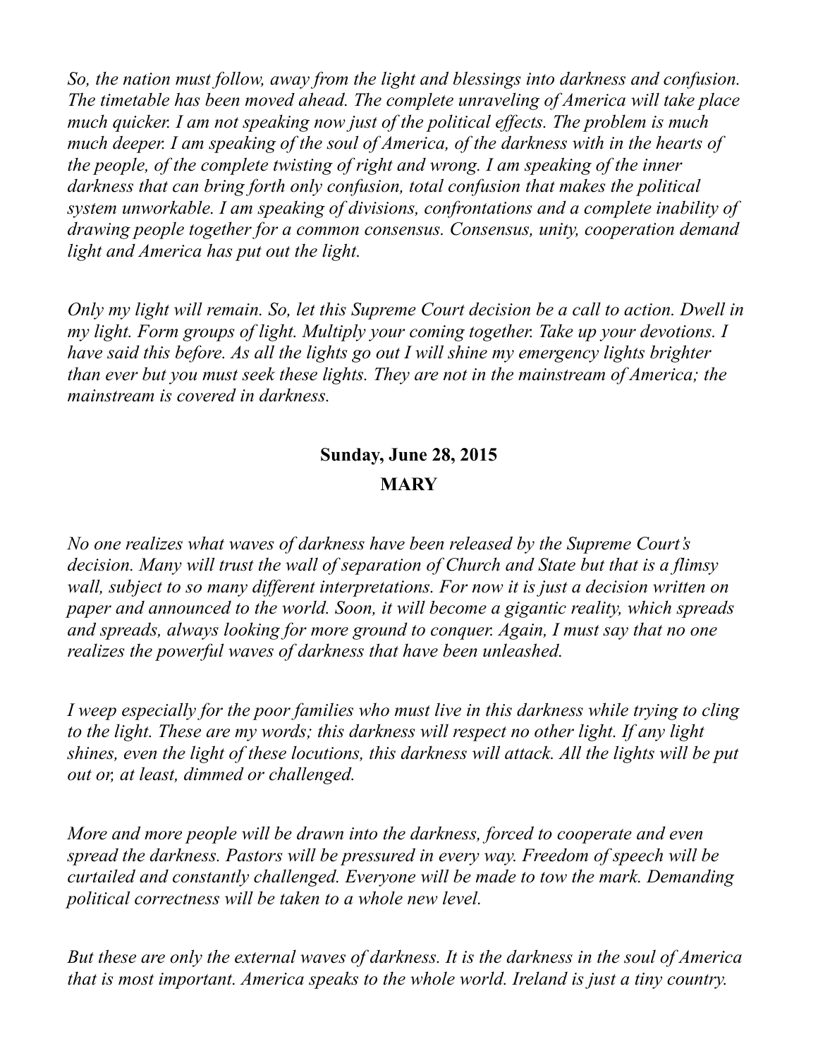*So, the nation must follow, away from the light and blessings into darkness and confusion. The timetable has been moved ahead. The complete unraveling of America will take place much quicker. I am not speaking now just of the political effects. The problem is much much deeper. I am speaking of the soul of America, of the darkness with in the hearts of the people, of the complete twisting of right and wrong. I am speaking of the inner darkness that can bring forth only confusion, total confusion that makes the political system unworkable. I am speaking of divisions, confrontations and a complete inability of drawing people together for a common consensus. Consensus, unity, cooperation demand light and America has put out the light.*

*Only my light will remain. So, let this Supreme Court decision be a call to action. Dwell in my light. Form groups of light. Multiply your coming together. Take up your devotions. I have said this before. As all the lights go out I will shine my emergency lights brighter than ever but you must seek these lights. They are not in the mainstream of America; the mainstream is covered in darkness.*

## Sunday, June 28, 2015

### MARY

*No one realizes what waves of darkness have been released by the Supreme Court's decision. Many will trust the wall of separation of Church and State but that is a flimsy wall, subject to so many different interpretations. For now it is just a decision written on paper and announced to the world. Soon, it will become a gigantic reality, which spreads and spreads, always looking for more ground to conquer. Again, I must say that no one realizes the powerful waves of darkness that have been unleashed.*

*I weep especially for the poor families who must live in this darkness while trying to cling to the light. These are my words; this darkness will respect no other light. If any light shines, even the light of these locutions, this darkness will attack. All the lights will be put out or, at least, dimmed or challenged.*

*More and more people will be drawn into the darkness, forced to cooperate and even spread the darkness. Pastors will be pressured in every way. Freedom of speech will be curtailed and constantly challenged. Everyone will be made to tow the mark. Demanding political correctness will be taken to a whole new level.*

*But these are only the external waves of darkness. It is the darkness in the soul of America that is most important. America speaks to the whole world. Ireland is just a tiny country.*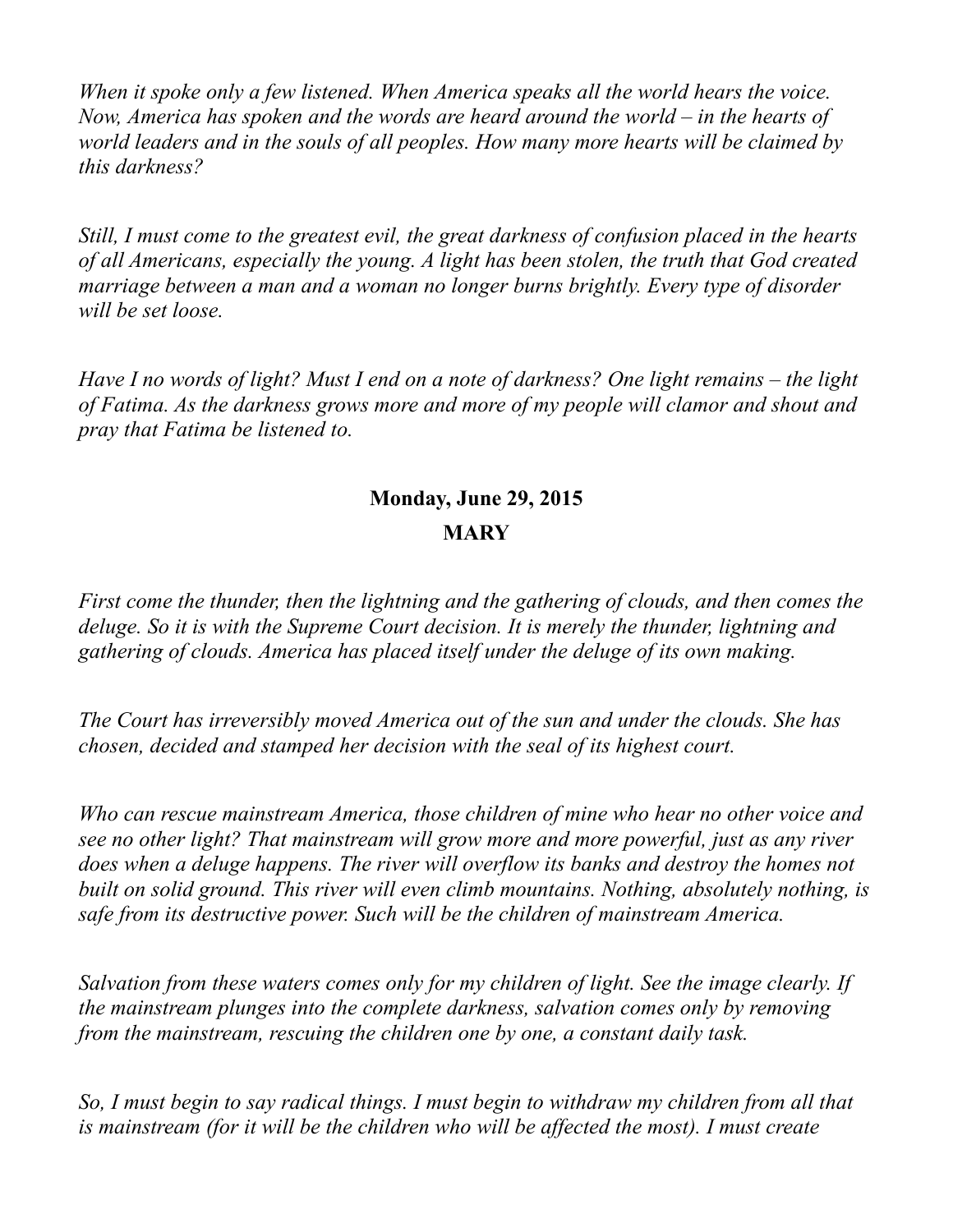*When it spoke only a few listened. When America speaks all the world hears the voice. Now, America has spoken and the words are heard around the world – in the hearts of world leaders and in the souls of all peoples. How many more hearts will be claimed by this darkness?*

*Still, I must come to the greatest evil, the great darkness of confusion placed in the hearts of all Americans, especially the young. A light has been stolen, the truth that God created marriage between a man and a woman no longer burns brightly. Every type of disorder will be set loose.*

*Have I no words of light? Must I end on a note of darkness? One light remains – the light of Fatima. As the darkness grows more and more of my people will clamor and shout and pray that Fatima be listened to.*

**Monday, June 29, 2015**

**MARY**

*First come the thunder, then the lightning and the gathering of clouds, and then comes the deluge. So it is with the Supreme Court decision. It is merely the thunder, lightning and gathering of clouds. America has placed itself under the deluge of its own making.*

*The Court has irreversibly moved America out of the sun and under the clouds. She has chosen, decided and stamped her decision with the seal of its highest court.*

*Who can rescue mainstream America, those children of mine who hear no other voice and see no other light? That mainstream will grow more and more powerful, just as any river does when a deluge happens. The river will overflow its banks and destroy the homes not built on solid ground. This river will even climb mountains. Nothing, absolutely nothing, is safe from its destructive power. Such will be the children of mainstream America.*

*Salvation from these waters comes only for my children of light. See the image clearly. If the mainstream plunges into the complete darkness, salvation comes only by removing from the mainstream, rescuing the children one by one, a constant daily task.*

*So, I must begin to say radical things. I must begin to withdraw my children from all that is mainstream (for it will be the children who will be affected the most). I must create*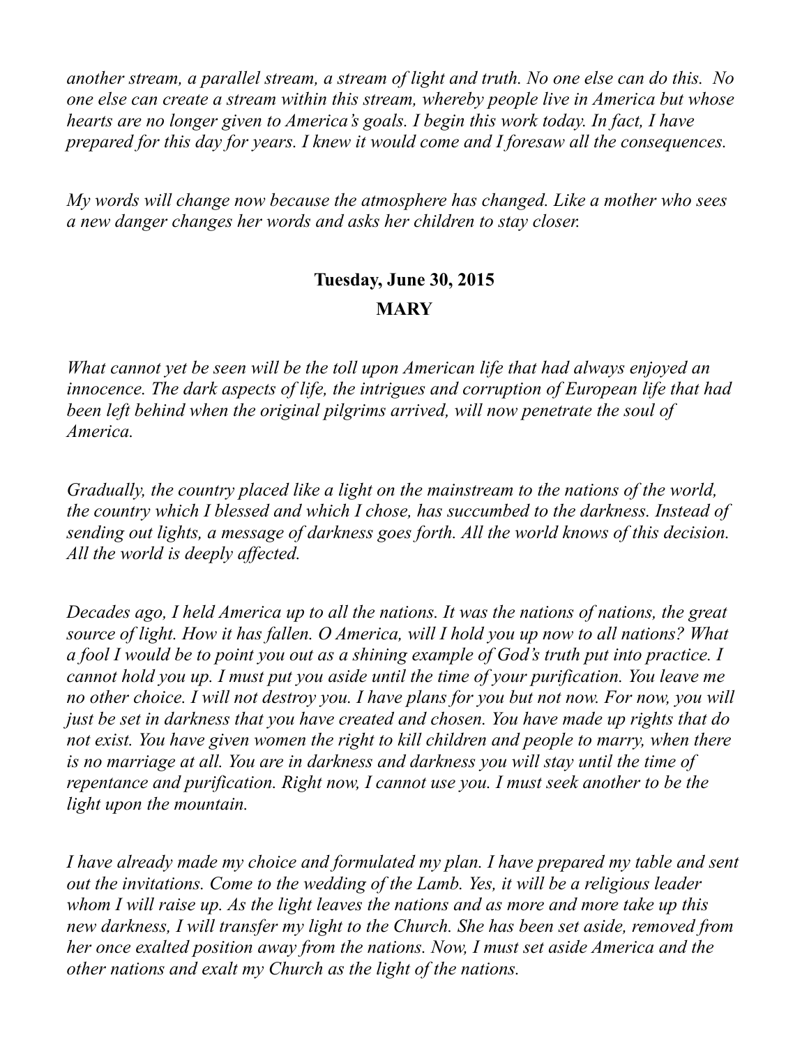*another stream, a parallel stream, a stream of light and truth. No one else can do this. No one else can create a stream within this stream, whereby people live in America but whose hearts are no longer given to America's goals. I begin this work today. In fact, I have prepared for this day for years. I knew it would come and I foresaw all the consequences.*

*My words will change now because the atmosphere has changed. Like a mother who sees a new danger changes her words and asks her children to stay closer.*

**Tuesday, June 30, 2015**

**MARY**

*What cannot yet be seen will be the toll upon American life that had always enjoyed an innocence. The dark aspects of life, the intrigues and corruption of European life that had been left behind when the original pilgrims arrived, will now penetrate the soul of America.*

*Gradually, the country placed like a light on the mainstream to the nations of the world, the country which I blessed and which I chose, has succumbed to the darkness. Instead of sending out lights, a message of darkness goes forth. All the world knows of this decision. All the world is deeply affected.*

*Decades ago, I held America up to all the nations. It was the nations of nations, the great source of light. How it has fallen. O America, will I hold you up now to all nations? What a fool I would be to point you out as a shining example of God's truth put into practice. I cannot hold you up. I must put you aside until the time of your purification. You leave me no other choice. I will not destroy you. I have plans for you but not now. For now, you will just be set in darkness that you have created and chosen. You have made up rights that do not exist. You have given women the right to kill children and people to marry, when there is no marriage at all. You are in darkness and darkness you will stay until the time of repentance and purification. Right now, I cannot use you. I must seek another to be the light upon the mountain.*

*I have already made my choice and formulated my plan. I have prepared my table and sent out the invitations. Come to the wedding of the Lamb. Yes, it will be a religious leader whom I will raise up. As the light leaves the nations and as more and more take up this new darkness, I will transfer my light to the Church. She has been set aside, removed from her once exalted position away from the nations. Now, I must set aside America and the other nations and exalt my Church as the light of the nations.*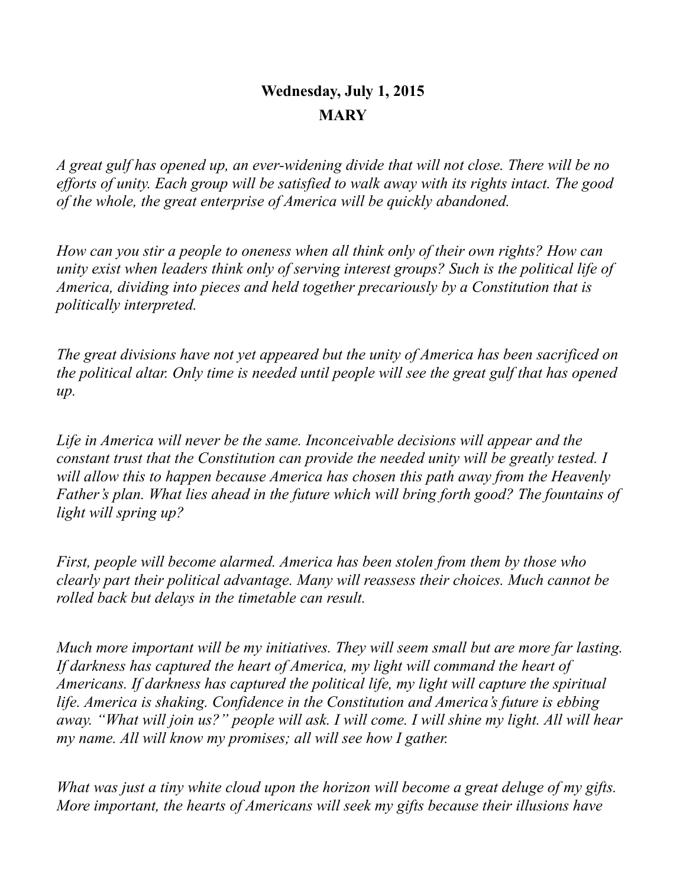**Wednesday, July 1, 2015**

**MARY**

*A great gulf has opened up, an ever-widening divide that will not close. There will be no efforts of unity. Each group will be satisfied to walk away with its rights intact. The good of the whole, the great enterprise of America will be quickly abandoned.*

*How can you stir a people to oneness when all think only of their own rights? How can unity exist when leaders think only of serving interest groups? Such is the political life of America, dividing into pieces and held together precariously by a Constitution that is politically interpreted.*

*The great divisions have not yet appeared but the unity of America has been sacrificed on the political altar. Only time is needed until people will see the great gulf that has opened up.*

*Life in America will never be the same. Inconceivable decisions will appear and the constant trust that the Constitution can provide the needed unity will be greatly tested. I will allow this to happen because America has chosen this path away from the Heavenly Father's plan. What lies ahead in the future which will bring forth good? The fountains of light will spring up?*

*First, people will become alarmed. America has been stolen from them by those who clearly part their political advantage. Many will reassess their choices. Much cannot be rolled back but delays in the timetable can result.*

*Much more important will be my initiatives. They will seem small but are more far lasting. If darkness has captured the heart of America, my light will command the heart of Americans. If darkness has captured the political life, my light will capture the spiritual life. America is shaking. Confidence in the Constitution and America's future is ebbing away. "What will join us?" people will ask. I will come. I will shine my light. All will hear my name. All will know my promises; all will see how I gather.*

*What was just a tiny white cloud upon the horizon will become a great deluge of my gifts. More important, the hearts of Americans will seek my gifts because their illusions have*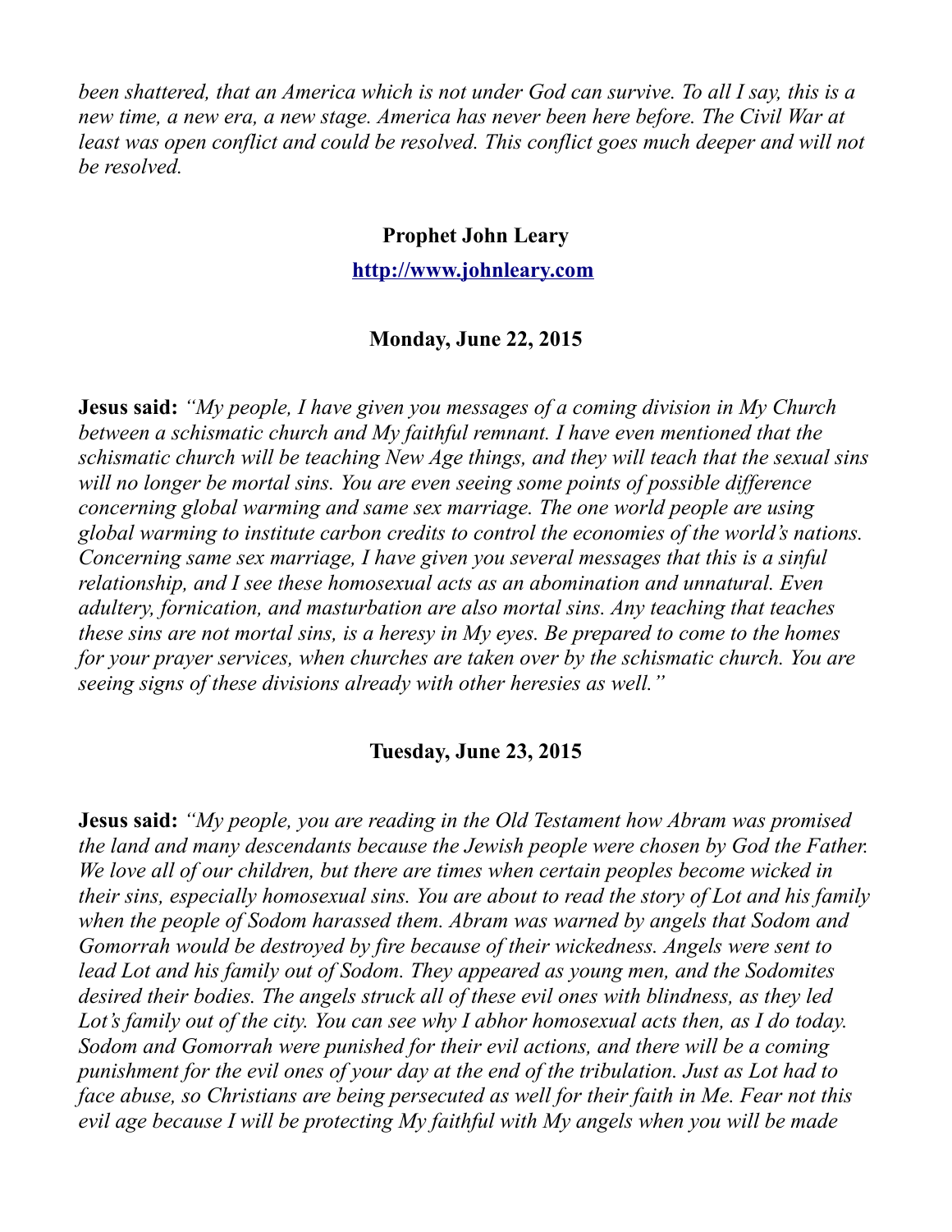*been shattered, that an America which is not under God can survive. To all I say, this is a new time, a new era, a new stage. America has never been here before. The Civil War at least was open conflict and could be resolved. This conflict goes much deeper and will not be resolved.*

**Prophet John Leary**

**[http://www.johnleary.com](http://www.johnleary.com)**

**Monday, June 22, 2015**

**Jesus said:** *"My people, I have given you messages of a coming division in My Church between a schismatic church and My faithful remnant. I have even mentioned that the schismatic church will be teaching New Age things, and they will teach that the sexual sins will no longer be mortal sins. You are even seeing some points of possible difference concerning global warming and same sex marriage. The one world people are using global warming to institute carbon credits to control the economies of the world's nations. Concerning same sex marriage, I have given you several messages that this is a sinful relationship, and I see these homosexual acts as an abomination and unnatural. Even adultery, fornication, and masturbation are also mortal sins. Any teaching that teaches these sins are not mortal sins, is a heresy in My eyes. Be prepared to come to the homes for your prayer services, when churches are taken over by the schismatic church. You are seeing signs of these divisions already with other heresies as well."*

**Tuesday, June 23, 2015**

**Jesus said:** *"My people, you are reading in the Old Testament how Abram was promised the land and many descendants because the Jewish people were chosen by God the Father. We love all of our children, but there are times when certain peoples become wicked in their sins, especially homosexual sins. You are about to read the story of Lot and his family when the people of Sodom harassed them. Abram was warned by angels that Sodom and Gomorrah would be destroyed by fire because of their wickedness. Angels were sent to lead Lot and his family out of Sodom. They appeared as young men, and the Sodomites desired their bodies. The angels struck all of these evil ones with blindness, as they led Lot's family out of the city. You can see why I abhor homosexual acts then, as I do today. Sodom and Gomorrah were punished for their evil actions, and there will be a coming punishment for the evil ones of your day at the end of the tribulation. Just as Lot had to face abuse, so Christians are being persecuted as well for their faith in Me. Fear not this evil age because I will be protecting My faithful with My angels when you will be made*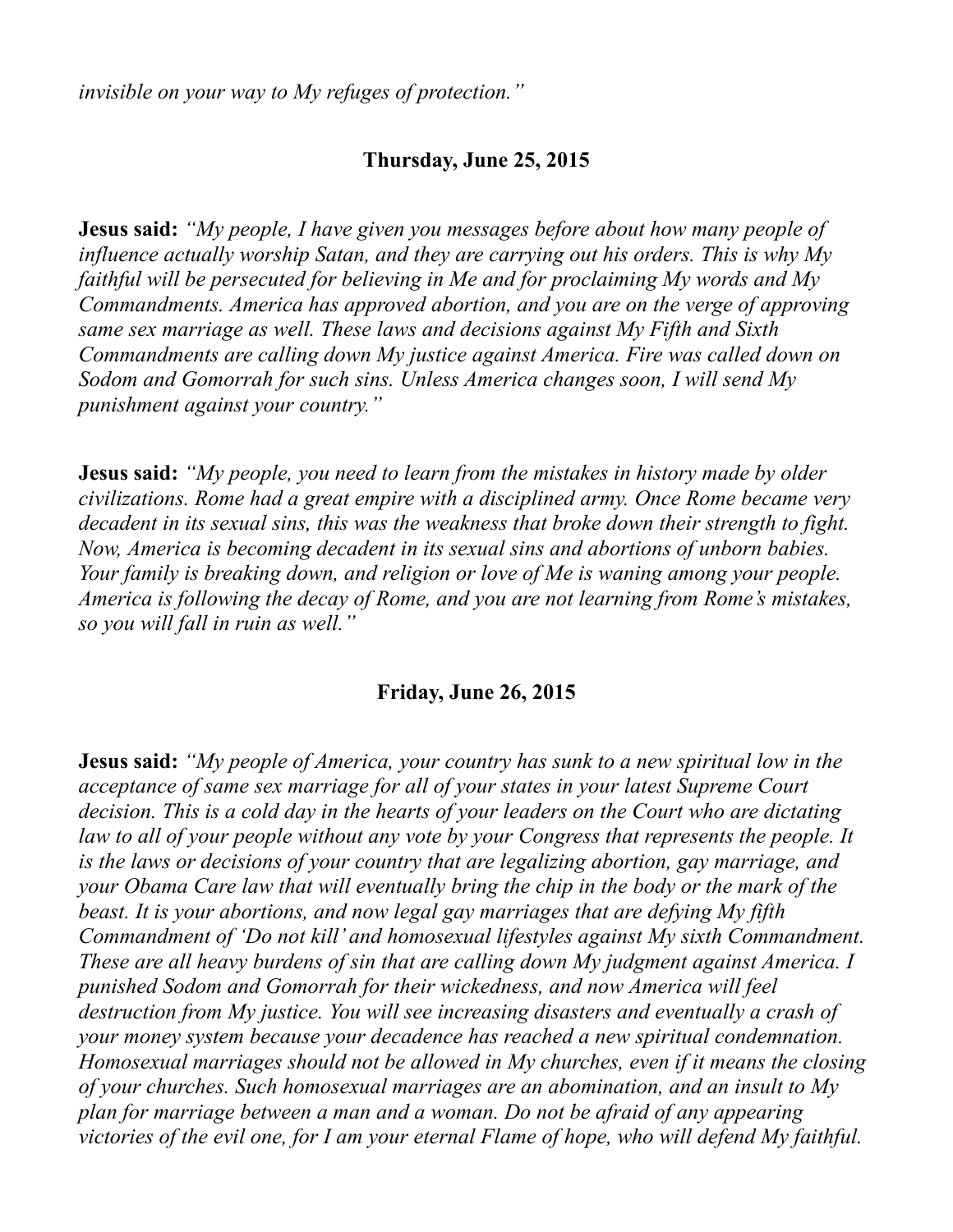*invisible on your way to My refuges of protection."*

**Thursday, June 25, 2015**

**Jesus said:** *"My people, I have given you messages before about how many people of influence actually worship Satan, and they are carrying out his orders. This is why My faithful will be persecuted for believing in Me and for proclaiming My words and My Commandments. America has approved abortion, and you are on the verge of approving same sex marriage as well. These laws and decisions against My Fifth and Sixth Commandments are calling down My justice against America. Fire was called down on Sodom and Gomorrah for such sins. Unless America changes soon, I will send My punishment against your country."*

**Jesus said:** *"My people, you need to learn from the mistakes in history made by older civilizations. Rome had a great empire with a disciplined army. Once Rome became very decadent in its sexual sins, this was the weakness that broke down their strength to fight. Now, America is becoming decadent in its sexual sins and abortions of unborn babies. Your family is breaking down, and religion or love of Me is waning among your people. America is following the decay of Rome, and you are not learning from Rome's mistakes, so you will fall in ruin as well."*

**Friday, June 26, 2015**

**Jesus said:** *"My people of America, your country has sunk to a new spiritual low in the acceptance of same sex marriage for all of your states in your latest Supreme Court decision. This is a cold day in the hearts of your leaders on the Court who are dictating law to all of your people without any vote by your Congress that represents the people. It is the laws or decisions of your country that are legalizing abortion, gay marriage, and your Obama Care law that will eventually bring the chip in the body or the mark of the beast. It is your abortions, and now legal gay marriages that are defying My fifth Commandment of 'Do not kill' and homosexual lifestyles against My sixth Commandment. These are all heavy burdens of sin that are calling down My judgment against America. I punished Sodom and Gomorrah for their wickedness, and now America will feel destruction from My justice. You will see increasing disasters and eventually a crash of your money system because your decadence has reached a new spiritual condemnation. Homosexual marriages should not be allowed in My churches, even if it means the closing of your churches. Such homosexual marriages are an abomination, and an insult to My plan for marriage between a man and a woman. Do not be afraid of any appearing victories of the evil one, for I am your eternal Flame of hope, who will defend My faithful.*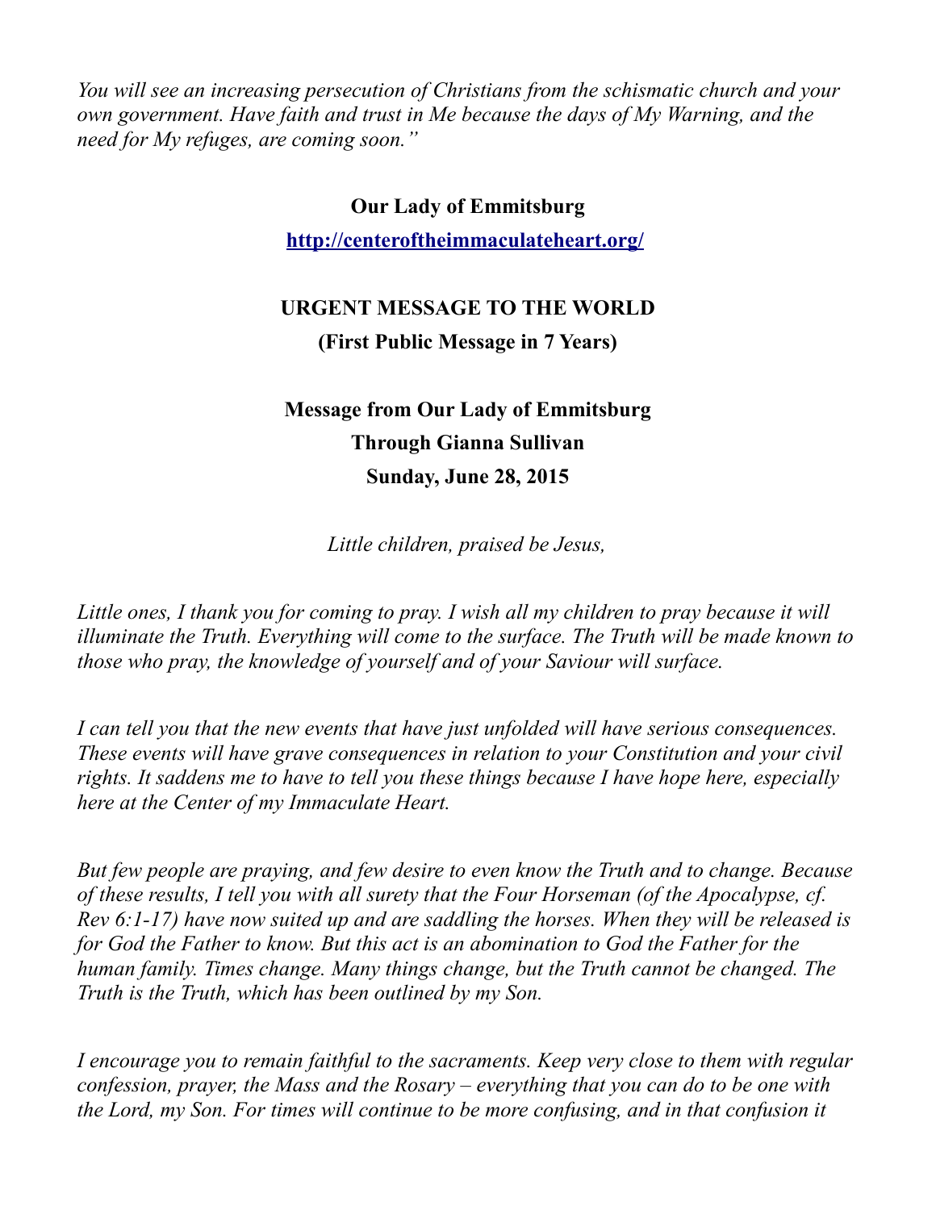*You will see an increasing persecution of Christians from the schismatic church and your own government. Have faith and trust in Me because the days of My Warning, and the need for My refuges, are coming soon."*

**Our Lady of Emmitsburg**

**[http://centeroftheimmaculateheart.org/](http://centeroftheimmaculateheart.org/)**

**URGENT MESSAGE TO THE WORLD**

**(First Public Message in 7 Years)**

**Message from Our Lady of Emmitsburg**
**Through Gianna Sullivan**
**Sunday, June 28, 2015**

*Little children, praised be Jesus,*

*Little ones, I thank you for coming to pray. I wish all my children to pray because it will illuminate the Truth. Everything will come to the surface. The Truth will be made known to those who pray, the knowledge of yourself and of your Saviour will surface.*

*I can tell you that the new events that have just unfolded will have serious consequences. These events will have grave consequences in relation to your Constitution and your civil rights. It saddens me to have to tell you these things because I have hope here, especially here at the Center of my Immaculate Heart.*

*But few people are praying, and few desire to even know the Truth and to change. Because of these results, I tell you with all surety that the Four Horseman (of the Apocalypse, cf. Rev 6:1-17) have now suited up and are saddling the horses. When they will be released is for God the Father to know. But this act is an abomination to God the Father for the human family. Times change. Many things change, but the Truth cannot be changed. The Truth is the Truth, which has been outlined by my Son.*

*I encourage you to remain faithful to the sacraments. Keep very close to them with regular confession, prayer, the Mass and the Rosary – everything that you can do to be one with the Lord, my Son. For times will continue to be more confusing, and in that confusion it*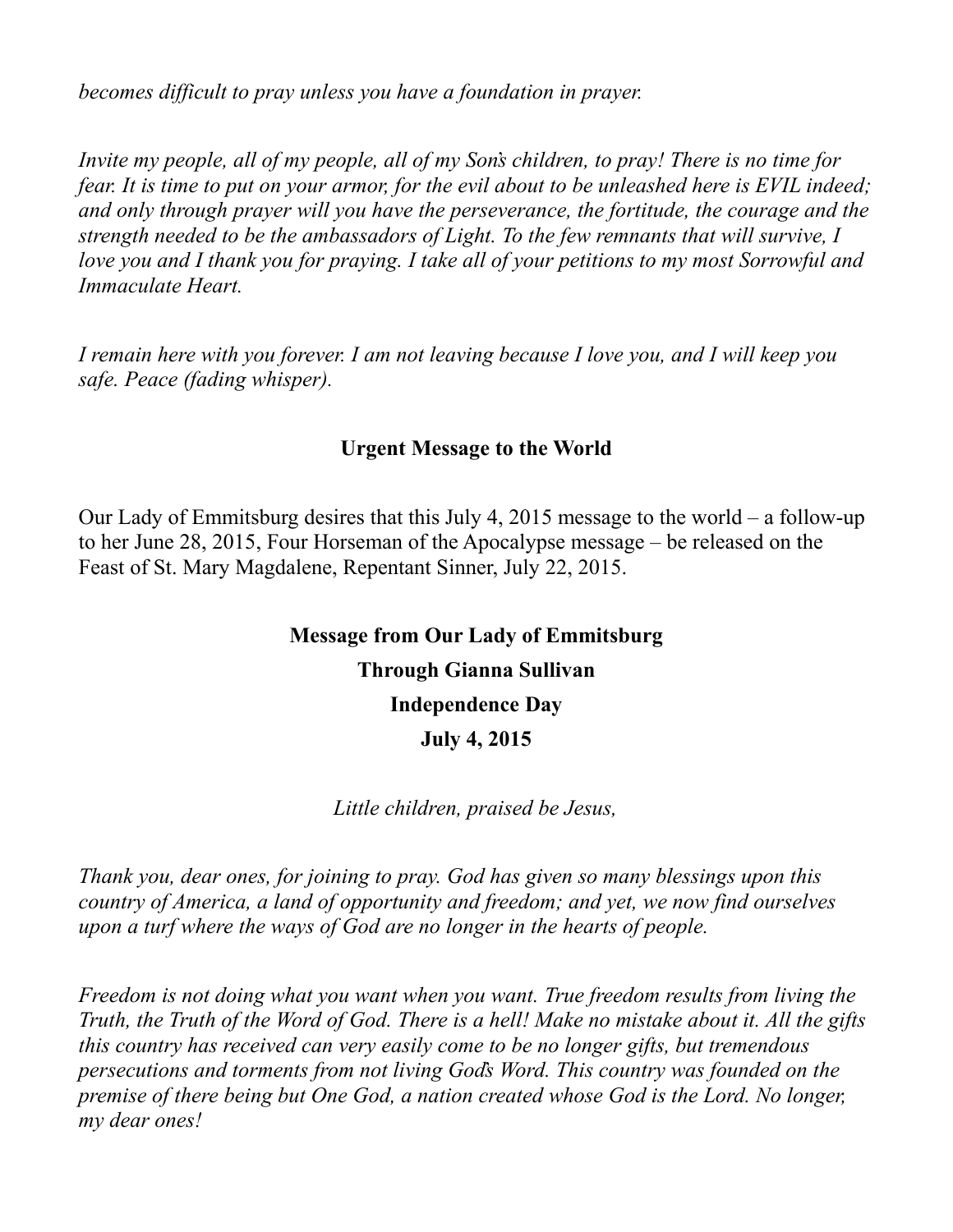*becomes difficult to pray unless you have a foundation in prayer.*

*Invite my people, all of my people, all of my Son's children, to pray! There is no time for fear. It is time to put on your armor, for the evil about to be unleashed here is EVIL indeed; and only through prayer will you have the perseverance, the fortitude, the courage and the strength needed to be the ambassadors of Light. To the few remnants that will survive, I love you and I thank you for praying. I take all of your petitions to my most Sorrowful and Immaculate Heart.*

*I remain here with you forever. I am not leaving because I love you, and I will keep you safe. Peace (fading whisper).*

**Urgent Message to the World**

Our Lady of Emmitsburg desires that this July 4, 2015 message to the world – a follow-up to her June 28, 2015, Four Horseman of the Apocalypse message – be released on the Feast of St. Mary Magdalene, Repentant Sinner, July 22, 2015.

**Message from Our Lady of Emmitsburg**

**Through Gianna Sullivan**

**Independence Day**

**July 4, 2015**

*Little children, praised be Jesus,*

*Thank you, dear ones, for joining to pray. God has given so many blessings upon this country of America, a land of opportunity and freedom; and yet, we now find ourselves upon a turf where the ways of God are no longer in the hearts of people.*

*Freedom is not doing what you want when you want. True freedom results from living the Truth, the Truth of the Word of God. There is a hell! Make no mistake about it. All the gifts this country has received can very easily come to be no longer gifts, but tremendous persecutions and torments from not living God's Word. This country was founded on the premise of there being but One God, a nation created whose God is the Lord. No longer, my dear ones!*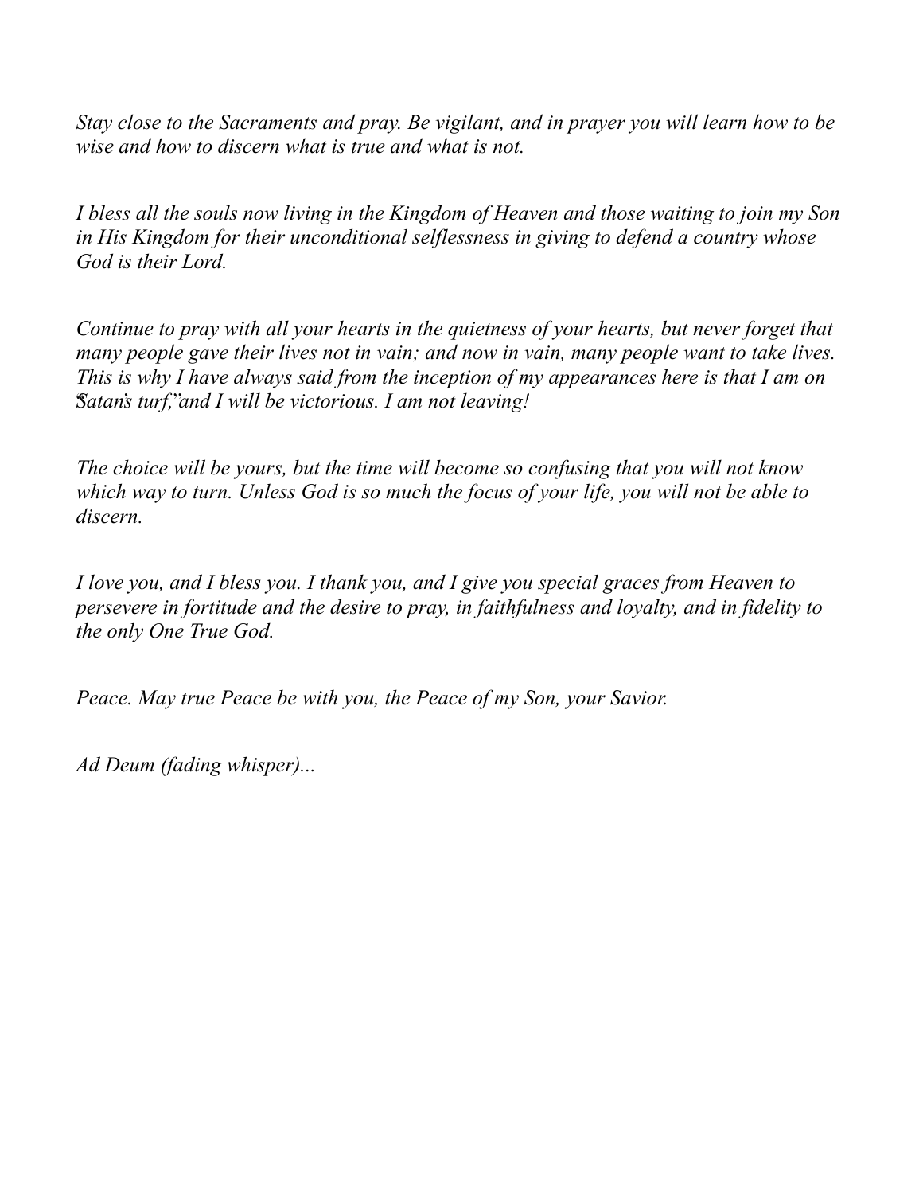*Stay close to the Sacraments and pray. Be vigilant, and in prayer you will learn how to be wise and how to discern what is true and what is not.*

*I bless all the souls now living in the Kingdom of Heaven and those waiting to join my Son in His Kingdom for their unconditional selflessness in giving to defend a country whose God is their Lord.*

*Continue to pray with all your hearts in the quietness of your hearts, but never forget that many people gave their lives not in vain; and now in vain, many people want to take lives. This is why I have always said from the inception of my appearances here is that I am on "Satan's turf," and I will be victorious. I am not leaving!*

*The choice will be yours, but the time will become so confusing that you will not know which way to turn. Unless God is so much the focus of your life, you will not be able to discern.*

*I love you, and I bless you. I thank you, and I give you special graces from Heaven to persevere in fortitude and the desire to pray, in faithfulness and loyalty, and in fidelity to the only One True God.*

*Peace. May true Peace be with you, the Peace of my Son, your Savior.*

*Ad Deum (fading whisper)...*